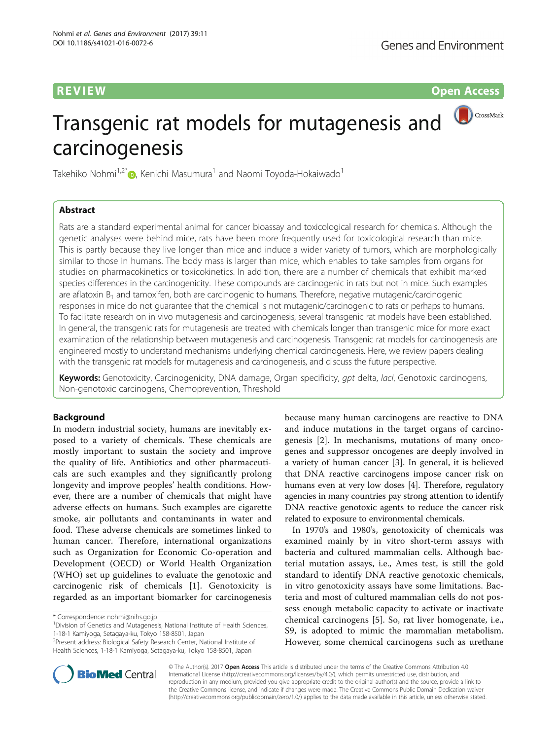REVIEW Open Access

# Transgenic rat models for mutagenesis and carcinogenesis

Takehiko Nohmi[1,2*], Kenichi Masumura[1] and Naomi Toyoda-Hokaiwado[1]

## Abstract

Rats are a standard experimental animal for cancer bioassay and toxicological research for chemicals. Although the genetic analyses were behind mice, rats have been more frequently used for toxicological research than mice. This is partly because they live longer than mice and induce a wider variety of tumors, which are morphologically similar to those in humans. The body mass is larger than mice, which enables to take samples from organs for studies on pharmacokinetics or toxicokinetics. In addition, there are a number of chemicals that exhibit marked species differences in the carcinogenicity. These compounds are carcinogenic in rats but not in mice. Such examples are aflatoxin $B_1$ and tamoxifen, both are carcinogenic to humans. Therefore, negative mutagenic/carcinogenic responses in mice do not guarantee that the chemical is not mutagenic/carcinogenic to rats or perhaps to humans. To facilitate research on in vivo mutagenesis and carcinogenesis, several transgenic rat models have been established. In general, the transgenic rats for mutagenesis are treated with chemicals longer than transgenic mice for more exact examination of the relationship between mutagenesis and carcinogenesis. Transgenic rat models for carcinogenesis are engineered mostly to understand mechanisms underlying chemical carcinogenesis. Here, we review papers dealing with the transgenic rat models for mutagenesis and carcinogenesis, and discuss the future perspective.

**Keywords:** Genotoxicity, Carcinogenicity, DNA damage, Organ specificity, *gpt* delta, *lacI*, Genotoxic carcinogens, Non-genotoxic carcinogens, Chemoprevention, Threshold

## Background

In modern industrial society, humans are inevitably exposed to a variety of chemicals. These chemicals are mostly important to sustain the society and improve the quality of life. Antibiotics and other pharmaceuticals are such examples and they significantly prolong longevity and improve peoples' health conditions. However, there are a number of chemicals that might have adverse effects on humans. Such examples are cigarette smoke, air pollutants and contaminants in water and food. These adverse chemicals are sometimes linked to human cancer. Therefore, international organizations such as Organization for Economic Co-operation and Development (OECD) or World Health Organization (WHO) set up guidelines to evaluate the genotoxic and carcinogenic risk of chemicals [1]. Genotoxicity is regarded as an important biomarker for carcinogenesis because many human carcinogens are reactive to DNA and induce mutations in the target organs of carcinogenesis [2]. In mechanisms, mutations of many oncogenes and suppressor oncogenes are deeply involved in a variety of human cancer [3]. In general, it is believed that DNA reactive carcinogens impose cancer risk on humans even at very low doses [4]. Therefore, regulatory agencies in many countries pay strong attention to identify DNA reactive genotoxic agents to reduce the cancer risk related to exposure to environmental chemicals.

In 1970's and 1980's, genotoxicity of chemicals was examined mainly by in vitro short-term assays with bacteria and cultured mammalian cells. Although bacterial mutation assays, i.e., Ames test, is still the gold standard to identify DNA reactive genotoxic chemicals, in vitro genotoxicity assays have some limitations. Bacteria and most of cultured mammalian cells do not possess enough metabolic capacity to activate or inactivate chemical carcinogens [5]. So, rat liver homogenate, i.e., S9, is adopted to mimic the mammalian metabolism. However, some chemical carcinogens such as urethane

\* Correspondence: nohmi@nihs.go.jp
[1]Division of Genetics and Mutagenesis, National Institute of Health Sciences, 1-18-1 Kamiyoga, Setagaya-ku, Tokyo 158-8501, Japan
[2]Present address: Biological Safety Research Center, National Institute of Health Sciences, 1-18-1 Kamiyoga, Setagaya-ku, Tokyo 158-8501, Japan

© The Author(s). 2017 **Open Access** This article is distributed under the terms of the Creative Commons Attribution 4.0 International License (http://creativecommons.org/licenses/by/4.0/), which permits unrestricted use, distribution, and reproduction in any medium, provided you give appropriate credit to the original author(s) and the source, provide a link to the Creative Commons license, and indicate if changes were made. The Creative Commons Public Domain Dedication waiver (http://creativecommons.org/publicdomain/zero/1.0/) applies to the data made available in this article, unless otherwise stated.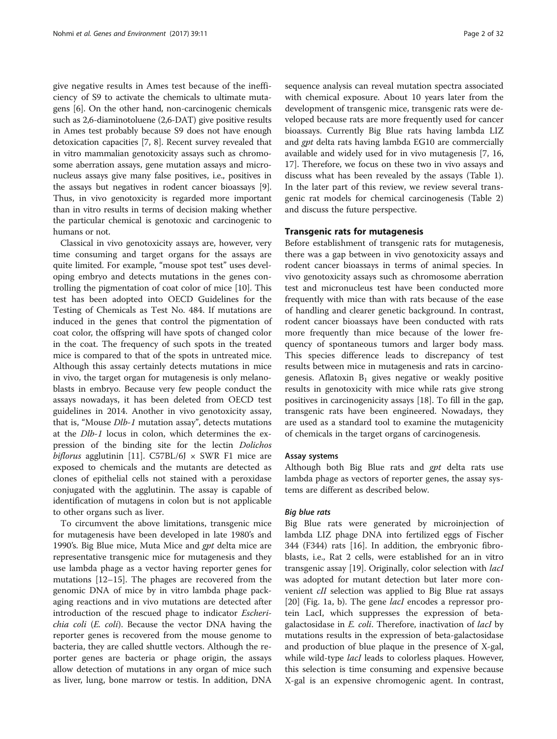give negative results in Ames test because of the inefficiency of S9 to activate the chemicals to ultimate mutagens [6]. On the other hand, non-carcinogenic chemicals such as 2,6-diaminotoluene (2,6-DAT) give positive results in Ames test probably because S9 does not have enough detoxication capacities [7, 8]. Recent survey revealed that in vitro mammalian genotoxicity assays such as chromosome aberration assays, gene mutation assays and micronucleus assays give many false positives, i.e., positives in the assays but negatives in rodent cancer bioassays [9]. Thus, in vivo genotoxicity is regarded more important than in vitro results in terms of decision making whether the particular chemical is genotoxic and carcinogenic to humans or not.

Classical in vivo genotoxicity assays are, however, very time consuming and target organs for the assays are quite limited. For example, "mouse spot test" uses developing embryo and detects mutations in the genes controlling the pigmentation of coat color of mice [10]. This test has been adopted into OECD Guidelines for the Testing of Chemicals as Test No. 484. If mutations are induced in the genes that control the pigmentation of coat color, the offspring will have spots of changed color in the coat. The frequency of such spots in the treated mice is compared to that of the spots in untreated mice. Although this assay certainly detects mutations in mice in vivo, the target organ for mutagenesis is only melanoblasts in embryo. Because very few people conduct the assays nowadays, it has been deleted from OECD test guidelines in 2014. Another in vivo genotoxicity assay, that is, "Mouse *Dlb-1* mutation assay", detects mutations at the *Dlb-1* locus in colon, which determines the expression of the binding site for the lectin *Dolichos biflorus* agglutinin [11]. C57BL/6J × SWR F1 mice are exposed to chemicals and the mutants are detected as clones of epithelial cells not stained with a peroxidase conjugated with the agglutinin. The assay is capable of identification of mutagens in colon but is not applicable to other organs such as liver.

To circumvent the above limitations, transgenic mice for mutagenesis have been developed in late 1980's and 1990's. Big Blue mice, Muta Mice and *gpt* delta mice are representative transgenic mice for mutagenesis and they use lambda phage as a vector having reporter genes for mutations [12–15]. The phages are recovered from the genomic DNA of mice by in vitro lambda phage packaging reactions and in vivo mutations are detected after introduction of the rescued phage to indicator *Escherichia coli* (*E. coli*). Because the vector DNA having the reporter genes is recovered from the mouse genome to bacteria, they are called shuttle vectors. Although the reporter genes are bacteria or phage origin, the assays allow detection of mutations in any organ of mice such as liver, lung, bone marrow or testis. In addition, DNA sequence analysis can reveal mutation spectra associated with chemical exposure. About 10 years later from the development of transgenic mice, transgenic rats were developed because rats are more frequently used for cancer bioassays. Currently Big Blue rats having lambda LIZ and *gpt* delta rats having lambda EG10 are commercially available and widely used for in vivo mutagenesis [7, 16, 17]. Therefore, we focus on these two in vivo assays and discuss what has been revealed by the assays (Table 1). In the later part of this review, we review several transgenic rat models for chemical carcinogenesis (Table 2) and discuss the future perspective.

## Transgenic rats for mutagenesis

Before establishment of transgenic rats for mutagenesis, there was a gap between in vivo genotoxicity assays and rodent cancer bioassays in terms of animal species. In vivo genotoxicity assays such as chromosome aberration test and micronucleus test have been conducted more frequently with mice than with rats because of the ease of handling and clearer genetic background. In contrast, rodent cancer bioassays have been conducted with rats more frequently than mice because of the lower frequency of spontaneous tumors and larger body mass. This species difference leads to discrepancy of test results between mice in mutagenesis and rats in carcinogenesis. Aflatoxin $B_1$ gives negative or weakly positive results in genotoxicity with mice while rats give strong positives in carcinogenicity assays [18]. To fill in the gap, transgenic rats have been engineered. Nowadays, they are used as a standard tool to examine the mutagenicity of chemicals in the target organs of carcinogenesis.

### Assay systems

Although both Big Blue rats and *gpt* delta rats use lambda phage as vectors of reporter genes, the assay systems are different as described below.

#### *Big blue rats*

Big Blue rats were generated by microinjection of lambda LIZ phage DNA into fertilized eggs of Fischer 344 (F344) rats [16]. In addition, the embryonic fibroblasts, i.e., Rat 2 cells, were established for an in vitro transgenic assay [19]. Originally, color selection with *lacI* was adopted for mutant detection but later more convenient *cII* selection was applied to Big Blue rat assays [20] (Fig. 1a, b). The gene *lacI* encodes a repressor protein LacI, which suppresses the expression of beta-galactosidase in *E. coli*. Therefore, inactivation of *lacI* by mutations results in the expression of beta-galactosidase and production of blue plaque in the presence of X-gal, while wild-type *lacI* leads to colorless plaques. However, this selection is time consuming and expensive because X-gal is an expensive chromogenic agent. In contrast,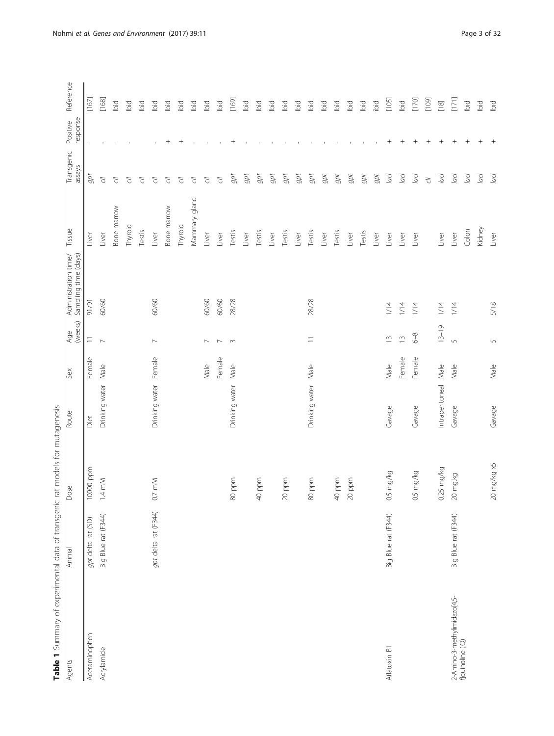**Table 1** Summary of experimental data of transgenic rat models for mutagenesis

| Agents | Animal | Dose | Route | Sex | Age (weeks) | Administration time/ Sampling time (days) | Tissue | Transgenic assays | Positive response | Reference |
|---|---|---|---|---|---|---|---|---|---|---|
| Acetaminophen | *gpt* delta rat (SD) | 10000 ppm | Diet | Female | 11 | 91/91 | Liver | *gpt* | - | [167] |
| Acrylamide | Big Blue rat (F344) | 1.4 mM | Drinking water | Male | 7 | 60/60 | Liver | *cII* | - | [168] |
| | | | | | | | Bone marrow | *cII* | - | Ibid |
| | | | | | | | Thyroid | *cII* | - | Ibid |
| | | | | | | | Testis | *cII* | | Ibid |
| | | 0.7 mM | Drinking water | Female | 7 | 60/60 | Liver | *cII* | - | Ibid |
| | | | | | | | Bone marrow | *cII* | + | Ibid |
| | | | | | | | Thyroid | *cII* | + | ibid |
| | | | | | | | Mammary gland | *cII* | - | Ibid |
| | | | | Male | 7 | 60/60 | Liver | *cII* | - | Ibid |
| | | | | Female | 7 | 60/60 | Liver | *cII* | - | Ibid |
| | *gpt* delta rat (F344) | 80 ppm | Drinking water | Male | 3 | 28/28 | Testis | *gpt* | + | [169] |
| | | | | | | | Liver | *gpt* | - | Ibid |
| | | 40 ppm | | | | | Testis | *gpt* | - | Ibid |
| | | | | | | | Liver | *gpt* | - | Ibid |
| | | 20 ppm | | | | | Testis | *gpt* | - | Ibid |
| | | | | | | | Liver | *gpt* | - | Ibid |
| | | 80 ppm | Drinking water | Male | 11 | 28/28 | Testis | *gpt* | - | Ibid |
| | | | | | | | Liver | *gpt* | - | Ibid |
| | | 40 ppm | | | | | Testis | *gpt* | - | Ibid |
| | | 20 ppm | | | | | Liver | *gpt* | - | Ibid |
| | | | | | | | Testis | *gpt* | - | Ibid |
| | | | | | | | Liver | *gpt* | - | ibid |
| Aflatoxin B1 | Big Blue rat (F344) | 0.5 mg/kg | Gavage | Male | 13 | 1/14 | Liver | *lacI* | + | [105] |
| | | | | Female | 13 | 1/14 | Liver | *lacI* | + | Ibid |
| | | 0.5 mg/kg | Gavage | Female | 6–8 | 1/14 | Liver | *lacI* | + | [170] |
| | | | | | | | | *cII* | + | [109] |
| | | 0.25 mg/kg | Intraperitoneal | Male | 13–19 | 1/14 | Liver | *lacI* | + | [18] |
| 2-Amino-3-methylimidazo[4,5-*f*]quinoline (IQ) | Big Blue rat (F344) | 20 mg.kg | Gavage | Male | 5 | 1/14 | Liver | *lacI* | + | [171] |
| | | | | | | | Colon | *lacI* | + | Ibid |
| | | | | | | | Kidney | *lacI* | + | Ibid |
| | | 20 mg/kg x5 | Gavage | Male | 5 | 5/18 | Liver | *lacI* | + | Ibid |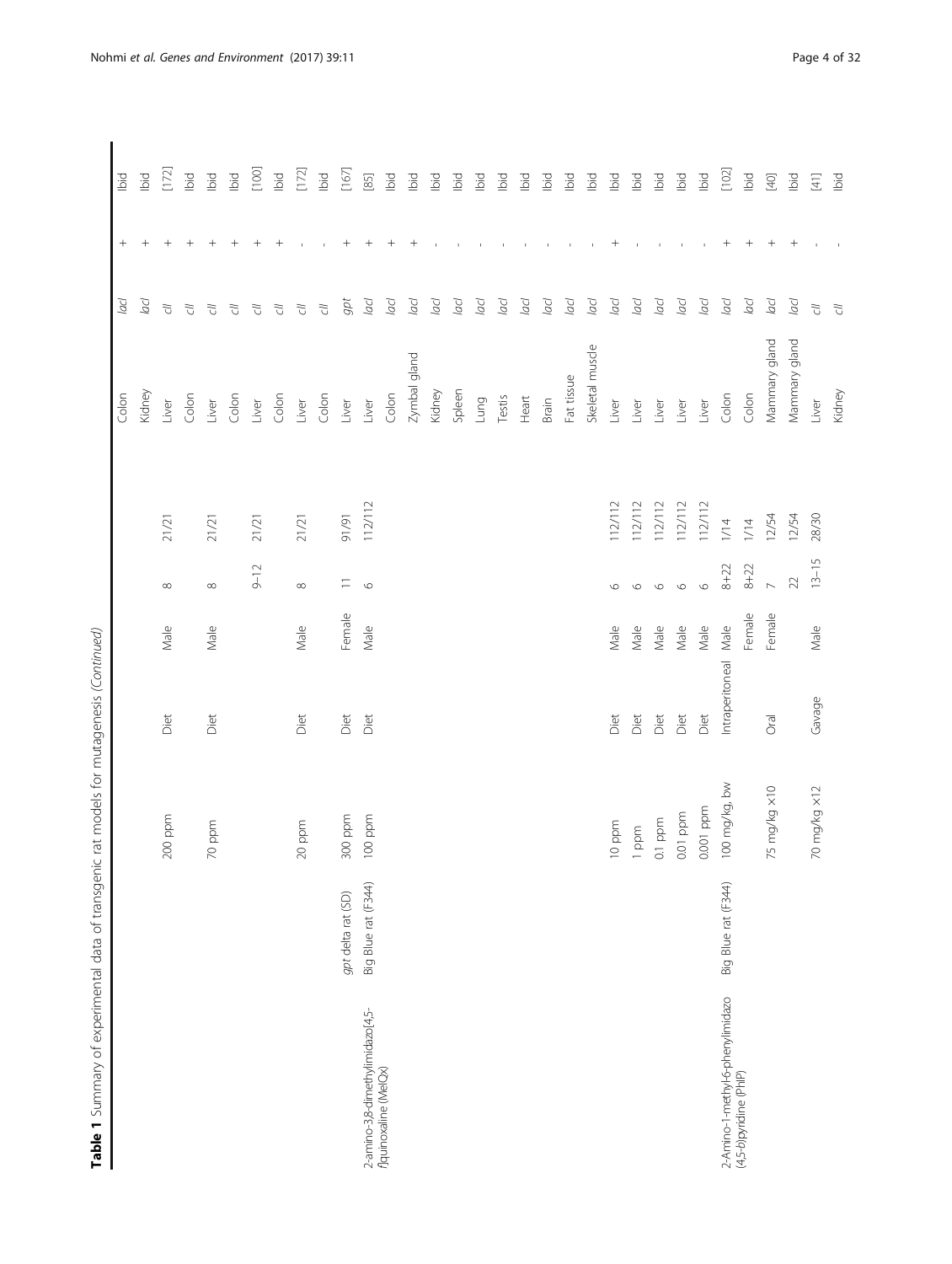**Table 1** Summary of experimental data of transgenic rat models for mutagenesis *(Continued)*

| | | | | | | | | | | |
|---|---|---|---|---|---|---|---|---|---|---|
| | | | | | | | Colon | *lacI* | + | Ibid |
| | | | | | | | Kidney | *lacI* | + | Ibid |
| | | 200 ppm | Diet | Male | 8 | 21/21 | Liver | *cII* | + | [172] |
| | | | | | | | Colon | *cII* | + | Ibid |
| | | 70 ppm | Diet | Male | 8 | 21/21 | Liver | *cII* | + | Ibid |
| | | | | | | | Colon | *cII* | + | Ibid |
| | | | | | 9–12 | 21/21 | Liver | *cII* | + | [100] |
| | | | | | | | Colon | *cII* | + | Ibid |
| | | 20 ppm | Diet | Male | 8 | 21/21 | Liver | *cII* | - | [172] |
| | | | | | | | Colon | *cII* | - | Ibid |
| | *gpt* delta rat (SD) | 300 ppm | Diet | Female | 11 | 91/91 | Liver | *gpt* | + | [167] |
| 2-amino-3,8-dimethylimidazo[4,5-*f*]quinoxaline (MeIQx) | Big Blue rat (F344) | 100 ppm | Diet | Male | 6 | 112/112 | Liver | *lacI* | + | [85] |
| | | | | | | | Colon | *lacI* | + | Ibid |
| | | | | | | | Zymbal gland | *lacI* | + | Ibid |
| | | | | | | | Kidney | *lacI* | - | Ibid |
| | | | | | | | Spleen | *lacI* | - | Ibid |
| | | | | | | | Lung | *lacI* | - | Ibid |
| | | | | | | | Testis | *lacI* | - | Ibid |
| | | | | | | | Heart | *lacI* | - | Ibid |
| | | | | | | | Brain | *lacI* | - | Ibid |
| | | | | | | | Fat tissue | *lacI* | - | Ibid |
| | | | | | | | Skeletal muscle | *lacI* | - | Ibid |
| | | 10 ppm | Diet | Male | 6 | 112/112 | Liver | *lacI* | + | Ibid |
| | | 1 ppm | Diet | Male | 6 | 112/112 | Liver | *lacI* | - | Ibid |
| | | 0.1 ppm | Diet | Male | 6 | 112/112 | Liver | *lacI* | - | Ibid |
| | | 0.01 ppm | Diet | Male | 6 | 112/112 | Liver | *lacI* | - | Ibid |
| | | 0.001 ppm | Diet | Male | 6 | 112/112 | Liver | *lacI* | - | Ibid |
| 2-Amino-1-methyl-6-phenylimidazo (4,5-*b*)pyridine (PhIP) | Big Blue rat (F344) | 100 mg/kg, bw | Intraperitoneal | Male | 8+22 | 1/14 | Colon | *lacI* | + | [102] |
| | | | | Female | 8+22 | 1/14 | Colon | *lacI* | + | Ibid |
| | | 75 mg/kg ×10 | Oral | Female | 7 | 12/54 | Mammary gland | *lacI* | + | [40] |
| | | | | | 22 | 12/54 | Mammary gland | *lacI* | + | Ibid |
| | | 70 mg/kg ×12 | Gavage | Male | 13–15 | 28/30 | Liver | *cII* | - | [41] |
| | | | | | | | Kidney | *cII* | - | Ibid |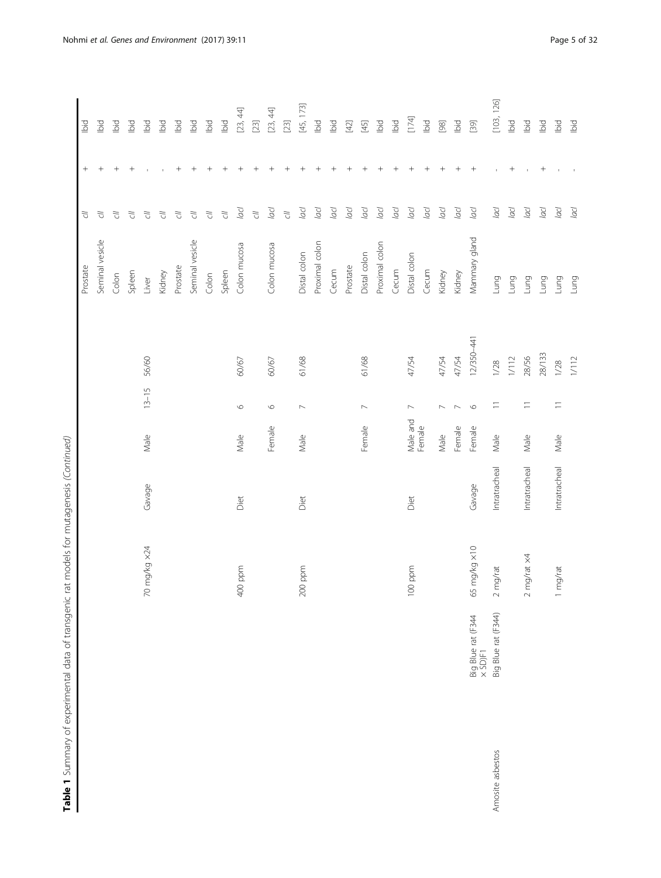**Table 1** Summary of experimental data of transgenic rat models for mutagenesis *(Continued)*

| | | | | | | | | | | | |
|---|---|---|---|---|---|---|---|---|---|---|---|
| | | | | | | | Prostate | *cII* | + | Ibid |
| | | | | | | | Seminal vesicle | *cII* | + | Ibid |
| | | | | | | | Colon | *cII* | + | Ibid |
| | | | | | | | Spleen | *cII* | + | Ibid |
| | | 70 mg/kg ×24 | Gavage | Male | 13–15 | 56/60 | Liver | *cII* | - | Ibid |
| | | | | | | | Kidney | *cII* | - | Ibid |
| | | | | | | | Prostate | *cII* | + | Ibid |
| | | | | | | | Seminal vesicle | *cII* | + | Ibid |
| | | | | | | | Colon | *cII* | + | Ibid |
| | | | | | | | Spleen | *cII* | + | Ibid |
| | | 400 ppm | Diet | Male | 6 | 60/67 | Colon mucosa | *lacI* | + | [23, 44] |
| | | | | | | | | *cII* | + | [23] |
| | | | | Female | 6 | 60/67 | Colon mucosa | *lacI* | + | [23, 44] |
| | | | | | | | | *cII* | + | [23] |
| | | 200 ppm | Diet | Male | 7 | 61/68 | Distal colon | *lacI* | + | [45, 173] |
| | | | | | | | Proximal colon | *lacI* | + | Ibid |
| | | | | | | | Cecum | *lacI* | + | Ibid |
| | | | | | | | Prostate | *lacI* | + | [42] |
| | | | | Female | 7 | 61/68 | Distal colon | *lacI* | + | [45] |
| | | | | | | | Proximal colon | *lacI* | + | Ibid |
| | | | | | | | Cecum | *lacI* | + | Ibid |
| | | 100 ppm | Diet | Male and Female | 7 | 47/54 | Distal colon | *lacI* | + | [174] |
| | | | | | | | Cecum | *lacI* | + | Ibid |
| | | | | Male | 7 | 47/54 | Kidney | *lacI* | + | [98] |
| | | | | Female | 7 | 47/54 | Kidney | *lacI* | + | Ibid |
| | Big Blue rat (F344 × SD)F1 | 65 mg/kg ×10 | Gavage | Female | 6 | 12/350–441 | Mammary gland | *lacI* | + | [39] |
| Amosite asbestos | Big Blue rat (F344) | 2 mg/rat | Intratracheal | Male | 11 | 1/28 | Lung | *lacI* | - | [103, 126] |
| | | | | | | 1/112 | Lung | *lacI* | + | Ibid |
| | | 2 mg/rat ×4 | Intratracheal | Male | 11 | 28/56 | Lung | *lacI* | - | Ibid |
| | | | | | | 28/133 | Lung | *lacI* | + | Ibid |
| | | 1 mg/rat | Intratracheal | Male | 11 | 1/28 | Lung | *lacI* | - | Ibid |
| | | | | | | 1/112 | Lung | *lacI* | - | Ibid |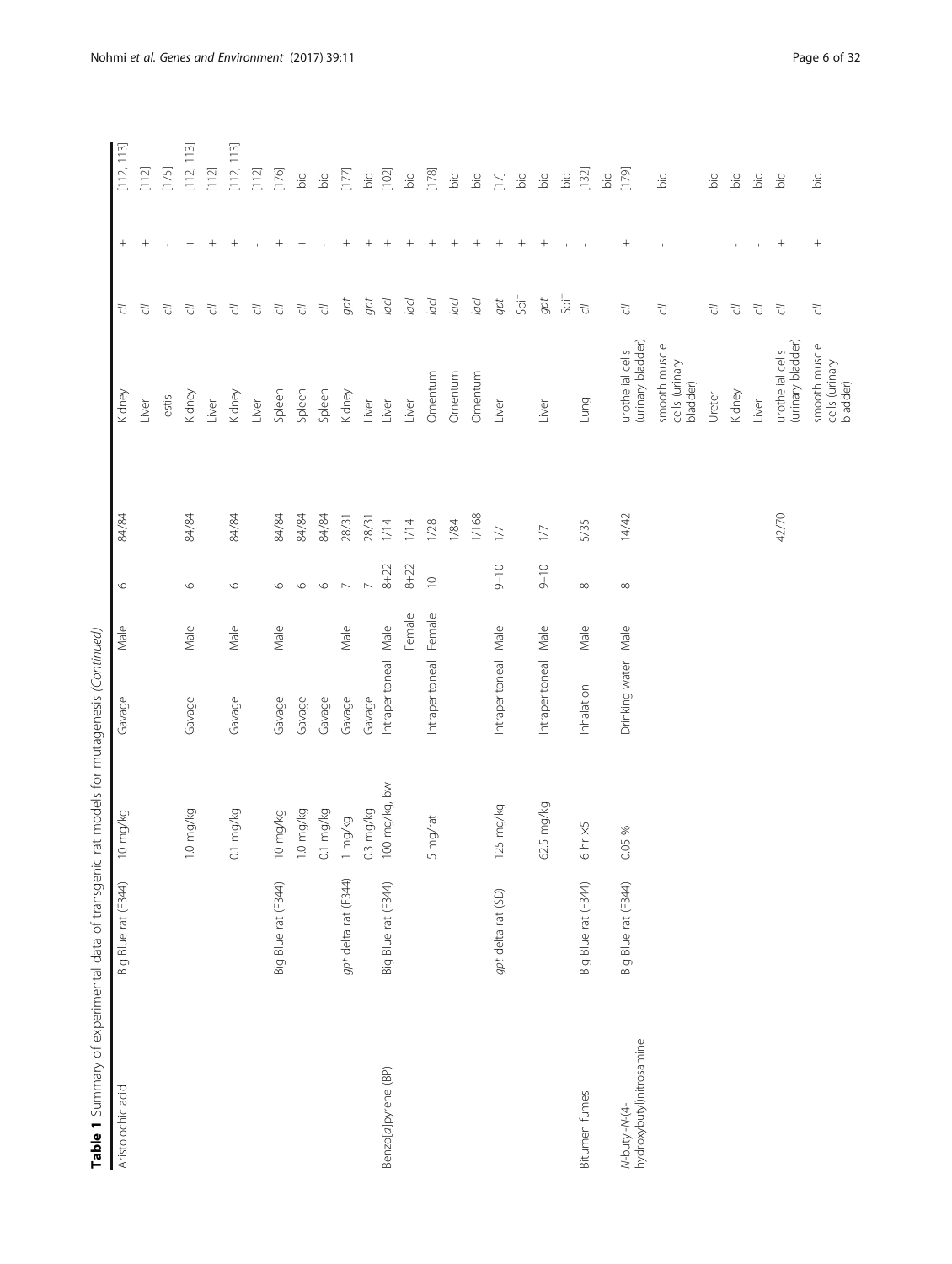**Table 1** Summary of experimental data of transgenic rat models for mutagenesis *(Continued)*

| Chemical | Rat strain | Dose | Route | Sex | Age (weeks) | Treatment/sampling time (days) | Tissue | Gene | Result | Reference |
|---|---|---|---|---|---|---|---|---|---|---|
| Aristolochic acid | Big Blue rat (F344) | 10 mg/kg | Gavage | Male | 6 | 84/84 | Kidney | *cII* | + | [112, 113] |
| | | | | | | | Liver | *cII* | + | [112] |
| | | | | | | | Testis | *cII* | - | [175] |
| | | 1.0 mg/kg | Gavage | Male | 6 | 84/84 | Kidney | *cII* | + | [112, 113] |
| | | | | | | | Liver | *cII* | + | [112] |
| | | 0.1 mg/kg | Gavage | Male | 6 | 84/84 | Kidney | *cII* | + | [112, 113] |
| | | | | | | | Liver | *cII* | - | [112] |
| | Big Blue rat (F344) | 10 mg/kg | Gavage | Male | 6 | 84/84 | Spleen | *cII* | + | [176] |
| | | 1.0 mg/kg | Gavage | | 6 | 84/84 | Spleen | *cII* | + | Ibid |
| | | 0.1 mg/kg | Gavage | | 6 | 84/84 | Spleen | *cII* | - | Ibid |
| | *gpt* delta rat (F344) | 1 mg/kg | Gavage | Male | 7 | 28/31 | Kidney | *gpt* | + | [177] |
| | | 0.3 mg/kg | Gavage | | 7 | 28/31 | Liver | *gpt* | + | Ibid |
| Benzo[*a*]pyrene (BP) | Big Blue rat (F344) | 100 mg/kg, bw | Intraperitoneal | Male | 8+22 | 1/14 | Liver | *lacI* | + | [102] |
| | | | | Female | 8+22 | 1/14 | Liver | *lacI* | + | Ibid |
| | | 5 mg/rat | Intraperitoneal | Female | 10 | 1/28 | Omentum | *lacI* | + | [178] |
| | | | | | | 1/84 | Omentum | *lacI* | + | Ibid |
| | | | | | | 1/168 | Omentum | *lacI* | + | Ibid |
| | *gpt* delta rat (SD) | 125 mg/kg | Intraperitoneal | Male | 9–10 | 1/7 | Liver | *gpt* | + | [17] |
| | | | | | | | | Spi[−] | + | Ibid |
| | | 62.5 mg/kg | Intraperitoneal | Male | 9–10 | 1/7 | Liver | *gpt* | + | Ibid |
| | | | | | | | | Spi[−] | - | Ibid |
| Bitumen fumes | Big Blue rat (F344) | 6 hr ×5 | Inhalation | Male | 8 | 5/35 | Lung | *cII* | - | [132] |
| | | | | | | | | | | Ibid |
| *N*-butyl-*N*-(4-hydroxybutyl)nitrosamine | Big Blue rat (F344) | 0.05 % | Drinking water | Male | 8 | 14/42 | urothelial cells (urinary bladder) | *cII* | + | [179] |
| | | | | | | | smooth muscle cells (urinary bladder) | *cII* | - | Ibid |
| | | | | | | | Ureter | *cII* | - | Ibid |
| | | | | | | | Kidney | *cII* | - | Ibid |
| | | | | | | | Liver | *cII* | - | Ibid |
| | | | | | | 42/70 | urothelial cells (urinary bladder) | *cII* | + | Ibid |
| | | | | | | | smooth muscle cells (urinary bladder) | *cII* | + | Ibid |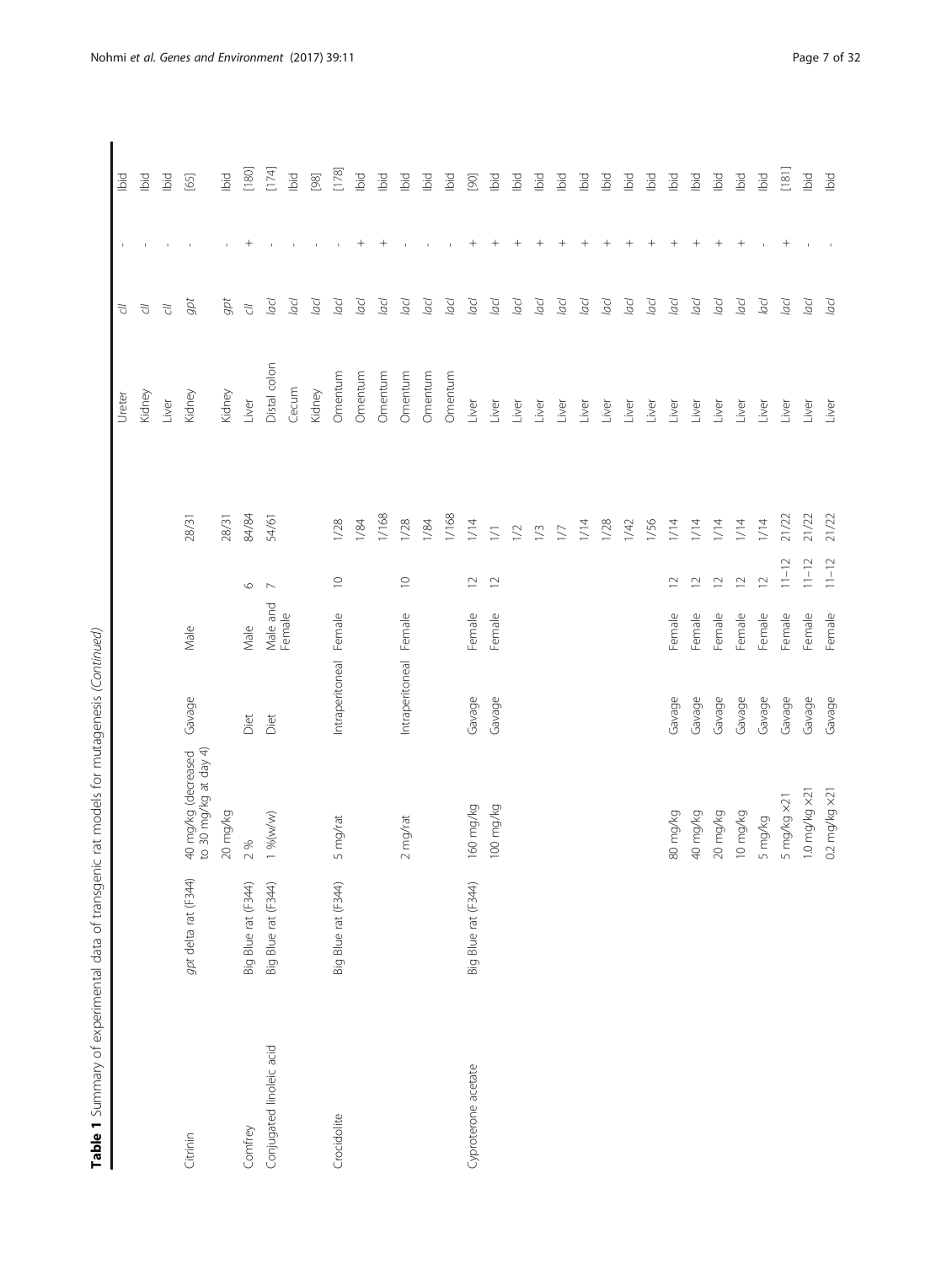**Table 1** Summary of experimental data of transgenic rat models for mutagenesis *(Continued)*

| | | | | | | | | | | |
|---|---|---|---|---|---|---|---|---|---|---|
| | | | | | | | Ureter | *cII* | - | Ibid |
| | | | | | | | Kidney | *cII* | - | Ibid |
| | | | | | | | Liver | *cII* | - | Ibid |
| Citrinin | *gpt* delta rat (F344) | 40 mg/kg (decreased to 30 mg/kg at day 4) | Gavage | Male | | 28/31 | Kidney | *gpt* | - | [65] |
| | | 20 mg/kg | | | | 28/31 | Kidney | *gpt* | - | Ibid |
| Comfrey | Big Blue rat (F344) | 2 % | Diet | Male | 6 | 84/84 | Liver | *cII* | + | [180] |
| Conjugated linoleic acid | Big Blue rat (F344) | 1 %(w/w) | Diet | Male and Female | 7 | 54/61 | Distal colon | *lacI* | - | [174] |
| | | | | | | | Cecum | *lacI* | - | Ibid |
| | | | | | | | Kidney | *lacI* | - | [98] |
| Crocidolite | Big Blue rat (F344) | 5 mg/rat | Intraperitoneal | Female | 10 | 1/28 | Omentum | *lacI* | - | [178] |
| | | | | | | 1/84 | Omentum | *lacI* | + | Ibid |
| | | | | | | 1/168 | Omentum | *lacI* | + | Ibid |
| | | 2 mg/rat | Intraperitoneal | Female | 10 | 1/28 | Omentum | *lacI* | - | Ibid |
| | | | | | | 1/84 | Omentum | *lacI* | - | Ibid |
| | | | | | | 1/168 | Omentum | *lacI* | - | Ibid |
| Cyproterone acetate | Big Blue rat (F344) | 160 mg/kg | Gavage | Female | 12 | 1/14 | Liver | *lacI* | + | [90] |
| | | 100 mg/kg | Gavage | Female | 12 | 1/1 | Liver | *lacI* | + | Ibid |
| | | | | | | 1/2 | Liver | *lacI* | + | Ibid |
| | | | | | | 1/3 | Liver | *lacI* | + | Ibid |
| | | | | | | 1/7 | Liver | *lacI* | + | Ibid |
| | | | | | | 1/14 | Liver | *lacI* | + | Ibid |
| | | | | | | 1/28 | Liver | *lacI* | + | Ibid |
| | | | | | | 1/42 | Liver | *lacI* | + | Ibid |
| | | | | | | 1/56 | Liver | *lacI* | + | Ibid |
| | | 80 mg/kg | Gavage | Female | 12 | 1/14 | Liver | *lacI* | + | Ibid |
| | | 40 mg/kg | Gavage | Female | 12 | 1/14 | Liver | *lacI* | + | Ibid |
| | | 20 mg/kg | Gavage | Female | 12 | 1/14 | Liver | *lacI* | + | Ibid |
| | | 10 mg/kg | Gavage | Female | 12 | 1/14 | Liver | *lacI* | + | Ibid |
| | | 5 mg/kg | Gavage | Female | 12 | 1/14 | Liver | *lacI* | - | Ibid |
| | | 5 mg/kg ×21 | Gavage | Female | 11–12 | 21/22 | Liver | *lacI* | + | [181] |
| | | 1.0 mg/kg ×21 | Gavage | Female | 11–12 | 21/22 | Liver | *lacI* | - | Ibid |
| | | 0.2 mg/kg ×21 | Gavage | Female | 11–12 | 21/22 | Liver | *lacI* | - | Ibid |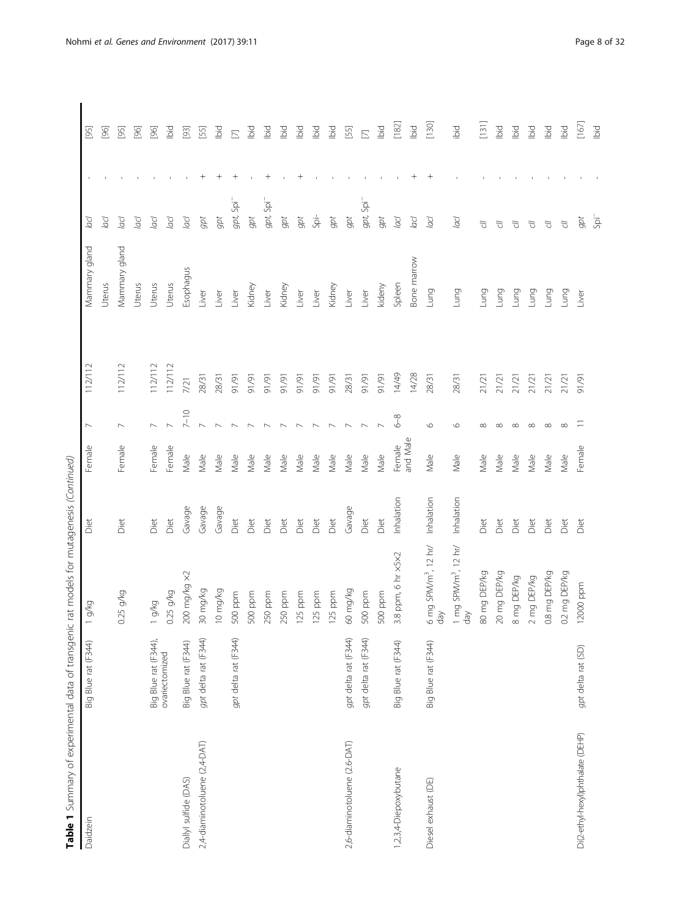**Table 1** Summary of experimental data of transgenic rat models for mutagenesis *(Continued)*

| | | | | | | | | | | |
|---|---|---|---|---|---|---|---|---|---|---|
| Daidzein | Big Blue rat (F344) | 1 g/kg | Diet | Female | 7 | 112/112 | Mammary gland | *lacI* | - | [95] |
| | | | | | | | Uterus | *lacI* | - | [96] |
| | | 0.25 g/kg | Diet | Female | 7 | 112/112 | Mammary gland | *lacI* | - | [95] |
| | | | | | | | Uterus | *lacI* | - | [96] |
| | Big Blue rat (F344), ovariectomized | 1 g/kg | Diet | Female | 7 | 112/112 | Uterus | *lacI* | - | [96] |
| | | 0.25 g/kg | Diet | Female | 7 | 112/112 | Uterus | *lacI* | - | Ibid |
| Diallyl sulfide (DAS) | Big Blue rat (F344) | 200 mg/kg ×2 | Gavage | Male | 7–10 | 7/21 | Esophagus | *lacI* | - | [93] |
| 2,4-diaminotoluene (2,4-DAT) | *gpt* delta rat (F344) | 30 mg/kg | Gavage | Male | 7 | 28/31 | Liver | *gpt* | + | [55] |
| | | 10 mg/kg | Gavage | Male | 7 | 28/31 | Liver | *gpt* | + | Ibid |
| | *gpt* delta rat (F344) | 500 ppm | Diet | Male | 7 | 91/91 | Liver | *gpt*, Spi$^-$ | + | [7] |
| | | 500 ppm | Diet | Male | 7 | 91/91 | Kidney | *gpt* | - | Ibid |
| | | 250 ppm | Diet | Male | 7 | 91/91 | Liver | *gpt*, Spi$^-$ | + | Ibid |
| | | 250 ppm | Diet | Male | 7 | 91/91 | Kidney | *gpt* | - | Ibid |
| | | 125 ppm | Diet | Male | 7 | 91/91 | Liver | *gpt* | + | Ibid |
| | | 125 ppm | Diet | Male | 7 | 91/91 | Liver | Spi- | - | Ibid |
| | | 125 ppm | Diet | Male | 7 | 91/91 | Kidney | *gpt* | - | Ibid |
| 2,6-diaminotoluene (2,6-DAT) | *gpt* delta rat (F344) | 60 mg/kg | Gavage | Male | 7 | 28/31 | Liver | *gpt* | - | [55] |
| | *gpt* delta rat (F344) | 500 ppm | Diet | Male | 7 | 91/91 | Liver | *gpt*, Spi$^-$ | - | [7] |
| | | 500 ppm | Diet | Male | 7 | 91/91 | kideny | *gpt* | - | Ibid |
| 1,2,3,4-Diepoxybutane | Big Blue rat (F344) | 3.8 ppm, 6 hr ×5×2 | Inhalation | Female and Male | 6–8 | 14/49 | Spleen | *lacI* | - | [182] |
| | | | | | | 14/28 | Bone marrow | *lacI* | + | Ibid |
| Diesel exhaust (DE) | Big Blue rat (F344) | 6 mg SPM/m$^3$, 12 hr/day | Inhalation | Male | 6 | 28/31 | Lung | *lacI* | + | [130] |
| | | 1 mg SPM/m$^3$, 12 hr/day | Inhalation | Male | 6 | 28/31 | Lung | *lacI* | - | ibid |
| | | 80 mg DEP/kg | Diet | Male | 8 | 21/21 | Lung | *cII* | - | [131] |
| | | 20 mg DEP/kg | Diet | Male | 8 | 21/21 | Lung | *cII* | - | Ibid |
| | | 8 mg DEP/kg | Diet | Male | 8 | 21/21 | Lung | *cII* | - | Ibid |
| | | 2 mg DEP/kg | Diet | Male | 8 | 21/21 | Lung | *cII* | - | Ibid |
| | | 0.8 mg DEP/kg | Diet | Male | 8 | 21/21 | Lung | *cII* | - | Ibid |
| | | 0.2 mg DEP/kg | Diet | Male | 8 | 21/21 | Lung | *cII* | - | Ibid |
| Di(2-ethyl-hexyl)phthalate (DEHP) | *gpt* delta rat (SD) | 12000 ppm | Diet | Female | 11 | 91/91 | Liver | *gpt* | - | [167] |
| | | | | | | | | Spi$^-$ | - | Ibid |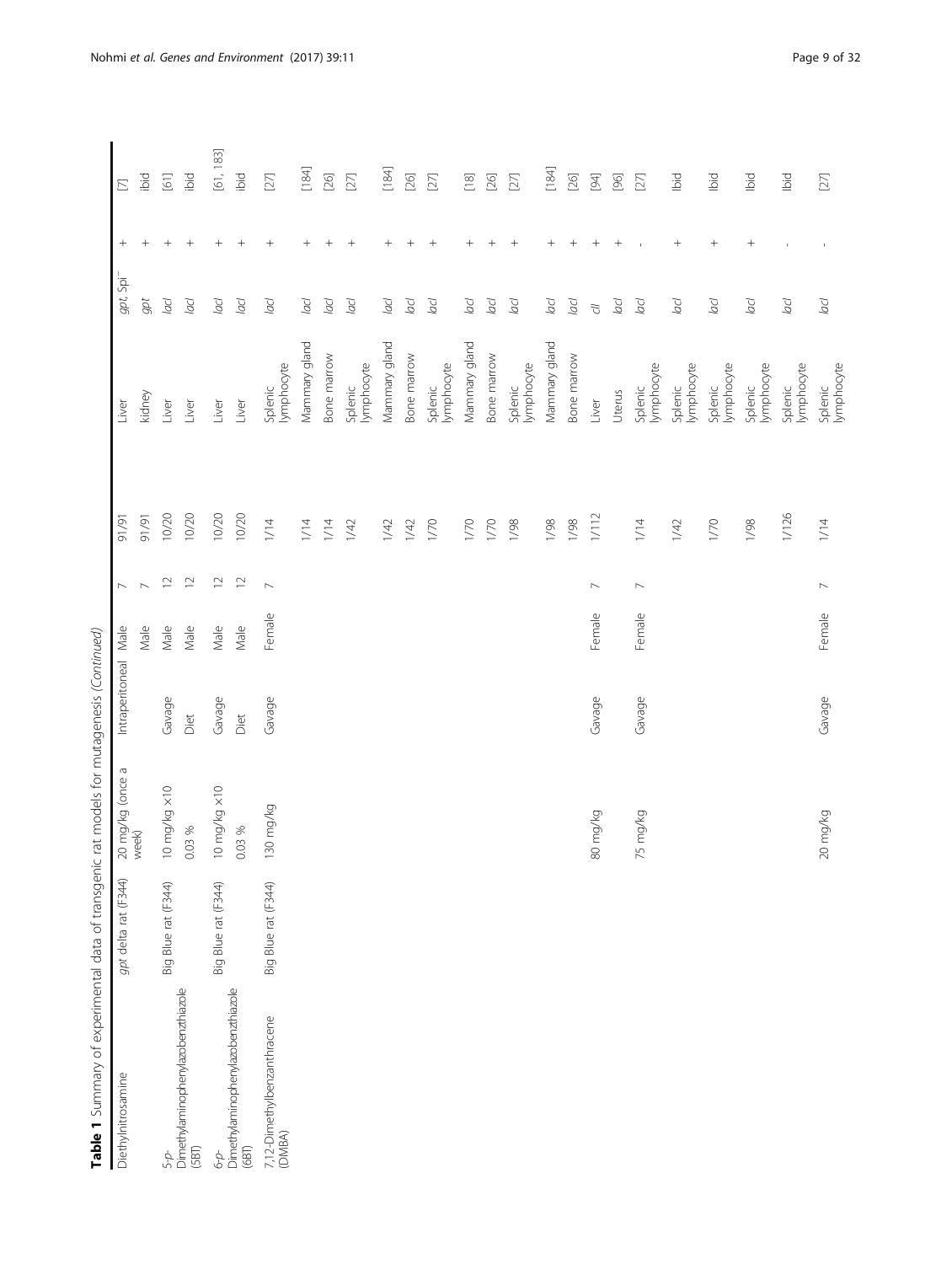**Table 1** Summary of experimental data of transgenic rat models for mutagenesis *(Continued)*

| | | | | | | | | | | |
|---|---|---|---|---|---|---|---|---|---|---|
| Diethylnitrosamine | *gpt* delta rat (F344) | 20 mg/kg (once a week) | Intraperitoneal | Male | 7 | 91/91 | Liver | *gpt*, Spi⁻ | + | [7] |
| | | | | Male | 7 | 91/91 | kidney | *gpt* | + | ibid |
| 5-*p*-Dimethylaminophenylazobenzthiazole (5BT) | Big Blue rat (F344) | 10 mg/kg ×10 | Gavage | Male | 12 | 10/20 | Liver | *lacI* | + | [61] |
| | | 0.03 % | Diet | Male | 12 | 10/20 | Liver | *lacI* | + | ibid |
| 6-*p*-Dimethylaminophenylazobenzthiazole (6BT) | Big Blue rat (F344) | 10 mg/kg ×10 | Gavage | Male | 12 | 10/20 | Liver | *lacI* | + | [61, 183] |
| | | 0.03 % | Diet | Male | 12 | 10/20 | Liver | *lacI* | + | ibid |
| 7,12-Dimethylbenzanthracene (DMBA) | Big Blue rat (F344) | 130 mg/kg | Gavage | Female | 7 | 1/14 | Splenic lymphocyte | *lacI* | + | [27] |
| | | | | | | 1/14 | Mammary gland | *lacI* | + | [184] |
| | | | | | | 1/14 | Bone marrow | *lacI* | + | [26] |
| | | | | | | 1/42 | Splenic lymphocyte | *lacI* | + | [27] |
| | | | | | | 1/42 | Mammary gland | *lacI* | + | [184] |
| | | | | | | 1/42 | Bone marrow | *lacI* | + | [26] |
| | | | | | | 1/70 | Splenic lymphocyte | *lacI* | + | [27] |
| | | | | | | 1/70 | Mammary gland | *lacI* | + | [18] |
| | | | | | | 1/70 | Bone marrow | *lacI* | + | [26] |
| | | | | | | 1/98 | Splenic lymphocyte | *lacI* | + | [27] |
| | | | | | | 1/98 | Mammary gland | *lacI* | + | [184] |
| | | | | | | 1/98 | Bone marrow | *lacI* | + | [26] |
| | | 80 mg/kg | Gavage | Female | 7 | 1/112 | Liver | *cII* | + | [94] |
| | | | | | | | Uterus | *lacI* | + | [96] |
| | | 75 mg/kg | Gavage | Female | 7 | 1/14 | Splenic lymphocyte | *lacI* | - | [27] |
| | | | | | | 1/42 | Splenic lymphocyte | *lacI* | + | Ibid |
| | | | | | | 1/70 | Splenic lymphocyte | *lacI* | + | Ibid |
| | | | | | | 1/98 | Splenic lymphocyte | *lacI* | + | Ibid |
| | | | | | | 1/126 | Splenic lymphocyte | *lacI* | - | Ibid |
| | | 20 mg/kg | Gavage | Female | 7 | 1/14 | Splenic lymphocyte | *lacI* | - | [27] |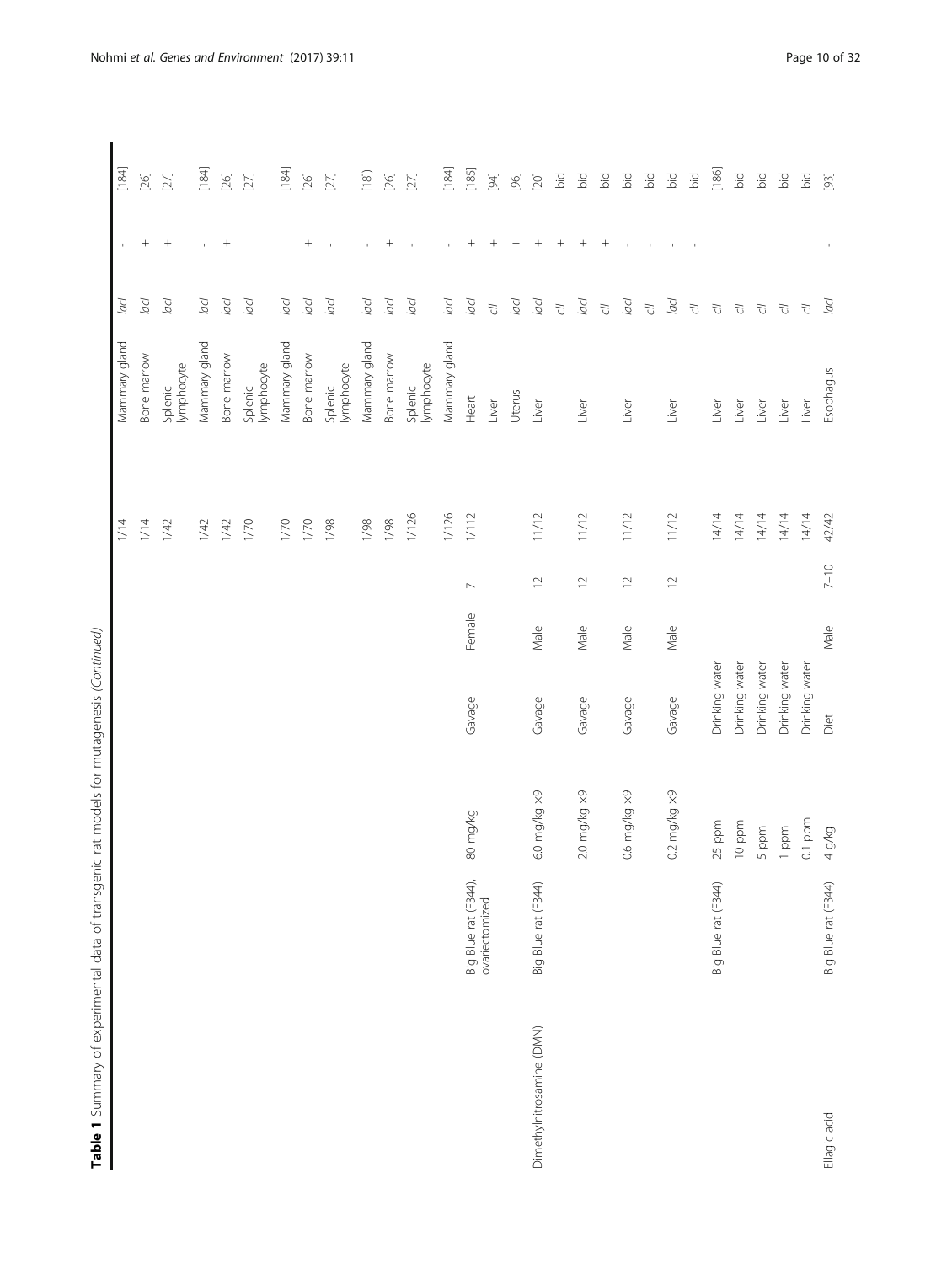**Table 1** Summary of experimental data of transgenic rat models for mutagenesis *(Continued)*

| Chemical | Rat strain | Dose | Route | Sex | Age (weeks) | Sampling time | Tissue | Gene | Result | Reference |
|---|---|---|---|---|---|---|---|---|---|---|
| | | | | | | 1/14 | Mammary gland | *lacI* | - | [184] |
| | | | | | | 1/14 | Bone marrow | *lacI* | + | [26] |
| | | | | | | 1/42 | Splenic lymphocyte | *lacI* | + | [27] |
| | | | | | | 1/42 | Mammary gland | *lacI* | - | [184] |
| | | | | | | 1/42 | Bone marrow | *lacI* | + | [26] |
| | | | | | | 1/70 | Splenic lymphocyte | *lacI* | - | [27] |
| | | | | | | 1/70 | Mammary gland | *lacI* | - | [184] |
| | | | | | | 1/70 | Bone marrow | *lacI* | + | [26] |
| | | | | | | 1/98 | Splenic lymphocyte | *lacI* | - | [27] |
| | | | | | | 1/98 | Mammary gland | *lacI* | - | [18]) |
| | | | | | | 1/98 | Bone marrow | *lacI* | + | [26] |
| | | | | | | 1/126 | Splenic lymphocyte | *lacI* | - | [27] |
| | | | | | | 1/126 | Mammary gland | *lacI* | - | [184] |
| | Big Blue rat (F344), ovariectomized | 80 mg/kg | Gavage | Female | 7 | 1/112 | Heart | *lacI* | + | [185] |
| | | | | | | | Liver | *cII* | + | [94] |
| | | | | | | | Uterus | *lacI* | + | [96] |
| Dimethylnitrosamine (DMN) | Big Blue rat (F344) | 6.0 mg/kg ×9 | Gavage | Male | 12 | 11/12 | Liver | *lacI* | + | [20] |
| | | | | | | | | *cII* | + | Ibid |
| | | 2.0 mg/kg ×9 | Gavage | Male | 12 | 11/12 | Liver | *lacI* | + | Ibid |
| | | | | | | | | *cII* | + | Ibid |
| | | 0.6 mg/kg ×9 | Gavage | Male | 12 | 11/12 | Liver | *lacI* | - | Ibid |
| | | | | | | | | *cII* | - | Ibid |
| | | 0.2 mg/kg ×9 | Gavage | Male | 12 | 11/12 | Liver | *lacI* | - | Ibid |
| | | | | | | | | *cII* | - | Ibid |
| | Big Blue rat (F344) | 25 ppm | Drinking water | | | 14/14 | Liver | *cII* | | [186] |
| | | 10 ppm | Drinking water | | | 14/14 | Liver | *cII* | | Ibid |
| | | 5 ppm | Drinking water | | | 14/14 | Liver | *cII* | | Ibid |
| | | 1 ppm | Drinking water | | | 14/14 | Liver | *cII* | | Ibid |
| | | 0.1 ppm | Drinking water | | | 14/14 | Liver | *cII* | | Ibid |
| Ellagic acid | Big Blue rat (F344) | 4 g/kg | Diet | Male | 7–10 | 42/42 | Esophagus | *lacI* | - | [93] |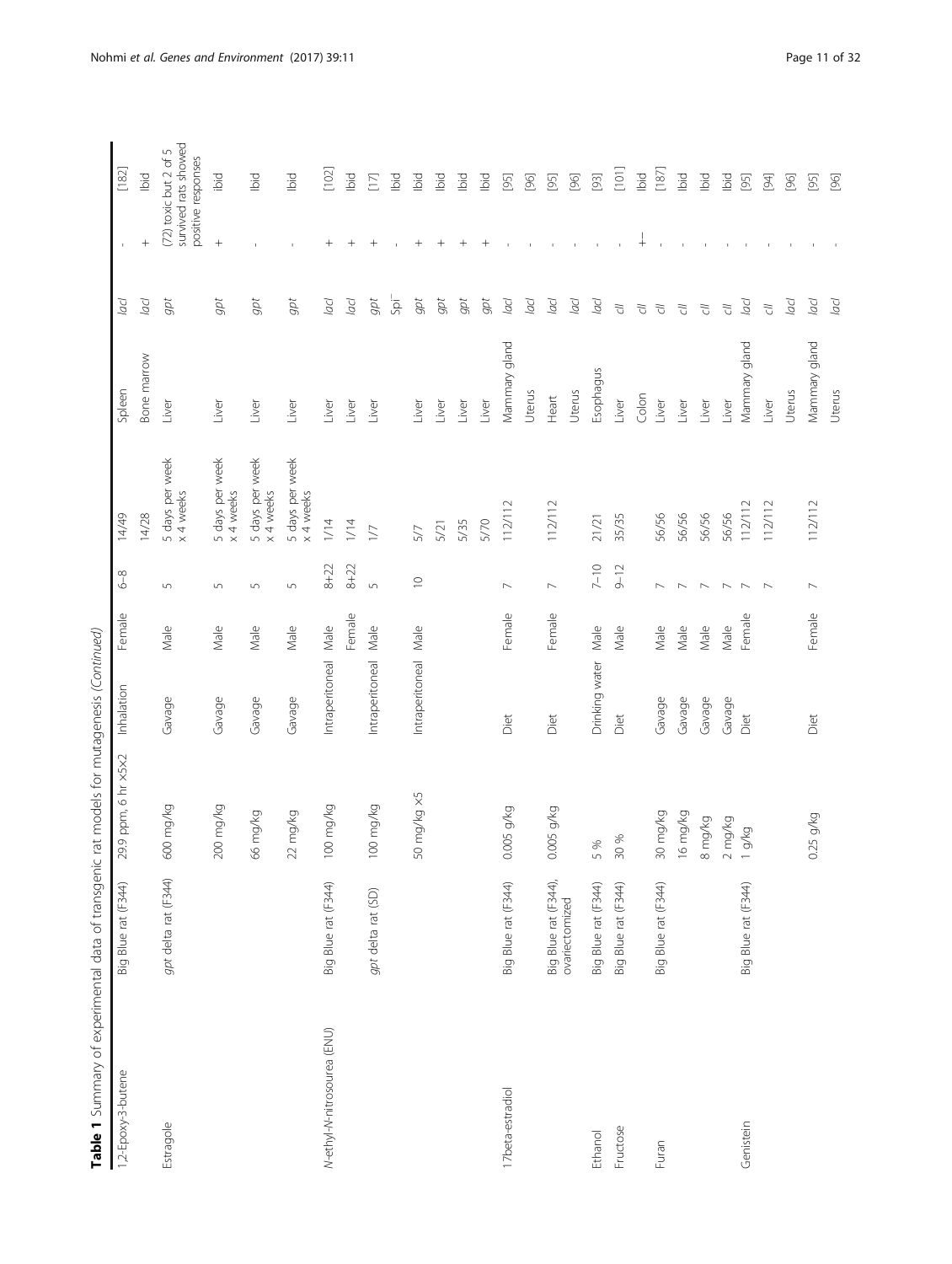**Table 1** Summary of experimental data of transgenic rat models for mutagenesis *(Continued)*

| | | | | | | | | | | |
|---|---|---|---|---|---|---|---|---|---|---|
| 1,2-Epoxy-3-butene | Big Blue rat (F344) | 29.9 ppm, 6 hr ×5×2 | Inhalation | Female | 6–8 | 14/49 | Spleen | *lacI* | - | [182] |
| | | | | | | 14/28 | Bone marrow | *lacI* | + | Ibid |
| Estragole | *gpt* delta rat (F344) | 600 mg/kg | Gavage | Male | 5 | 5 days per week x 4 weeks | Liver | *gpt* | (72) toxic but 2 of 5 survived rats showed positive responses | |
| | | 200 mg/kg | Gavage | Male | 5 | 5 days per week x 4 weeks | Liver | *gpt* | + | ibid |
| | | 66 mg/kg | Gavage | Male | 5 | 5 days per week x 4 weeks | Liver | *gpt* | - | Ibid |
| | | 22 mg/kg | Gavage | Male | 5 | 5 days per week x 4 weeks | Liver | *gpt* | - | Ibid |
| *N*-ethyl-*N*-nitrosourea (ENU) | Big Blue rat (F344) | 100 mg/kg | Intraperitoneal | Male | 8+22 | 1/14 | Liver | *lacI* | + | [102] |
| | | | | Female | 8+22 | 1/14 | Liver | *lacI* | + | Ibid |
| | *gpt* delta rat (SD) | 100 mg/kg | Intraperitoneal | Male | 5 | 1/7 | Liver | *gpt* | + | [17] |
| | | | | | | | | Spi⁻ | - | Ibid |
| | | 50 mg/kg ×5 | Intraperitoneal | Male | 10 | 5/7 | Liver | *gpt* | + | Ibid |
| | | | | | | 5/21 | Liver | *gpt* | + | Ibid |
| | | | | | | 5/35 | Liver | *gpt* | + | Ibid |
| | | | | | | 5/70 | Liver | *gpt* | + | Ibid |
| 17beta-estradiol | Big Blue rat (F344) | 0.005 g/kg | Diet | Female | 7 | 112/112 | Mammary gland | *lacI* | - | [95] |
| | | | | | | | Uterus | *lacI* | - | [96] |
| | Big Blue rat (F344), ovariectomized | 0.005 g/kg | Diet | Female | 7 | 112/112 | Heart | *lacI* | - | [95] |
| | | | | | | | Uterus | *lacI* | - | [96] |
| Ethanol | Big Blue rat (F344) | 5 % | Drinking water | Male | 7–10 | 21/21 | Esophagus | *lacI* | - | [93] |
| Fructose | Big Blue rat (F344) | 30 % | Diet | Male | 9–12 | 35/35 | Liver | *cII* | - | [101] |
| | | | | | | | Colon | *cII* | +− | Ibid |
| Furan | Big Blue rat (F344) | 30 mg/kg | Gavage | Male | 7 | 56/56 | Liver | *cII* | - | [187] |
| | | 16 mg/kg | Gavage | Male | 7 | 56/56 | Liver | *cII* | - | Ibid |
| | | 8 mg/kg | Gavage | Male | 7 | 56/56 | Liver | *cII* | - | Ibid |
| | | 2 mg/kg | Gavage | Male | 7 | 56/56 | Liver | *cII* | - | Ibid |
| Genistein | Big Blue rat (F344) | 1 g/kg | Diet | Female | 7 | 112/112 | Mammary gland | *lacI* | - | [95] |
| | | | | | 7 | 112/112 | Liver | *cII* | - | [94] |
| | | | | | | | Uterus | *lacI* | - | [96] |
| | | 0.25 g/kg | Diet | Female | 7 | 112/112 | Mammary gland | *lacI* | - | [95] |
| | | | | | | | Uterus | *lacI* | - | [96] |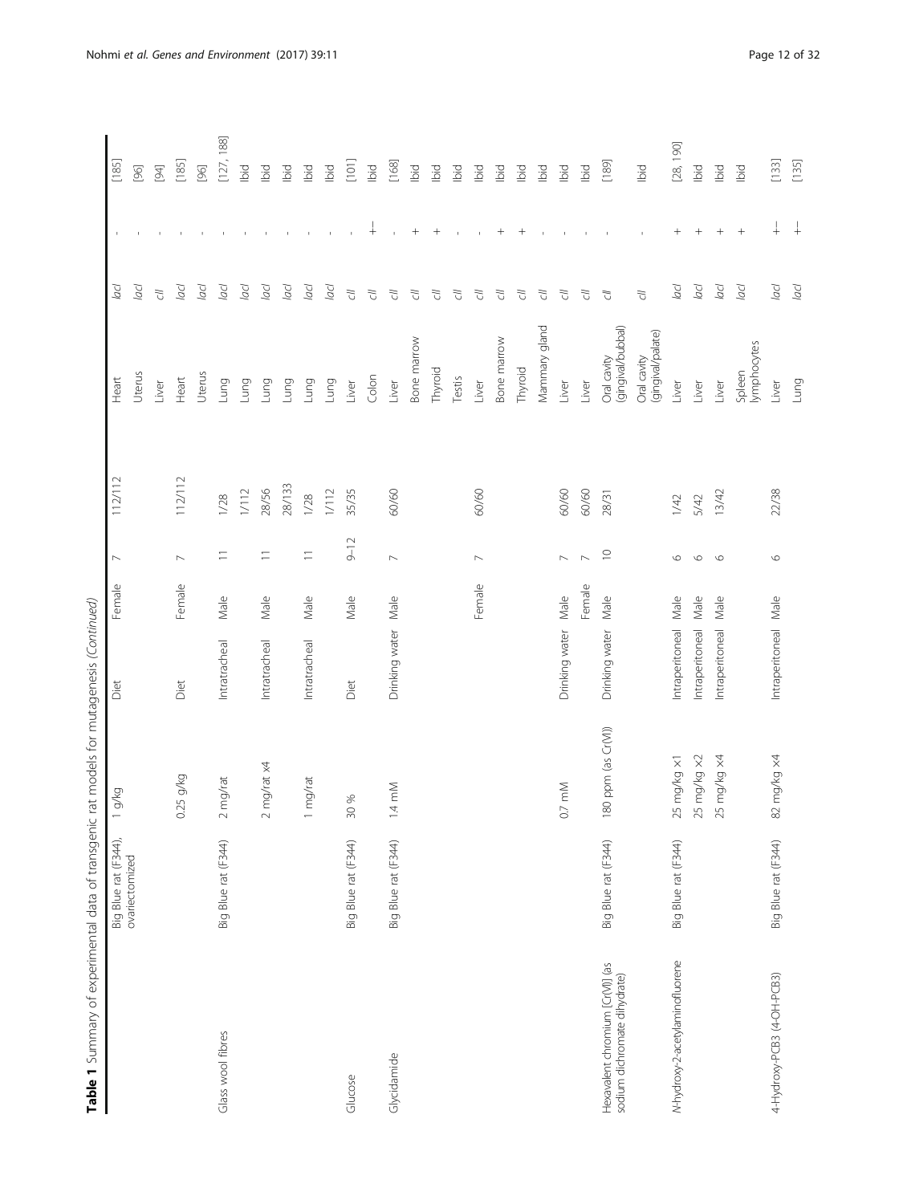**Table 1** Summary of experimental data of transgenic rat models for mutagenesis *(Continued)*

| | | | | | | | | | | |
|---|---|---|---|---|---|---|---|---|---|---|
| | Big Blue rat (F344), ovariectomized | 1 g/kg | Diet | Female | 7 | 112/112 | Heart | *lacI* | - | [185] |
| | | | | | | | Uterus | *lacI* | - | [96] |
| | | | | | | | Liver | *cII* | - | [94] |
| | | 0.25 g/kg | Diet | Female | 7 | 112/112 | Heart | *lacI* | - | [185] |
| | | | | | | | Uterus | *lacI* | - | [96] |
| Glass wool fibres | Big Blue rat (F344) | 2 mg/rat | Intratracheal | Male | 11 | 1/28 | Lung | *lacI* | - | [127, 188] |
| | | | | | | 1/112 | Lung | *lacI* | - | Ibid |
| | | 2 mg/rat x4 | Intratracheal | Male | 11 | 28/56 | Lung | *lacI* | - | Ibid |
| | | | | | | 28/133 | Lung | *lacI* | - | Ibid |
| | | 1 mg/rat | Intratracheal | Male | 11 | 1/28 | Lung | *lacI* | - | Ibid |
| | | | | | | 1/112 | Lung | *lacI* | - | Ibid |
| Glucose | Big Blue rat (F344) | 30 % | Diet | Male | 9–12 | 35/35 | Liver | *cII* | - | [101] |
| | | | | | | | Colon | *cII* | +/− | Ibid |
| Glycidamide | Big Blue rat (F344) | 1.4 mM | Drinking water | Male | 7 | 60/60 | Liver | *cII* | - | [168] |
| | | | | | | | Bone marrow | *cII* | + | Ibid |
| | | | | | | | Thyroid | *cII* | + | Ibid |
| | | | | | | | Testis | *cII* | - | Ibid |
| | | | | Female | 7 | 60/60 | Liver | *cII* | - | Ibid |
| | | | | | | | Bone marrow | *cII* | + | Ibid |
| | | | | | | | Thyroid | *cII* | + | Ibid |
| | | | | | | | Mammary gland | *cII* | - | Ibid |
| | | 0.7 mM | Drinking water | Male | 7 | 60/60 | Liver | *cII* | - | Ibid |
| | | | | Female | 7 | 60/60 | Liver | *cII* | - | Ibid |
| Hexavalent chromium [Cr(VI)] (as sodium dichromate dihydrate) | Big Blue rat (F344) | 180 ppm (as Cr(VI)) | Drinking water | Male | 10 | 28/31 | Oral cavity (gingival/bubbal) | *cII* | - | [189] |
| | | | | | | | Oral cavity (gingival/palate) | *cII* | - | Ibid |
| *N*-hydroxy-2-acetylaminofluorene | Big Blue rat (F344) | 25 mg/kg ×1 | Intraperitoneal | Male | 6 | 1/42 | Liver | *lacI* | + | [28, 190] |
| | | 25 mg/kg ×2 | Intraperitoneal | Male | 6 | 5/42 | Liver | *lacI* | + | Ibid |
| | | 25 mg/kg ×4 | Intraperitoneal | Male | 6 | 13/42 | Liver | *lacI* | + | Ibid |
| | | | | | | | Spleen lymphocytes | *lacI* | + | Ibid |
| 4-Hydroxy-PCB3 (4-OH-PCB3) | Big Blue rat (F344) | 82 mg/kg ×4 | Intraperitoneal | Male | 6 | 22/38 | Liver | *lacI* | +/− | [133] |
| | | | | | | | Lung | *lacI* | +/− | [135] |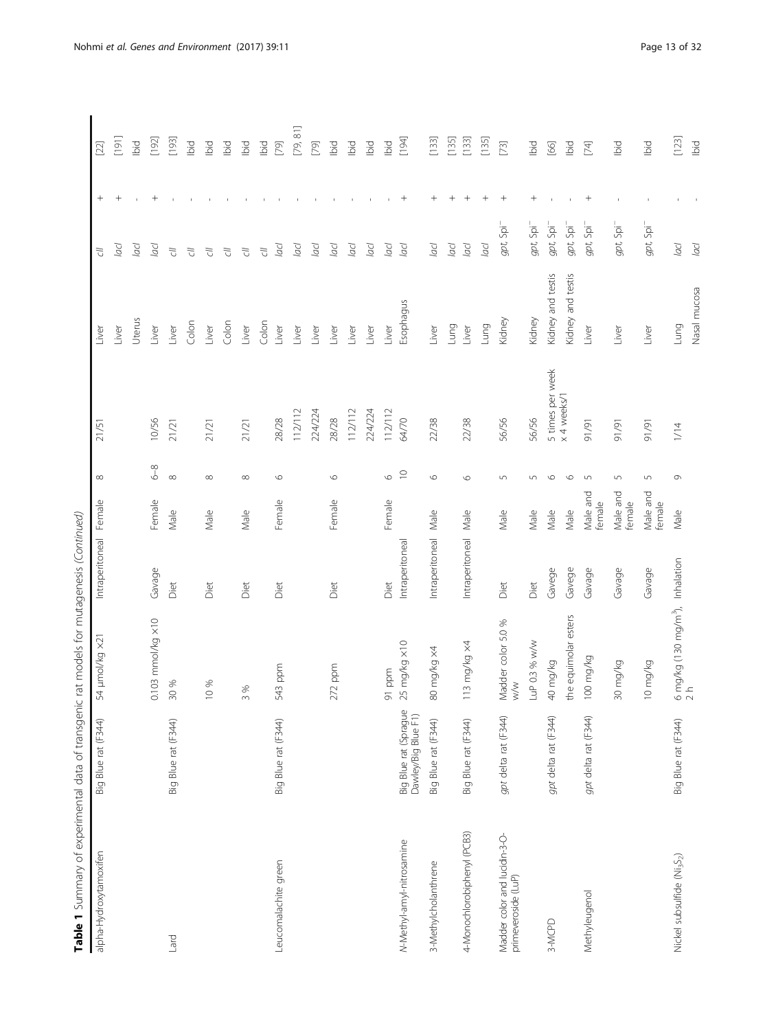**Table 1** Summary of experimental data of transgenic rat models for mutagenesis *(Continued)*

| | | | | | | | | | | |
|---|---|---|---|---|---|---|---|---|---|---|
| alpha-Hydroxytamoxifen | Big Blue rat (F344) | 54 µmol/kg ×21 | Intraperitoneal | Female | 8 | 21/51 | Liver | *cII* | + | [22] |
| | | | | | | | Liver | *lacI* | + | [191] |
| | | | | | | | Uterus | *lacI* | - | Ibid |
| | | 0.103 mmol/kg ×10 | Gavage | Female | 6–8 | 10/56 | Liver | *lacI* | + | [192] |
| Lard | Big Blue rat (F344) | 30 % | Diet | Male | 8 | 21/21 | Liver | *cII* | - | [193] |
| | | | | | | | Colon | *cII* | - | Ibid |
| | | 10 % | Diet | Male | 8 | 21/21 | Liver | *cII* | - | Ibid |
| | | | | | | | Colon | *cII* | - | Ibid |
| | | 3 % | Diet | Male | 8 | 21/21 | Liver | *cII* | - | Ibid |
| | | | | | | | Colon | *cII* | - | Ibid |
| Leucomalachite green | Big Blue rat (F344) | 543 ppm | Diet | Female | 6 | 28/28 | Liver | *lacI* | - | [79] |
| | | | | | | 112/112 | Liver | *lacI* | - | [79, 81] |
| | | | | | | 224/224 | Liver | *lacI* | - | [79] |
| | | 272 ppm | Diet | Female | 6 | 28/28 | Liver | *lacI* | - | Ibid |
| | | | | | | 112/112 | Liver | *lacI* | - | Ibid |
| | | | | | | 224/224 | Liver | *lacI* | - | Ibid |
| | | 91 ppm | Diet | Female | 6 | 112/112 | Liver | *lacI* | - | Ibid |
| *N*-Methyl-amyl-nitrosamine | Big Blue rat (Sprague Dawley/Big Blue F1) | 25 mg/kg ×10 | Intraperitoneal | | 10 | 64/70 | Esophagus | *lacI* | + | [194] |
| 3-Methylcholanthrene | Big Blue rat (F344) | 80 mg/kg ×4 | Intraperitoneal | Male | 6 | 22/38 | Liver | *lacI* | + | [133] |
| | | | | | | | Lung | *lacI* | + | [135] |
| 4-Monochlorobiphenyl (PCB3) | Big Blue rat (F344) | 113 mg/kg ×4 | Intraperitoneal | Male | 6 | 22/38 | Liver | *lacI* | + | [133] |
| | | | | | | | Lung | *lacI* | + | [135] |
| Madder color and lucidin-3-O-primeveroside (LuP) | *gpt* delta rat (F344) | Madder color 5.0 % w/w | Diet | Male | 5 | 56/56 | Kidney | *gpt*, Spi$^{-}$ | + | [73] |
| | | LuP 0.3 % w/w | Diet | Male | 5 | 56/56 | Kidney | *gpt*, Spi$^{-}$ | + | Ibid |
| 3-MCPD | *gpt* delta rat (F344) | 40 mg/kg | Gavege | Male | 6 | 5 times per week x 4 weeks/1 | Kidney and testis | *gpt*, Spi$^{-}$ | - | [66] |
| | | the equimolar esters | Gavege | Male | 6 | | Kidney and testis | *gpt*, Spi$^{-}$ | - | Ibid |
| Methyleugenol | *gpt* delta rat (F344) | 100 mg/kg | Gavage | Male and female | 5 | 91/91 | Liver | *gpt*, Spi$^{-}$ | + | [74] |
| | | 30 mg/kg | Gavage | Male and female | 5 | 91/91 | Liver | *gpt*, Spi$^{-}$ | - | Ibid |
| | | 10 mg/kg | Gavage | Male and female | 5 | 91/91 | Liver | *gpt*, Spi$^{-}$ | - | Ibid |
| Nickel subsulfide ($Ni_3S_2$) | Big Blue rat (F344) | 6 mg/kg (130 mg/m$^3$), 2 h | Inhalation | Male | 9 | 1/14 | Lung | *lacI* | - | [123] |
| | | | | | | | Nasal mucosa | *lacI* | - | Ibid |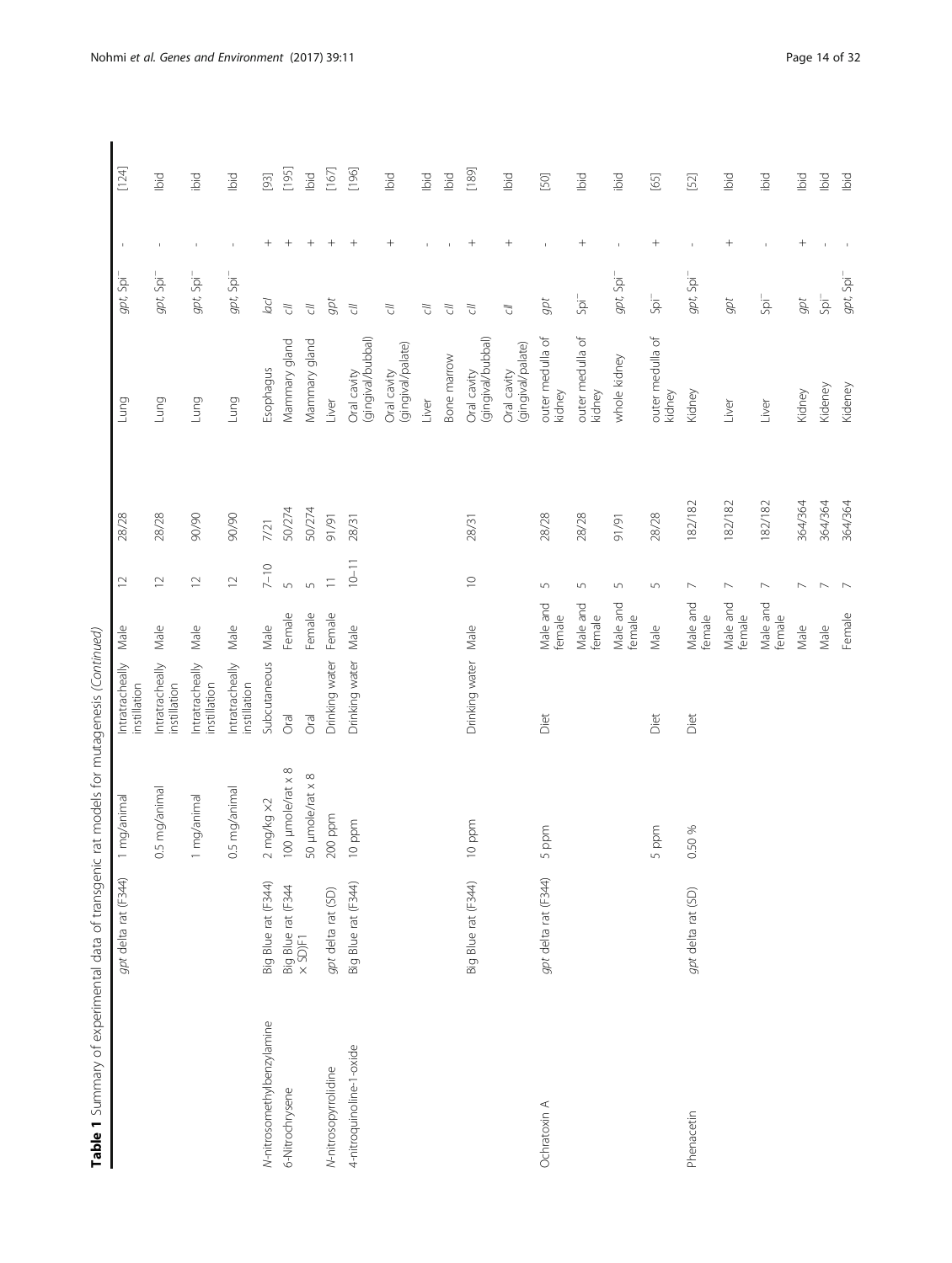**Table 1** Summary of experimental data of transgenic rat models for mutagenesis *(Continued)*

| Chemical | Rat | Dose | Route | Sex | Age (weeks) | Duration/sampling (days) | Tissue | Gene | Result | Reference |
|---|---|---|---|---|---|---|---|---|---|---|
| | *gpt* delta rat (F344) | 1 mg/animal | Intratracheally instillation | Male | 12 | 28/28 | Lung | *gpt*, Spi[−] | - | [124] |
| | | 0.5 mg/animal | Intratracheally instillation | Male | 12 | 28/28 | Lung | *gpt*, Spi[−] | - | Ibid |
| | | 1 mg/animal | Intratracheally instillation | Male | 12 | 90/90 | Lung | *gpt*, Spi[−] | - | ibid |
| | | 0.5 mg/animal | Intratracheally instillation | Male | 12 | 90/90 | Lung | *gpt*, Spi[−] | - | Ibid |
| *N*-nitrosomethylbenzylamine | Big Blue rat (F344) | 2 mg/kg ×2 | Subcutaneous | Male | 7–10 | 7/21 | Esophagus | *lacI* | + | [93] |
| 6-Nitrochrysene | Big Blue rat (F344 × SD)F1 | 100 μmole/rat x 8 | Oral | Female | 5 | 50/274 | Mammary gland | *cII* | + | [195] |
| | | 50 μmole/rat x 8 | Oral | Female | 5 | 50/274 | Mammary gland | *cII* | + | Ibid |
| *N*-nitrosopyrrolidine | *gpt* delta rat (SD) | 200 ppm | Drinking water | Female | 11 | 91/91 | Liver | *gpt* | + | [167] |
| 4-nitroquinoline-1-oxide | Big Blue rat (F344) | 10 ppm | Drinking water | Male | 10–11 | 28/31 | Oral cavity (gingival/bubbal) | *cII* | + | [196] |
| | | | | | | | Oral cavity (gingival/palate) | *cII* | + | Ibid |
| | | | | | | | Liver | *cII* | - | Ibid |
| | | | | | | | Bone marrow | *cII* | - | Ibid |
| | Big Blue rat (F344) | 10 ppm | Drinking water | Male | 10 | 28/31 | Oral cavity (gingival/bubbal) | *cII* | + | [189] |
| | | | | | | | Oral cavity (gingival/palate) | *cII* | + | Ibid |
| Ochratoxin A | *gpt* delta rat (F344) | 5 ppm | Diet | Male and female | 5 | 28/28 | outer medulla of kidney | *gpt* | - | [50] |
| | | | | Male and female | 5 | 28/28 | outer medulla of kidney | Spi[−] | + | Ibid |
| | | | | Male and female | 5 | 91/91 | whole kidney | *gpt*, Spi[−] | - | ibid |
| | | 5 ppm | Diet | Male | 5 | 28/28 | outer medulla of kidney | Spi[−] | + | [65] |
| Phenacetin | *gpt* delta rat (SD) | 0.50 % | Diet | Male and female | 7 | 182/182 | Kidney | *gpt*, Spi[−] | - | [52] |
| | | | | Male and female | 7 | 182/182 | Liver | *gpt* | + | Ibid |
| | | | | Male and female | 7 | 182/182 | Liver | Spi[−] | - | ibid |
| | | | | Male | 7 | 364/364 | Kidney | *gpt* | + | Ibid |
| | | | | Male | 7 | 364/364 | Kideney | Spi[−] | - | Ibid |
| | | | | Female | 7 | 364/364 | Kideney | *gpt*, Spi[−] | - | Ibid |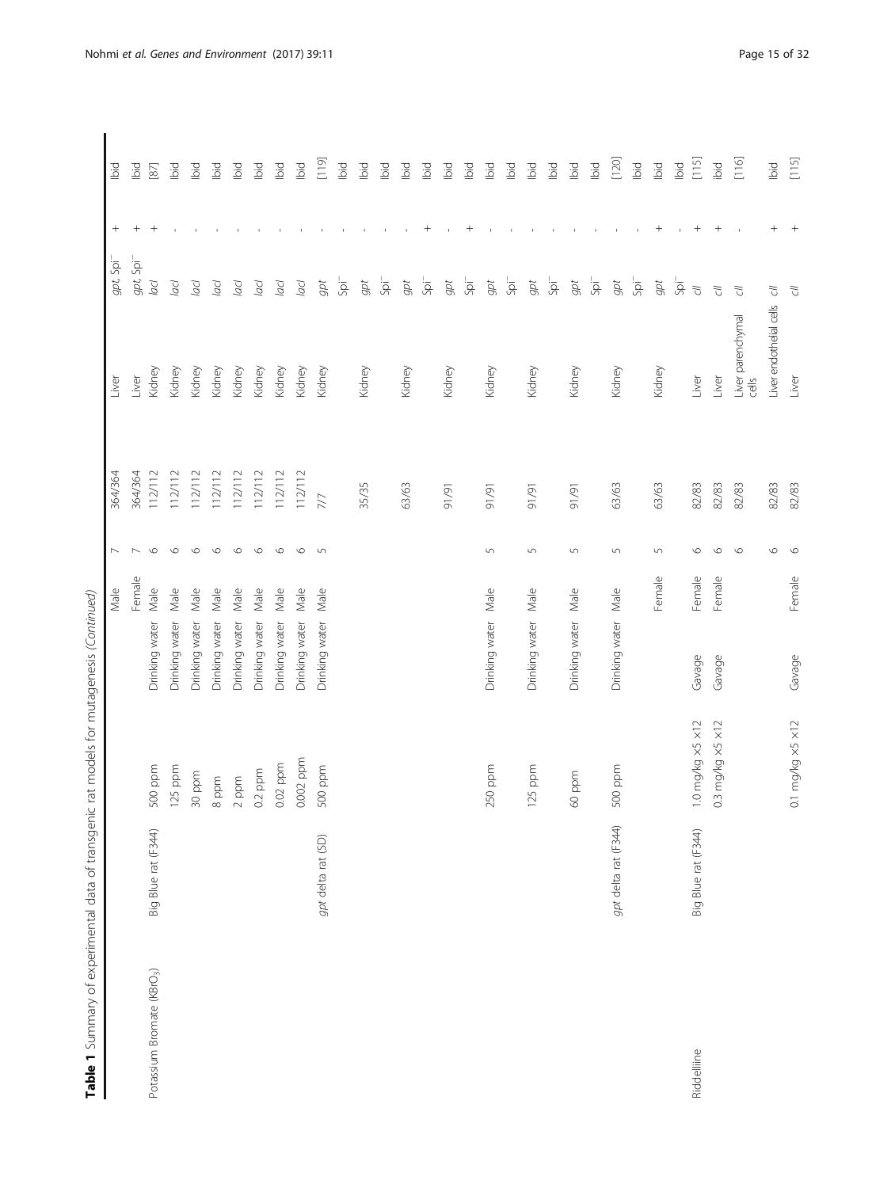**Table 1** Summary of experimental data of transgenic rat models for mutagenesis *(Continued)*

| | | | | | | | | | | |
|---|---|---|---|---|---|---|---|---|---|---|
| | | | | Male | 7 | 364/364 | Liver | *gpt*, Spi[−] | + | Ibid |
| | | | | Female | 7 | 364/364 | Liver | *gpt*, Spi[−] | + | Ibid |
| Potassium Bromate ($KBrO_3$) | Big Blue rat (F344) | 500 ppm | Drinking water | Male | 6 | 112/112 | Kidney | *lacI* | + | [87] |
| | | 125 ppm | Drinking water | Male | 6 | 112/112 | Kidney | *lacI* | - | Ibid |
| | | 30 ppm | Drinking water | Male | 6 | 112/112 | Kidney | *lacI* | - | Ibid |
| | | 8 ppm | Drinking water | Male | 6 | 112/112 | Kidney | *lacI* | - | Ibid |
| | | 2 ppm | Drinking water | Male | 6 | 112/112 | Kidney | *lacI* | - | Ibid |
| | | 0.2 ppm | Drinking water | Male | 6 | 112/112 | Kidney | *lacI* | - | Ibid |
| | | 0.02 ppm | Drinking water | Male | 6 | 112/112 | Kidney | *lacI* | - | Ibid |
| | | 0.002 ppm | Drinking water | Male | 6 | 112/112 | Kidney | *lacI* | - | Ibid |
| | *gpt* delta rat (SD) | 500 ppm | Drinking water | Male | 5 | 7/7 | Kidney | *gpt* | - | [119] |
| | | | | | | | | Spi[−] | - | Ibid |
| | | | | | | 35/35 | Kidney | *gpt* | - | Ibid |
| | | | | | | | | Spi[−] | - | Ibid |
| | | | | | | 63/63 | Kidney | *gpt* | - | Ibid |
| | | | | | | | | Spi[−] | + | Ibid |
| | | | | | | 91/91 | Kidney | *gpt* | - | Ibid |
| | | | | | | | | Spi[−] | + | Ibid |
| | | 250 ppm | Drinking water | Male | 5 | 91/91 | Kidney | *gpt* | - | Ibid |
| | | | | | | | | Spi[−] | - | Ibid |
| | | 125 ppm | Drinking water | Male | 5 | 91/91 | Kidney | *gpt* | - | Ibid |
| | | | | | | | | Spi[−] | - | Ibid |
| | | 60 ppm | Drinking water | Male | 5 | 91/91 | Kidney | *gpt* | - | Ibid |
| | | | | | | | | Spi[−] | - | Ibid |
| | *gpt* delta rat (F344) | 500 ppm | Drinking water | Male | 5 | 63/63 | Kidney | *gpt* | - | [120] |
| | | | | | | | | Spi[−] | - | Ibid |
| | | | | Female | 5 | 63/63 | Kidney | *gpt* | + | Ibid |
| | | | | | | | | Spi[−] | - | Ibid |
| Riddelliine | Big Blue rat (F344) | 1.0 mg/kg ×5 ×12 | Gavage | Female | 6 | 82/83 | Liver | *cII* | + | [115] |
| | | 0.3 mg/kg ×5 ×12 | Gavage | Female | 6 | 82/83 | Liver | *cII* | + | ibid |
| | | | | | 6 | 82/83 | Liver parenchymal cells | *cII* | - | [116] |
| | | | | | 6 | 82/83 | Liver endothelial cells | *cII* | + | Ibid |
| | | 0.1 mg/kg ×5 ×12 | Gavage | Female | 6 | 82/83 | Liver | *cII* | + | [115] |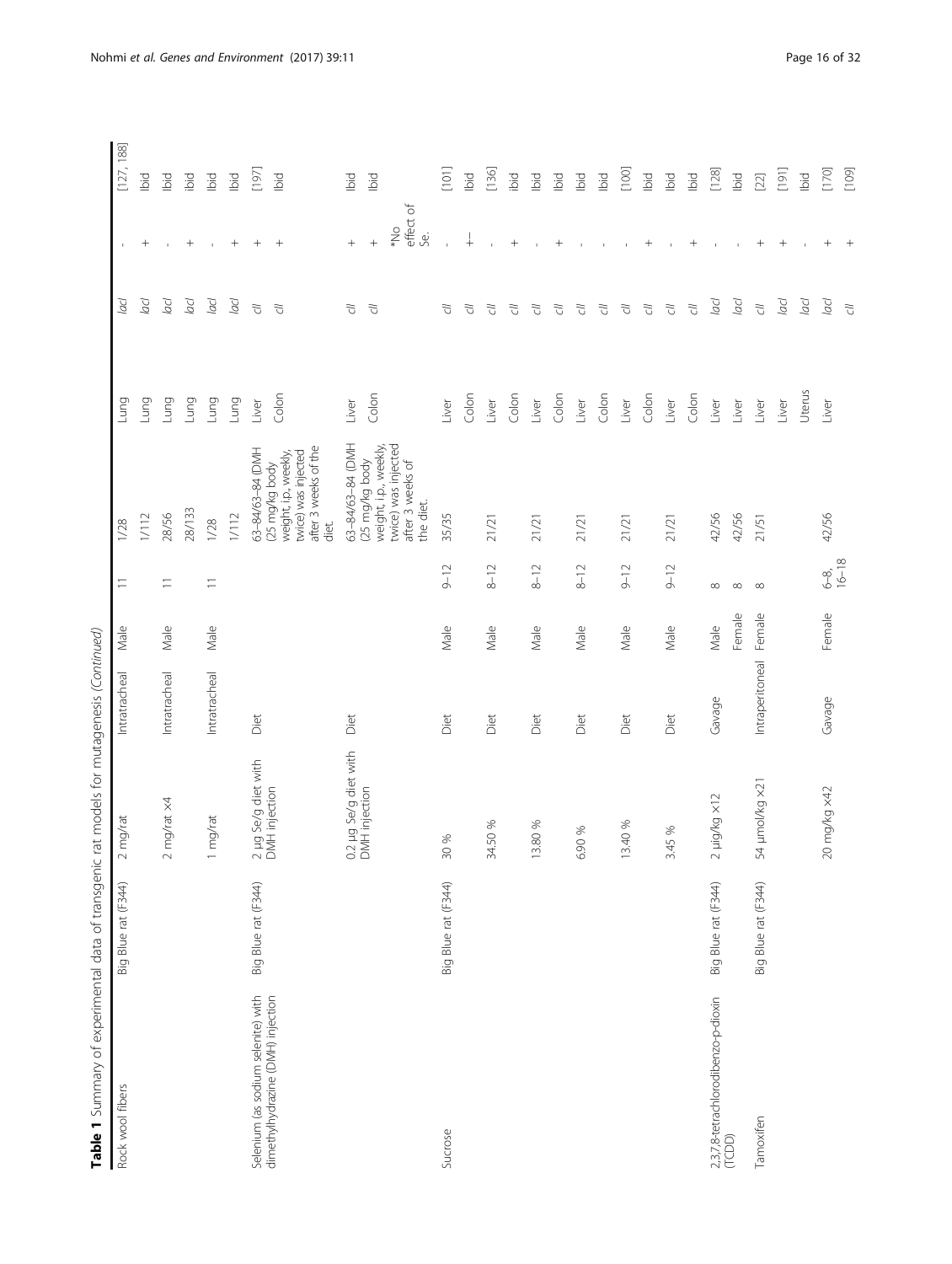**Table 1** Summary of experimental data of transgenic rat models for mutagenesis *(Continued)*

| | | | | | | | | | | |
|---|---|---|---|---|---|---|---|---|---|---|
| Rock wool fibers | Big Blue rat (F344) | 2 mg/rat | Intratracheal | Male | 11 | 1/28 | Lung | *lacI* | - | [127, 188] |
| | | | | | | 1/112 | Lung | *lacI* | + | Ibid |
| | | 2 mg/rat ×4 | Intratracheal | Male | 11 | 28/56 | Lung | *lacI* | - | Ibid |
| | | | | | | 28/133 | Lung | *lacI* | + | ibid |
| | | 1 mg/rat | Intratracheal | Male | 11 | 1/28 | Lung | *lacI* | - | Ibid |
| | | | | | | 1/112 | Lung | *lacI* | + | Ibid |
| Selenium (as sodium selenite) with dimethylhydrazine (DMH) injection | Big Blue rat (F344) | 2 μg Se/g diet with DMH injection | Diet | | | 63–84/63–84 (DMH (25 mg/kg body weight, i.p., weekly, twice) was injected after 3 weeks of the diet. | Liver | *cII* | + | [197] |
| | | | | | | | Colon | *cII* | + | Ibid |
| | | 0.2 μg Se/g diet with DMH injection | Diet | | | 63–84/63–84 (DMH (25 mg/kg body weight, i.p., weekly, twice) was injected after 3 weeks of the diet. | Liver | *cII* | + | Ibid |
| | | | | | | | Colon | *cII* | + *No effect of Se. | Ibid |
| Sucrose | Big Blue rat (F344) | 30 % | Diet | Male | 9–12 | 35/35 | Liver | *cII* | - | [101] |
| | | | | | | | Colon | *cII* | +[−] | Ibid |
| | | 34.50 % | Diet | Male | 8–12 | 21/21 | Liver | *cII* | - | [136] |
| | | | | | | | Colon | *cII* | + | ibid |
| | | 13.80 % | Diet | Male | 8–12 | 21/21 | Liver | *cII* | - | Ibid |
| | | | | | | | Colon | *cII* | + | Ibid |
| | | 6.90 % | Diet | Male | 8–12 | 21/21 | Liver | *cII* | - | Ibid |
| | | | | | | | Colon | *cII* | - | Ibid |
| | | 13.40 % | Diet | Male | 9–12 | 21/21 | Liver | *cII* | - | [100] |
| | | | | | | | Colon | *cII* | + | Ibid |
| | | 3.45 % | Diet | Male | 9–12 | 21/21 | Liver | *cII* | - | Ibid |
| | | | | | | | Colon | *cII* | + | Ibid |
| 2,3,7,8-tetrachlorodibenzo-p-dioxin (TCDD) | Big Blue rat (F344) | 2 μg/kg ×12 | Gavage | Male | 8 | 42/56 | Liver | *lacI* | - | [128] |
| | | | | Female | 8 | 42/56 | Liver | *lacI* | - | Ibid |
| Tamoxifen | Big Blue rat (F344) | 54 μmol/kg ×21 | Intraperitoneal | Female | 8 | 21/51 | Liver | *cII* | + | [22] |
| | | | | | | | Liver | *lacI* | + | [191] |
| | | | | | | | Uterus | *lacI* | - | Ibid |
| | | 20 mg/kg ×42 | Gavage | Female | 6–8, 16–18 | 42/56 | Liver | *lacI* | + | [170] |
| | | | | | | | | *cII* | + | [109] |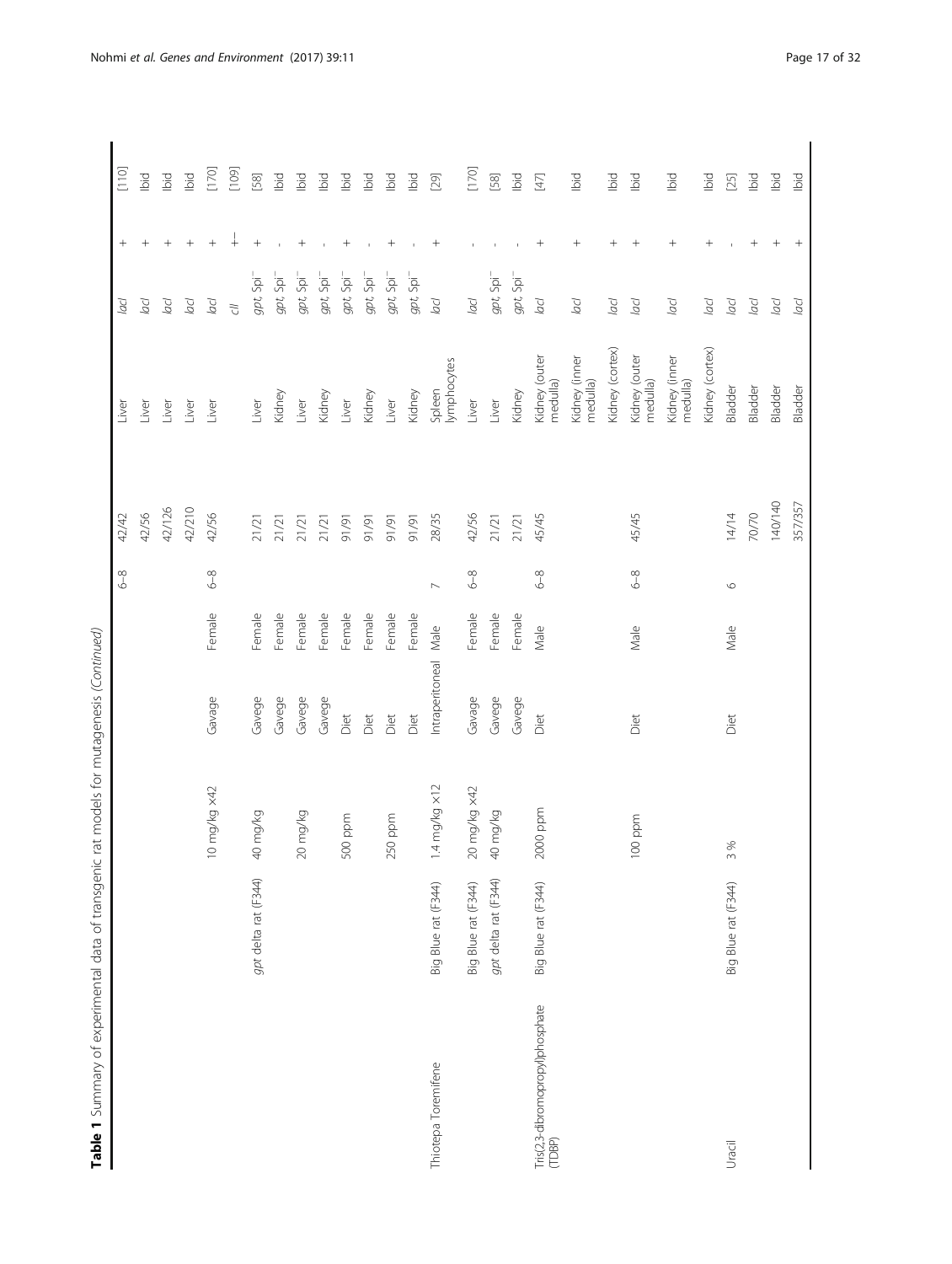**Table 1** Summary of experimental data of transgenic rat models for mutagenesis *(Continued)*

| | | | | | | | | | | |
|---|---|---|---|---|---|---|---|---|---|---|
| | | | | | 6–8 | 42/42 | Liver | *lacI* | + | [110] |
| | | | | | | 42/56 | Liver | *lacI* | + | Ibid |
| | | | | | | 42/126 | Liver | *lacI* | + | Ibid |
| | | | | | | 42/210 | Liver | *lacI* | + | Ibid |
| | | 10 mg/kg ×42 | Gavage | Female | 6–8 | 42/56 | Liver | *lacI* | + | [170] |
| | | | | | | | | *cII* | +– | [109] |
| | *gpt* delta rat (F344) | 40 mg/kg | Gavege | Female | | 21/21 | Liver | *gpt*, Spi[−] | + | [58] |
| | | | Gavege | Female | | 21/21 | Kidney | *gpt*, Spi[−] | - | Ibid |
| | | 20 mg/kg | Gavege | Female | | 21/21 | Liver | *gpt*, Spi[−] | + | Ibid |
| | | | Gavege | Female | | 21/21 | Kidney | *gpt*, Spi[−] | - | Ibid |
| | | 500 ppm | Diet | Female | | 91/91 | Liver | *gpt*, Spi[−] | + | Ibid |
| | | | Diet | Female | | 91/91 | Kidney | *gpt*, Spi[−] | - | Ibid |
| | | 250 ppm | Diet | Female | | 91/91 | Liver | *gpt*, Spi[−] | + | Ibid |
| | | | Diet | Female | | 91/91 | Kidney | *gpt*, Spi[−] | - | Ibid |
| Thiotepa Toremifene | Big Blue rat (F344) | 1.4 mg/kg ×12 | Intraperitoneal | Male | 7 | 28/35 | Spleen lymphocytes | *lacI* | + | [29] |
| | Big Blue rat (F344) | 20 mg/kg ×42 | Gavage | Female | 6–8 | 42/56 | Liver | *lacI* | - | [170] |
| | *gpt* delta rat (F344) | 40 mg/kg | Gavege | Female | | 21/21 | Liver | *gpt*, Spi[−] | - | [58] |
| | | | Gavege | Female | | 21/21 | Kidney | *gpt*, Spi[−] | - | Ibid |
| Tris(2,3-dibromopropyl)phosphate (TDBP) | Big Blue rat (F344) | 2000 ppm | Diet | Male | 6–8 | 45/45 | Kidney (outer medulla) | *lacI* | + | [47] |
| | | | | | | | Kidney (inner medulla) | *lacI* | + | Ibid |
| | | | | | | | Kidney (cortex) | *lacI* | + | Ibid |
| | | 100 ppm | Diet | Male | 6–8 | 45/45 | Kidney (outer medulla) | *lacI* | + | Ibid |
| | | | | | | | Kidney (inner medulla) | *lacI* | + | Ibid |
| | | | | | | | Kidney (cortex) | *lacI* | + | Ibid |
| Uracil | Big Blue rat (F344) | 3 % | Diet | Male | 6 | 14/14 | Bladder | *lacI* | - | [25] |
| | | | | | | 70/70 | Bladder | *lacI* | + | Ibid |
| | | | | | | 140/140 | Bladder | *lacI* | + | Ibid |
| | | | | | | 357/357 | Bladder | *lacI* | + | Ibid |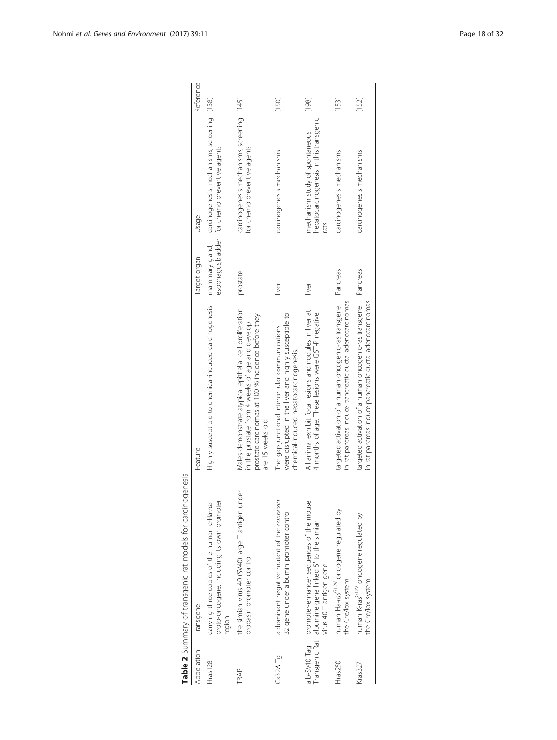**Table 2** Summary of transgenic rat models for carcinogenesis

| Appellation | Transgene | Feature | Target organ | Usage | Reference |
|---|---|---|---|---|---|
| Hras128 | carrying three copies of the human c-Ha-*ras* proto-oncogene, including its own promoter region | Highly susceptible to chemical-induced carcinogenesis | mammary gland, esophagus,bladder | carcinogenesis mechanisms, screening for chemo preventive agents | [138] |
| TRAP | the simian virus 40 (SV40) large T antigen under probasin promoter control | Males demonstrate atypical epithelial cell proliferation in the prostate from 4 weeks of age and develop prostate carcinomas at 100 % incidence before they are 15 weeks old | prostate | carcinogenesis mechanisms, screening for chemo preventive agents | [145] |
| Cx32Δ Tg | a dominant negative mutant of the *connexin* 32 gene under albumin promoter control | The gap junctional intercellular communications were disrupted in the liver and highly susceptible to chemical-induced hepatocarcinogenesis. | liver | carcinogenesis mechanisms | [150] |
| alb-SV40 Tag Transgenic Rat | promoter-enhancer sequences of the mouse albumine gene linked 5' to the simian virus-40 T antigen gene | All animal exhibit focal lesions and nodules in liver at 4 months of age. These lesions were GST-P negative. | liver | mechanism study of spontaneous hepatocarcinogenesis in this transgenic rats | [198] |
| Hras250 | human Ha-*ras*$^{G12V}$ oncogene regulated by the Cre/lox system | targeted activation of a human oncogenic-ras transgene in rat pancreas induce pancreatic ductal adenocarcinomas | Pancreas | carcinogenesis mechanisms | [153] |
| Kras327 | human K-ras$^{G12V}$ oncogene regulated by the Cre/lox system | targeted activation of a human oncogenic-ras transgene in rat pancreas induce pancreatic ductal adenocarcinomas | Pancreas | carcinogenesis mechanisms | [152] |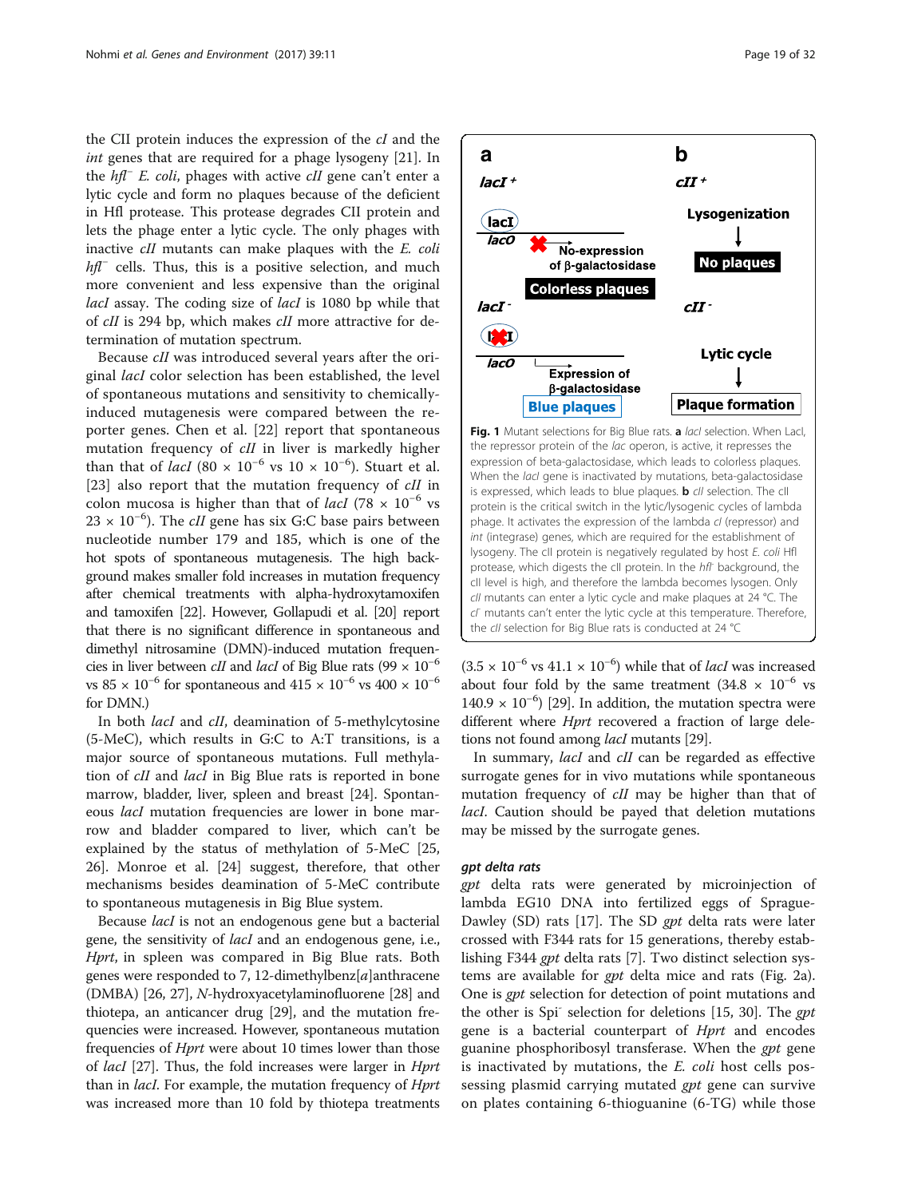the CII protein induces the expression of the *cI* and the *int* genes that are required for a phage lysogeny [21]. In the *hfl*⁻ *E. coli*, phages with active *cII* gene can't enter a lytic cycle and form no plaques because of the deficient in Hfl protease. This protease degrades CII protein and lets the phage enter a lytic cycle. The only phages with inactive *cII* mutants can make plaques with the *E. coli hfl*⁻ cells. Thus, this is a positive selection, and much more convenient and less expensive than the original *lacI* assay. The coding size of *lacI* is 1080 bp while that of *cII* is 294 bp, which makes *cII* more attractive for determination of mutation spectrum.

Because *cII* was introduced several years after the original *lacI* color selection has been established, the level of spontaneous mutations and sensitivity to chemically-induced mutagenesis were compared between the reporter genes. Chen et al. [22] report that spontaneous mutation frequency of *cII* in liver is markedly higher than that of *lacI* ($80 \times 10^{-6}$ vs $10 \times 10^{-6}$). Stuart et al. [23] also report that the mutation frequency of *cII* in colon mucosa is higher than that of *lacI* ($78 \times 10^{-6}$ vs $23 \times 10^{-6}$). The *cII* gene has six G:C base pairs between nucleotide number 179 and 185, which is one of the hot spots of spontaneous mutagenesis. The high background makes smaller fold increases in mutation frequency after chemical treatments with alpha-hydroxytamoxifen and tamoxifen [22]. However, Gollapudi et al. [20] report that there is no significant difference in spontaneous and dimethyl nitrosamine (DMN)-induced mutation frequencies in liver between *cII* and *lacI* of Big Blue rats ($99 \times 10^{-6}$ vs $85 \times 10^{-6}$ for spontaneous and $415 \times 10^{-6}$ vs $400 \times 10^{-6}$ for DMN.)

In both *lacI* and *cII*, deamination of 5-methylcytosine (5-MeC), which results in G:C to A:T transitions, is a major source of spontaneous mutations. Full methylation of *cII* and *lacI* in Big Blue rats is reported in bone marrow, bladder, liver, spleen and breast [24]. Spontaneous *lacI* mutation frequencies are lower in bone marrow and bladder compared to liver, which can't be explained by the status of methylation of 5-MeC [25, 26]. Monroe et al. [24] suggest, therefore, that other mechanisms besides deamination of 5-MeC contribute to spontaneous mutagenesis in Big Blue system.

Because *lacI* is not an endogenous gene but a bacterial gene, the sensitivity of *lacI* and an endogenous gene, i.e., *Hprt*, in spleen was compared in Big Blue rats. Both genes were responded to 7, 12-dimethylbenz[*a*]anthracene (DMBA) [26, 27], *N*-hydroxyacetylaminofluorene [28] and thiotepa, an anticancer drug [29], and the mutation frequencies were increased. However, spontaneous mutation frequencies of *Hprt* were about 10 times lower than those of *lacI* [27]. Thus, the fold increases were larger in *Hprt* than in *lacI*. For example, the mutation frequency of *Hprt* was increased more than 10 fold by thiotepa treatments ($3.5 \times 10^{-6}$ vs $41.1 \times 10^{-6}$) while that of *lacI* was increased about four fold by the same treatment ($34.8 \times 10^{-6}$ vs $140.9 \times 10^{-6}$) [29]. In addition, the mutation spectra were different where *Hprt* recovered a fraction of large deletions not found among *lacI* mutants [29].

In summary, *lacI* and *cII* can be regarded as effective surrogate genes for in vivo mutations while spontaneous mutation frequency of *cII* may be higher than that of *lacI*. Caution should be payed that deletion mutations may be missed by the surrogate genes.

**Fig. 1** Mutant selections for Big Blue rats. **a** *lacI* selection. When LacI, the repressor protein of the *lac* operon, is active, it represses the expression of beta-galactosidase, which leads to colorless plaques. When the *lacI* gene is inactivated by mutations, beta-galactosidase is expressed, which leads to blue plaques. **b** *cII* selection. The cII protein is the critical switch in the lytic/lysogenic cycles of lambda phage. It activates the expression of the lambda *cI* (repressor) and *int* (integrase) genes, which are required for the establishment of lysogeny. The cII protein is negatively regulated by host *E. coli* Hfl protease, which digests the cII protein. In the *hfl*⁻ background, the cII level is high, and therefore the lambda becomes lysogen. Only *cII* mutants can enter a lytic cycle and make plaques at 24 °C. The *cI*⁻ mutants can't enter the lytic cycle at this temperature. Therefore, the *cII* selection for Big Blue rats is conducted at 24 °C

### *gpt* delta rats

*gpt* delta rats were generated by microinjection of lambda EG10 DNA into fertilized eggs of Sprague-Dawley (SD) rats [17]. The SD *gpt* delta rats were later crossed with F344 rats for 15 generations, thereby establishing F344 *gpt* delta rats [7]. Two distinct selection systems are available for *gpt* delta mice and rats (Fig. 2a). One is *gpt* selection for detection of point mutations and the other is Spi⁻ selection for deletions [15, 30]. The *gpt* gene is a bacterial counterpart of *Hprt* and encodes guanine phosphoribosyl transferase. When the *gpt* gene is inactivated by mutations, the *E. coli* host cells possessing plasmid carrying mutated *gpt* gene can survive on plates containing 6-thioguanine (6-TG) while those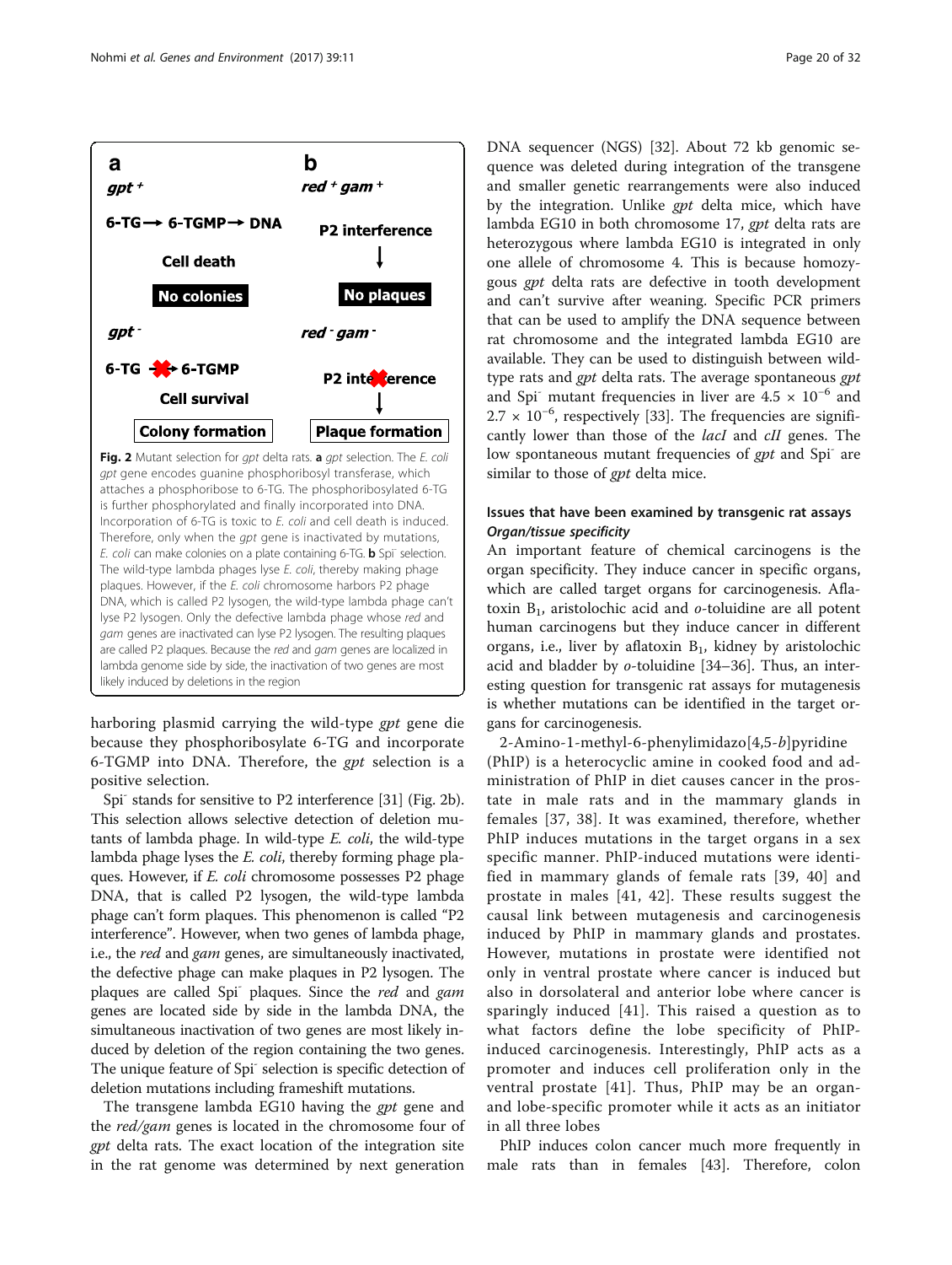**a**

*gpt* +

6-TG → 6-TGMP → DNA

Cell death

**No colonies**

*gpt* -

6-TG ✗ 6-TGMP

Cell survival

**Colony formation**

**b**

*red* + *gam* +

P2 interference

**No plaques**

*red* - *gam* -

P2 interference ✗

**Plaque formation**

**Fig. 2** Mutant selection for *gpt* delta rats. **a** *gpt* selection. The *E. coli* *gpt* gene encodes guanine phosphoribosyl transferase, which attaches a phosphoribose to 6-TG. The phosphoribosylated 6-TG is further phosphorylated and finally incorporated into DNA. Incorporation of 6-TG is toxic to *E. coli* and cell death is induced. Therefore, only when the *gpt* gene is inactivated by mutations, *E. coli* can make colonies on a plate containing 6-TG. **b** Spi⁻ selection. The wild-type lambda phages lyse *E. coli*, thereby making phage plaques. However, if the *E. coli* chromosome harbors P2 phage DNA, which is called P2 lysogen, the wild-type lambda phage can't lyse P2 lysogen. Only the defective lambda phage whose *red* and *gam* genes are inactivated can lyse P2 lysogen. The resulting plaques are called P2 plaques. Because the *red* and *gam* genes are localized in lambda genome side by side, the inactivation of two genes are most likely induced by deletions in the region

harboring plasmid carrying the wild-type *gpt* gene die because they phosphoribosylate 6-TG and incorporate 6-TGMP into DNA. Therefore, the *gpt* selection is a positive selection.

Spi⁻ stands for sensitive to P2 interference [31] (Fig. 2b). This selection allows selective detection of deletion mutants of lambda phage. In wild-type *E. coli*, the wild-type lambda phage lyses the *E. coli*, thereby forming phage plaques. However, if *E. coli* chromosome possesses P2 phage DNA, that is called P2 lysogen, the wild-type lambda phage can't form plaques. This phenomenon is called "P2 interference". However, when two genes of lambda phage, i.e., the *red* and *gam* genes, are simultaneously inactivated, the defective phage can make plaques in P2 lysogen. The plaques are called Spi⁻ plaques. Since the *red* and *gam* genes are located side by side in the lambda DNA, the simultaneous inactivation of two genes are most likely induced by deletion of the region containing the two genes. The unique feature of Spi⁻ selection is specific detection of deletion mutations including frameshift mutations.

The transgene lambda EG10 having the *gpt* gene and the *red/gam* genes is located in the chromosome four of *gpt* delta rats. The exact location of the integration site in the rat genome was determined by next generation DNA sequencer (NGS) [32]. About 72 kb genomic sequence was deleted during integration of the transgene and smaller genetic rearrangements were also induced by the integration. Unlike *gpt* delta mice, which have lambda EG10 in both chromosome 17, *gpt* delta rats are heterozygous where lambda EG10 is integrated in only one allele of chromosome 4. This is because homozygous *gpt* delta rats are defective in tooth development and can't survive after weaning. Specific PCR primers that can be used to amplify the DNA sequence between rat chromosome and the integrated lambda EG10 are available. They can be used to distinguish between wild-type rats and *gpt* delta rats. The average spontaneous *gpt* and Spi⁻ mutant frequencies in liver are $4.5 \times 10^{-6}$ and $2.7 \times 10^{-6}$, respectively [33]. The frequencies are significantly lower than those of the *lacI* and *cII* genes. The low spontaneous mutant frequencies of *gpt* and Spi⁻ are similar to those of *gpt* delta mice.

## Issues that have been examined by transgenic rat assays

### *Organ/tissue specificity*

An important feature of chemical carcinogens is the organ specificity. They induce cancer in specific organs, which are called target organs for carcinogenesis. Aflatoxin $B_1$, aristolochic acid and *o*-toluidine are all potent human carcinogens but they induce cancer in different organs, i.e., liver by aflatoxin $B_1$, kidney by aristolochic acid and bladder by *o*-toluidine [34–36]. Thus, an interesting question for transgenic rat assays for mutagenesis is whether mutations can be identified in the target organs for carcinogenesis.

2-Amino-1-methyl-6-phenylimidazo[4,5-*b*]pyridine (PhIP) is a heterocyclic amine in cooked food and administration of PhIP in diet causes cancer in the prostate in male rats and in the mammary glands in females [37, 38]. It was examined, therefore, whether PhIP induces mutations in the target organs in a sex specific manner. PhIP-induced mutations were identified in mammary glands of female rats [39, 40] and prostate in males [41, 42]. These results suggest the causal link between mutagenesis and carcinogenesis induced by PhIP in mammary glands and prostates. However, mutations in prostate were identified not only in ventral prostate where cancer is induced but also in dorsolateral and anterior lobe where cancer is sparingly induced [41]. This raised a question as to what factors define the lobe specificity of PhIP-induced carcinogenesis. Interestingly, PhIP acts as a promoter and induces cell proliferation only in the ventral prostate [41]. Thus, PhIP may be an organ- and lobe-specific promoter while it acts as an initiator in all three lobes

PhIP induces colon cancer much more frequently in male rats than in females [43]. Therefore, colon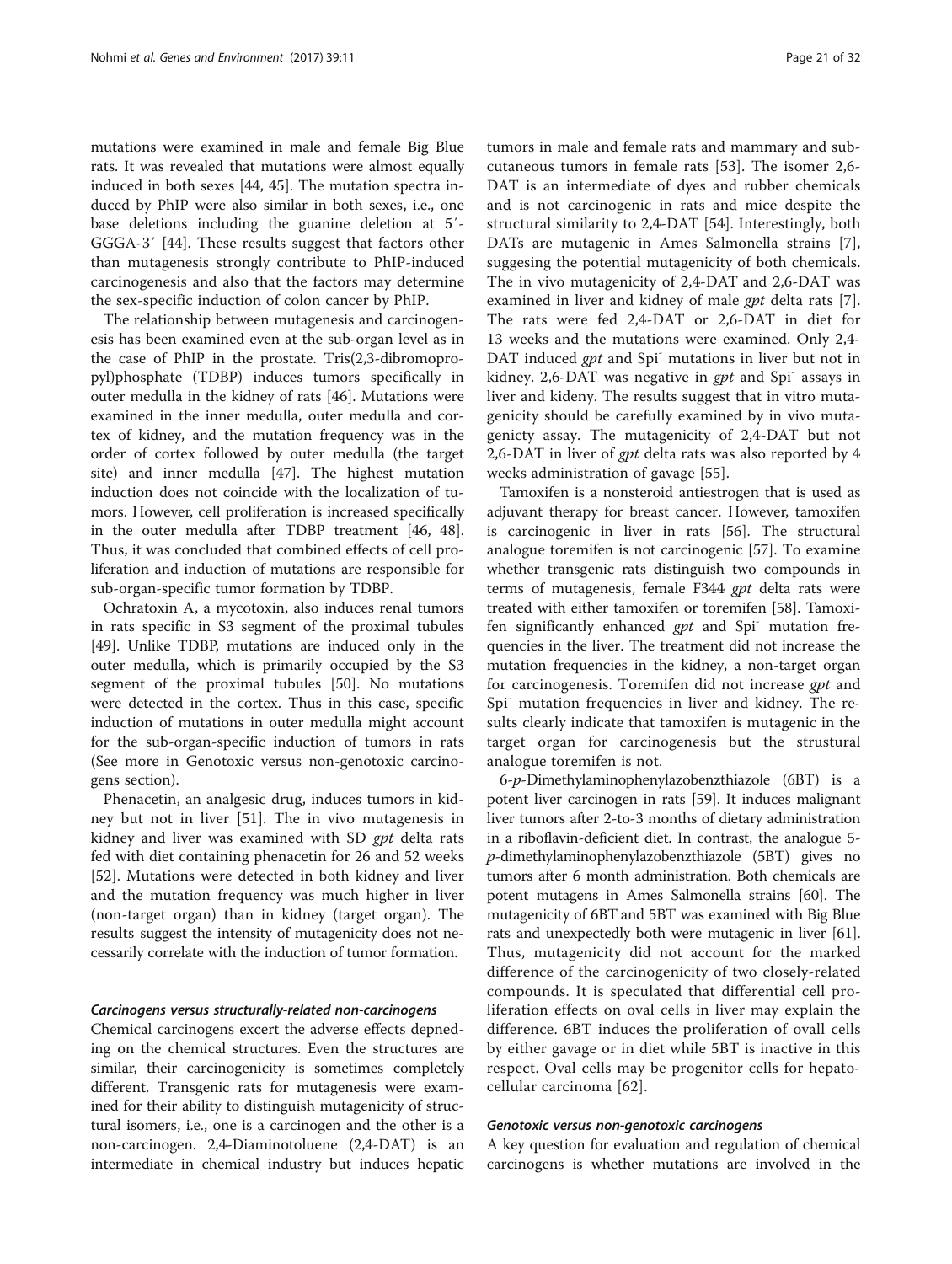mutations were examined in male and female Big Blue rats. It was revealed that mutations were almost equally induced in both sexes [44, 45]. The mutation spectra induced by PhIP were also similar in both sexes, i.e., one base deletions including the guanine deletion at 5′-GGGA-3′ [44]. These results suggest that factors other than mutagenesis strongly contribute to PhIP-induced carcinogenesis and also that the factors may determine the sex-specific induction of colon cancer by PhIP.

The relationship between mutagenesis and carcinogenesis has been examined even at the sub-organ level as in the case of PhIP in the prostate. Tris(2,3-dibromopropyl)phosphate (TDBP) induces tumors specifically in outer medulla in the kidney of rats [46]. Mutations were examined in the inner medulla, outer medulla and cortex of kidney, and the mutation frequency was in the order of cortex followed by outer medulla (the target site) and inner medulla [47]. The highest mutation induction does not coincide with the localization of tumors. However, cell proliferation is increased specifically in the outer medulla after TDBP treatment [46, 48]. Thus, it was concluded that combined effects of cell proliferation and induction of mutations are responsible for sub-organ-specific tumor formation by TDBP.

Ochratoxin A, a mycotoxin, also induces renal tumors in rats specific in S3 segment of the proximal tubules [49]. Unlike TDBP, mutations are induced only in the outer medulla, which is primarily occupied by the S3 segment of the proximal tubules [50]. No mutations were detected in the cortex. Thus in this case, specific induction of mutations in outer medulla might account for the sub-organ-specific induction of tumors in rats (See more in Genotoxic versus non-genotoxic carcinogens section).

Phenacetin, an analgesic drug, induces tumors in kidney but not in liver [51]. The in vivo mutagenesis in kidney and liver was examined with SD *gpt* delta rats fed with diet containing phenacetin for 26 and 52 weeks [52]. Mutations were detected in both kidney and liver and the mutation frequency was much higher in liver (non-target organ) than in kidney (target organ). The results suggest the intensity of mutagenicity does not necessarily correlate with the induction of tumor formation.

#### *Carcinogens versus structurally-related non-carcinogens*

Chemical carcinogens excert the adverse effects depneding on the chemical structures. Even the structures are similar, their carcinogenicity is sometimes completely different. Transgenic rats for mutagenesis were examined for their ability to distinguish mutagenicity of structural isomers, i.e., one is a carcinogen and the other is a non-carcinogen. 2,4-Diaminotoluene (2,4-DAT) is an intermediate in chemical industry but induces hepatic tumors in male and female rats and mammary and subcutaneous tumors in female rats [53]. The isomer 2,6-DAT is an intermediate of dyes and rubber chemicals and is not carcinogenic in rats and mice despite the structural similarity to 2,4-DAT [54]. Interestingly, both DATs are mutagenic in Ames Salmonella strains [7], suggesing the potential mutagenicity of both chemicals. The in vivo mutagenicity of 2,4-DAT and 2,6-DAT was examined in liver and kidney of male *gpt* delta rats [7]. The rats were fed 2,4-DAT or 2,6-DAT in diet for 13 weeks and the mutations were examined. Only 2,4-DAT induced *gpt* and Spi⁻ mutations in liver but not in kidney. 2,6-DAT was negative in *gpt* and Spi⁻ assays in liver and kideny. The results suggest that in vitro mutagenicity should be carefully examined by in vivo mutagenicty assay. The mutagenicity of 2,4-DAT but not 2,6-DAT in liver of *gpt* delta rats was also reported by 4 weeks administration of gavage [55].

Tamoxifen is a nonsteroid antiestrogen that is used as adjuvant therapy for breast cancer. However, tamoxifen is carcinogenic in liver in rats [56]. The structural analogue toremifen is not carcinogenic [57]. To examine whether transgenic rats distinguish two compounds in terms of mutagenesis, female F344 *gpt* delta rats were treated with either tamoxifen or toremifen [58]. Tamoxifen significantly enhanced *gpt* and Spi⁻ mutation frequencies in the liver. The treatment did not increase the mutation frequencies in the kidney, a non-target organ for carcinogenesis. Toremifen did not increase *gpt* and Spi⁻ mutation frequencies in liver and kidney. The results clearly indicate that tamoxifen is mutagenic in the target organ for carcinogenesis but the strustural analogue toremifen is not.

6-*p*-Dimethylaminophenylazobenzthiazole (6BT) is a potent liver carcinogen in rats [59]. It induces malignant liver tumors after 2-to-3 months of dietary administration in a riboflavin-deficient diet. In contrast, the analogue 5-*p*-dimethylaminophenylazobenzthiazole (5BT) gives no tumors after 6 month administration. Both chemicals are potent mutagens in Ames Salmonella strains [60]. The mutagenicity of 6BT and 5BT was examined with Big Blue rats and unexpectedly both were mutagenic in liver [61]. Thus, mutagenicity did not account for the marked difference of the carcinogenicity of two closely-related compounds. It is speculated that differential cell proliferation effects on oval cells in liver may explain the difference. 6BT induces the proliferation of ovall cells by either gavage or in diet while 5BT is inactive in this respect. Oval cells may be progenitor cells for hepatocellular carcinoma [62].

#### *Genotoxic versus non-genotoxic carcinogens*

A key question for evaluation and regulation of chemical carcinogens is whether mutations are involved in the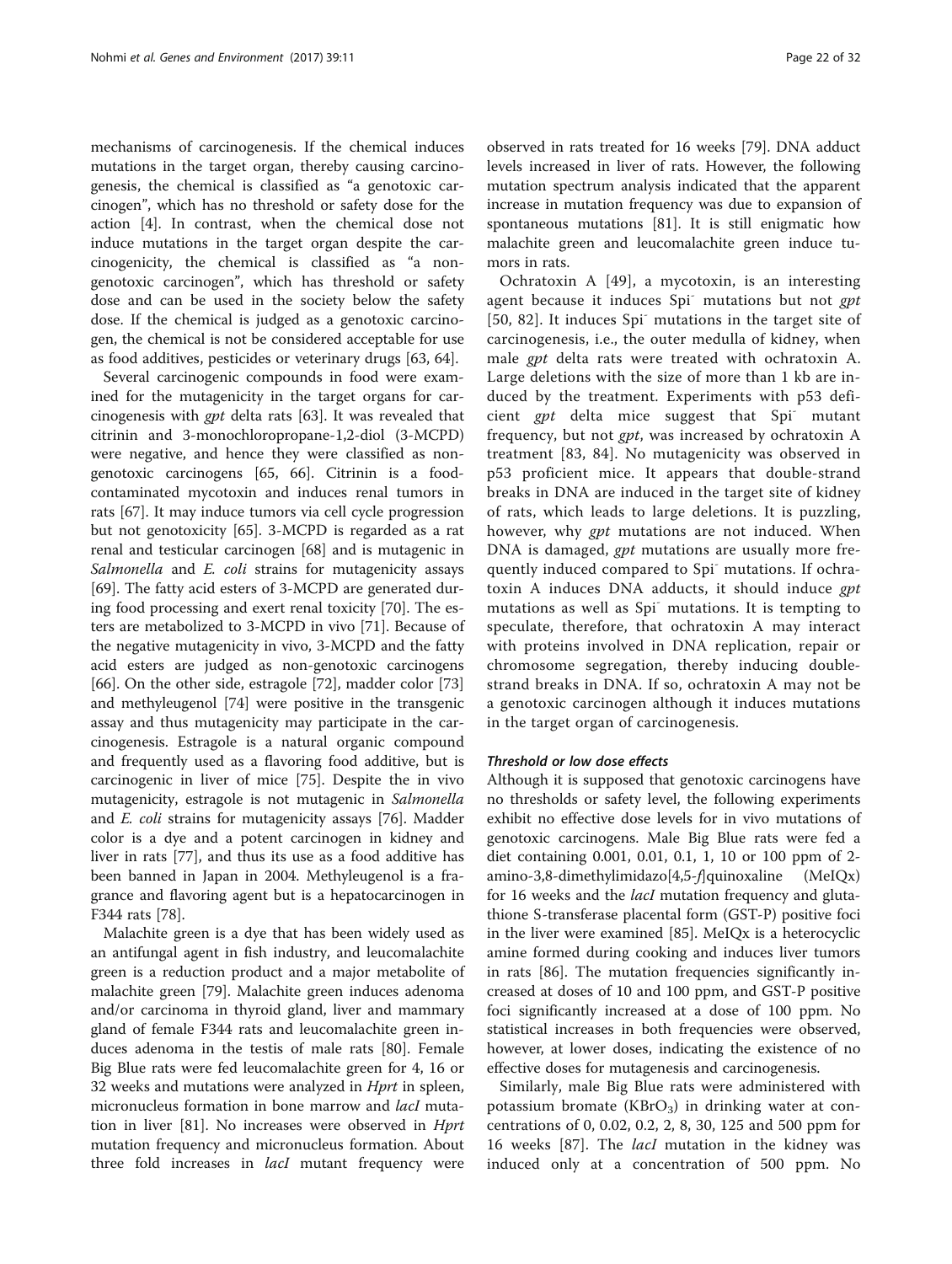mechanisms of carcinogenesis. If the chemical induces mutations in the target organ, thereby causing carcinogenesis, the chemical is classified as "a genotoxic carcinogen", which has no threshold or safety dose for the action [4]. In contrast, when the chemical dose not induce mutations in the target organ despite the carcinogenicity, the chemical is classified as "a nongenotoxic carcinogen", which has threshold or safety dose and can be used in the society below the safety dose. If the chemical is judged as a genotoxic carcinogen, the chemical is not be considered acceptable for use as food additives, pesticides or veterinary drugs [63, 64].

Several carcinogenic compounds in food were examined for the mutagenicity in the target organs for carcinogenesis with *gpt* delta rats [63]. It was revealed that citrinin and 3-monochloropropane-1,2-diol (3-MCPD) were negative, and hence they were classified as nongenotoxic carcinogens [65, 66]. Citrinin is a food-contaminated mycotoxin and induces renal tumors in rats [67]. It may induce tumors via cell cycle progression but not genotoxicity [65]. 3-MCPD is regarded as a rat renal and testicular carcinogen [68] and is mutagenic in *Salmonella* and *E. coli* strains for mutagenicity assays [69]. The fatty acid esters of 3-MCPD are generated during food processing and exert renal toxicity [70]. The esters are metabolized to 3-MCPD in vivo [71]. Because of the negative mutagenicity in vivo, 3-MCPD and the fatty acid esters are judged as non-genotoxic carcinogens [66]. On the other side, estragole [72], madder color [73] and methyleugenol [74] were positive in the transgenic assay and thus mutagenicity may participate in the carcinogenesis. Estragole is a natural organic compound and frequently used as a flavoring food additive, but is carcinogenic in liver of mice [75]. Despite the in vivo mutagenicity, estragole is not mutagenic in *Salmonella* and *E. coli* strains for mutagenicity assays [76]. Madder color is a dye and a potent carcinogen in kidney and liver in rats [77], and thus its use as a food additive has been banned in Japan in 2004. Methyleugenol is a fragrance and flavoring agent but is a hepatocarcinogen in F344 rats [78].

Malachite green is a dye that has been widely used as an antifungal agent in fish industry, and leucomalachite green is a reduction product and a major metabolite of malachite green [79]. Malachite green induces adenoma and/or carcinoma in thyroid gland, liver and mammary gland of female F344 rats and leucomalachite green induces adenoma in the testis of male rats [80]. Female Big Blue rats were fed leucomalachite green for 4, 16 or 32 weeks and mutations were analyzed in *Hprt* in spleen, micronucleus formation in bone marrow and *lacI* mutation in liver [81]. No increases were observed in *Hprt* mutation frequency and micronucleus formation. About three fold increases in *lacI* mutant frequency were observed in rats treated for 16 weeks [79]. DNA adduct levels increased in liver of rats. However, the following mutation spectrum analysis indicated that the apparent increase in mutation frequency was due to expansion of spontaneous mutations [81]. It is still enigmatic how malachite green and leucomalachite green induce tumors in rats.

Ochratoxin A [49], a mycotoxin, is an interesting agent because it induces Spi$^-$ mutations but not *gpt* [50, 82]. It induces Spi$^-$ mutations in the target site of carcinogenesis, i.e., the outer medulla of kidney, when male *gpt* delta rats were treated with ochratoxin A. Large deletions with the size of more than 1 kb are induced by the treatment. Experiments with p53 deficient *gpt* delta mice suggest that Spi$^-$ mutant frequency, but not *gpt*, was increased by ochratoxin A treatment [83, 84]. No mutagenicity was observed in p53 proficient mice. It appears that double-strand breaks in DNA are induced in the target site of kidney of rats, which leads to large deletions. It is puzzling, however, why *gpt* mutations are not induced. When DNA is damaged, *gpt* mutations are usually more frequently induced compared to Spi$^-$ mutations. If ochratoxin A induces DNA adducts, it should induce *gpt* mutations as well as Spi$^-$ mutations. It is tempting to speculate, therefore, that ochratoxin A may interact with proteins involved in DNA replication, repair or chromosome segregation, thereby inducing double-strand breaks in DNA. If so, ochratoxin A may not be a genotoxic carcinogen although it induces mutations in the target organ of carcinogenesis.

#### Threshold or low dose effects

Although it is supposed that genotoxic carcinogens have no thresholds or safety level, the following experiments exhibit no effective dose levels for in vivo mutations of genotoxic carcinogens. Male Big Blue rats were fed a diet containing 0.001, 0.01, 0.1, 1, 10 or 100 ppm of 2-amino-3,8-dimethylimidazo[4,5-*f*]quinoxaline (MeIQx) for 16 weeks and the *lacI* mutation frequency and glutathione S-transferase placental form (GST-P) positive foci in the liver were examined [85]. MeIQx is a heterocyclic amine formed during cooking and induces liver tumors in rats [86]. The mutation frequencies significantly increased at doses of 10 and 100 ppm, and GST-P positive foci significantly increased at a dose of 100 ppm. No statistical increases in both frequencies were observed, however, at lower doses, indicating the existence of no effective doses for mutagenesis and carcinogenesis.

Similarly, male Big Blue rats were administered with potassium bromate ($KBrO_3$) in drinking water at concentrations of 0, 0.02, 0.2, 2, 8, 30, 125 and 500 ppm for 16 weeks [87]. The *lacI* mutation in the kidney was induced only at a concentration of 500 ppm. No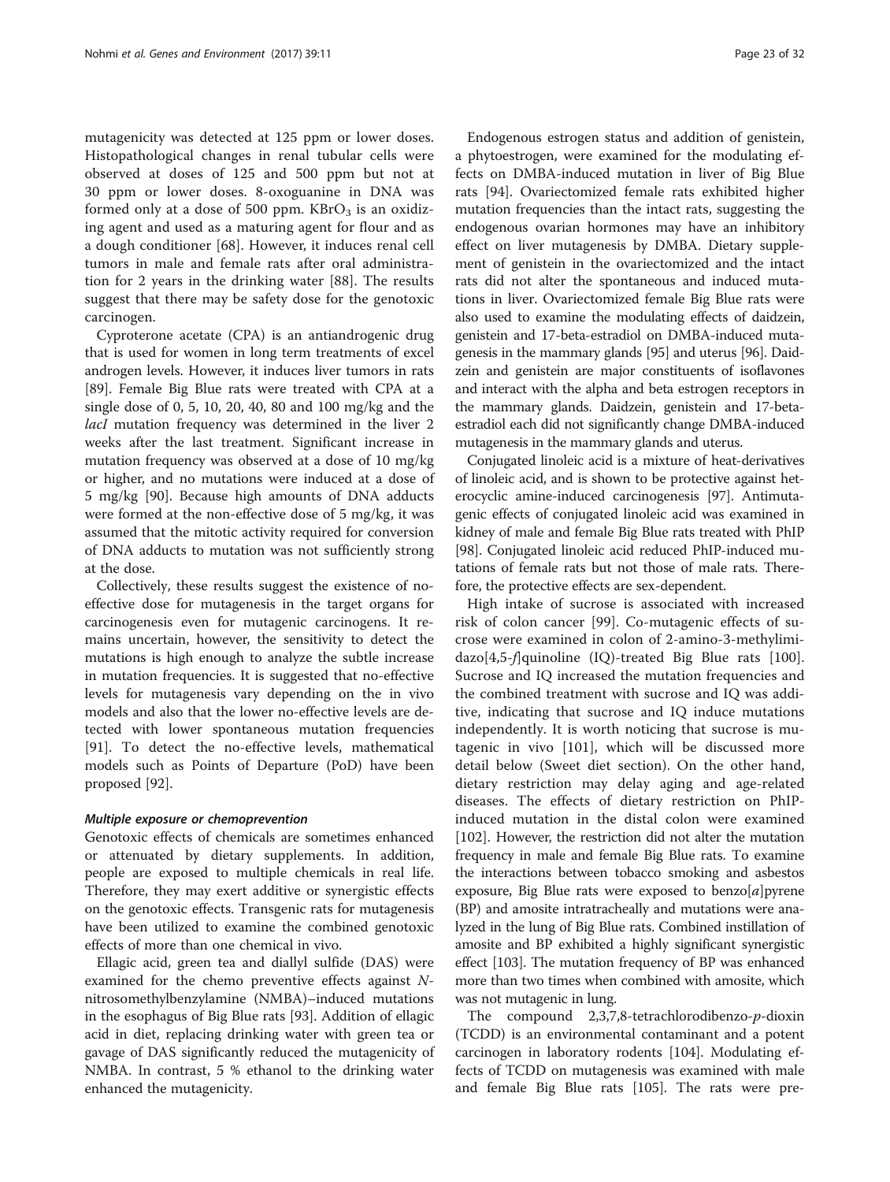mutagenicity was detected at 125 ppm or lower doses. Histopathological changes in renal tubular cells were observed at doses of 125 and 500 ppm but not at 30 ppm or lower doses. 8-oxoguanine in DNA was formed only at a dose of 500 ppm. $KBrO_3$ is an oxidizing agent and used as a maturing agent for flour and as a dough conditioner [68]. However, it induces renal cell tumors in male and female rats after oral administration for 2 years in the drinking water [88]. The results suggest that there may be safety dose for the genotoxic carcinogen.

Cyproterone acetate (CPA) is an antiandrogenic drug that is used for women in long term treatments of excel androgen levels. However, it induces liver tumors in rats [89]. Female Big Blue rats were treated with CPA at a single dose of 0, 5, 10, 20, 40, 80 and 100 mg/kg and the *lacI* mutation frequency was determined in the liver 2 weeks after the last treatment. Significant increase in mutation frequency was observed at a dose of 10 mg/kg or higher, and no mutations were induced at a dose of 5 mg/kg [90]. Because high amounts of DNA adducts were formed at the non-effective dose of 5 mg/kg, it was assumed that the mitotic activity required for conversion of DNA adducts to mutation was not sufficiently strong at the dose.

Collectively, these results suggest the existence of no-effective dose for mutagenesis in the target organs for carcinogenesis even for mutagenic carcinogens. It remains uncertain, however, the sensitivity to detect the mutations is high enough to analyze the subtle increase in mutation frequencies. It is suggested that no-effective levels for mutagenesis vary depending on the in vivo models and also that the lower no-effective levels are detected with lower spontaneous mutation frequencies [91]. To detect the no-effective levels, mathematical models such as Points of Departure (PoD) have been proposed [92].

#### *Multiple exposure or chemoprevention*

Genotoxic effects of chemicals are sometimes enhanced or attenuated by dietary supplements. In addition, people are exposed to multiple chemicals in real life. Therefore, they may exert additive or synergistic effects on the genotoxic effects. Transgenic rats for mutagenesis have been utilized to examine the combined genotoxic effects of more than one chemical in vivo.

Ellagic acid, green tea and diallyl sulfide (DAS) were examined for the chemo preventive effects against *N*-nitrosomethylbenzylamine (NMBA)–induced mutations in the esophagus of Big Blue rats [93]. Addition of ellagic acid in diet, replacing drinking water with green tea or gavage of DAS significantly reduced the mutagenicity of NMBA. In contrast, 5 % ethanol to the drinking water enhanced the mutagenicity.

Endogenous estrogen status and addition of genistein, a phytoestrogen, were examined for the modulating effects on DMBA-induced mutation in liver of Big Blue rats [94]. Ovariectomized female rats exhibited higher mutation frequencies than the intact rats, suggesting the endogenous ovarian hormones may have an inhibitory effect on liver mutagenesis by DMBA. Dietary supplement of genistein in the ovariectomized and the intact rats did not alter the spontaneous and induced mutations in liver. Ovariectomized female Big Blue rats were also used to examine the modulating effects of daidzein, genistein and 17-beta-estradiol on DMBA-induced mutagenesis in the mammary glands [95] and uterus [96]. Daidzein and genistein are major constituents of isoflavones and interact with the alpha and beta estrogen receptors in the mammary glands. Daidzein, genistein and 17-beta-estradiol each did not significantly change DMBA-induced mutagenesis in the mammary glands and uterus.

Conjugated linoleic acid is a mixture of heat-derivatives of linoleic acid, and is shown to be protective against heterocyclic amine-induced carcinogenesis [97]. Antimutagenic effects of conjugated linoleic acid was examined in kidney of male and female Big Blue rats treated with PhIP [98]. Conjugated linoleic acid reduced PhIP-induced mutations of female rats but not those of male rats. Therefore, the protective effects are sex-dependent.

High intake of sucrose is associated with increased risk of colon cancer [99]. Co-mutagenic effects of sucrose were examined in colon of 2-amino-3-methylimidazo[4,5-*f*]quinoline (IQ)-treated Big Blue rats [100]. Sucrose and IQ increased the mutation frequencies and the combined treatment with sucrose and IQ was additive, indicating that sucrose and IQ induce mutations independently. It is worth noticing that sucrose is mutagenic in vivo [101], which will be discussed more detail below (Sweet diet section). On the other hand, dietary restriction may delay aging and age-related diseases. The effects of dietary restriction on PhIP-induced mutation in the distal colon were examined [102]. However, the restriction did not alter the mutation frequency in male and female Big Blue rats. To examine the interactions between tobacco smoking and asbestos exposure, Big Blue rats were exposed to benzo[*a*]pyrene (BP) and amosite intratracheally and mutations were analyzed in the lung of Big Blue rats. Combined instillation of amosite and BP exhibited a highly significant synergistic effect [103]. The mutation frequency of BP was enhanced more than two times when combined with amosite, which was not mutagenic in lung.

The compound 2,3,7,8-tetrachlorodibenzo-*p*-dioxin (TCDD) is an environmental contaminant and a potent carcinogen in laboratory rodents [104]. Modulating effects of TCDD on mutagenesis was examined with male and female Big Blue rats [105]. The rats were pre-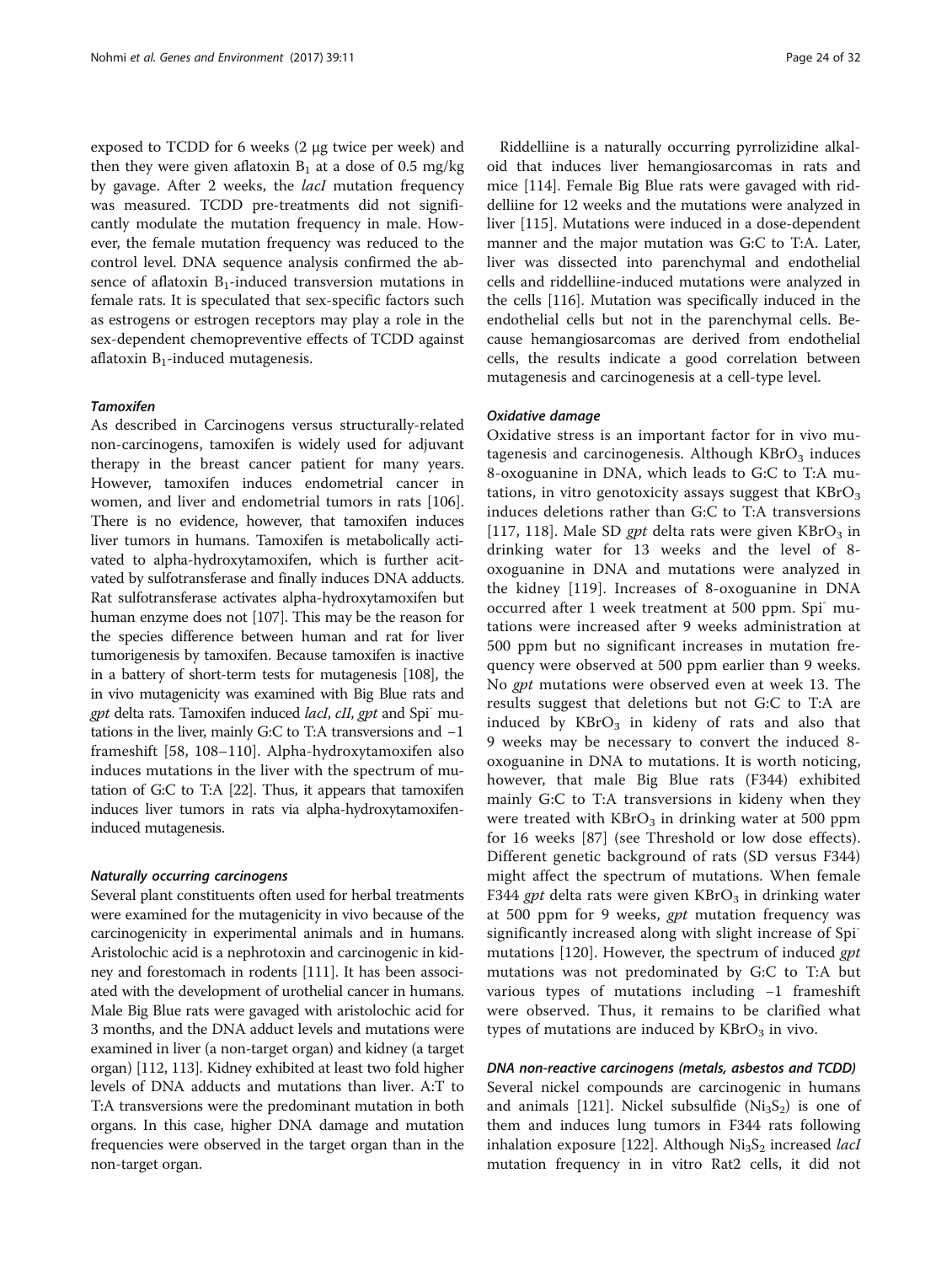exposed to TCDD for 6 weeks (2 μg twice per week) and then they were given aflatoxin $B_1$ at a dose of 0.5 mg/kg by gavage. After 2 weeks, the *lacI* mutation frequency was measured. TCDD pre-treatments did not significantly modulate the mutation frequency in male. However, the female mutation frequency was reduced to the control level. DNA sequence analysis confirmed the absence of aflatoxin $B_1$-induced transversion mutations in female rats. It is speculated that sex-specific factors such as estrogens or estrogen receptors may play a role in the sex-dependent chemopreventive effects of TCDD against aflatoxin $B_1$-induced mutagenesis.

#### *Tamoxifen*

As described in Carcinogens versus structurally-related non-carcinogens, tamoxifen is widely used for adjuvant therapy in the breast cancer patient for many years. However, tamoxifen induces endometrial cancer in women, and liver and endometrial tumors in rats [106]. There is no evidence, however, that tamoxifen induces liver tumors in humans. Tamoxifen is metabolically activated to alpha-hydroxytamoxifen, which is further acitvated by sulfotransferase and finally induces DNA adducts. Rat sulfotransferase activates alpha-hydroxytamoxifen but human enzyme does not [107]. This may be the reason for the species difference between human and rat for liver tumorigenesis by tamoxifen. Because tamoxifen is inactive in a battery of short-term tests for mutagenesis [108], the in vivo mutagenicity was examined with Big Blue rats and *gpt* delta rats. Tamoxifen induced *lacI*, *cII*, *gpt* and Spi⁻ mutations in the liver, mainly G:C to T:A transversions and −1 frameshift [58, 108–110]. Alpha-hydroxytamoxifen also induces mutations in the liver with the spectrum of mutation of G:C to T:A [22]. Thus, it appears that tamoxifen induces liver tumors in rats via alpha-hydroxytamoxifen-induced mutagenesis.

#### *Naturally occurring carcinogens*

Several plant constituents often used for herbal treatments were examined for the mutagenicity in vivo because of the carcinogenicity in experimental animals and in humans. Aristolochic acid is a nephrotoxin and carcinogenic in kidney and forestomach in rodents [111]. It has been associated with the development of urothelial cancer in humans. Male Big Blue rats were gavaged with aristolochic acid for 3 months, and the DNA adduct levels and mutations were examined in liver (a non-target organ) and kidney (a target organ) [112, 113]. Kidney exhibited at least two fold higher levels of DNA adducts and mutations than liver. A:T to T:A transversions were the predominant mutation in both organs. In this case, higher DNA damage and mutation frequencies were observed in the target organ than in the non-target organ.

Riddelliine is a naturally occurring pyrrolizidine alkaloid that induces liver hemangiosarcomas in rats and mice [114]. Female Big Blue rats were gavaged with riddelliine for 12 weeks and the mutations were analyzed in liver [115]. Mutations were induced in a dose-dependent manner and the major mutation was G:C to T:A. Later, liver was dissected into parenchymal and endothelial cells and riddelliine-induced mutations were analyzed in the cells [116]. Mutation was specifically induced in the endothelial cells but not in the parenchymal cells. Because hemangiosarcomas are derived from endothelial cells, the results indicate a good correlation between mutagenesis and carcinogenesis at a cell-type level.

#### *Oxidative damage*

Oxidative stress is an important factor for in vivo mutagenesis and carcinogenesis. Although $KBrO_3$ induces 8-oxoguanine in DNA, which leads to G:C to T:A mutations, in vitro genotoxicity assays suggest that $KBrO_3$ induces deletions rather than G:C to T:A transversions [117, 118]. Male SD *gpt* delta rats were given $KBrO_3$ in drinking water for 13 weeks and the level of 8-oxoguanine in DNA and mutations were analyzed in the kidney [119]. Increases of 8-oxoguanine in DNA occurred after 1 week treatment at 500 ppm. Spi⁻ mutations were increased after 9 weeks administration at 500 ppm but no significant increases in mutation frequency were observed at 500 ppm earlier than 9 weeks. No *gpt* mutations were observed even at week 13. The results suggest that deletions but not G:C to T:A are induced by $KBrO_3$ in kideny of rats and also that 9 weeks may be necessary to convert the induced 8-oxoguanine in DNA to mutations. It is worth noticing, however, that male Big Blue rats (F344) exhibited mainly G:C to T:A transversions in kideny when they were treated with $KBrO_3$ in drinking water at 500 ppm for 16 weeks [87] (see Threshold or low dose effects). Different genetic background of rats (SD versus F344) might affect the spectrum of mutations. When female F344 *gpt* delta rats were given $KBrO_3$ in drinking water at 500 ppm for 9 weeks, *gpt* mutation frequency was significantly increased along with slight increase of Spi⁻ mutations [120]. However, the spectrum of induced *gpt* mutations was not predominated by G:C to T:A but various types of mutations including −1 frameshift were observed. Thus, it remains to be clarified what types of mutations are induced by $KBrO_3$ in vivo.

#### *DNA non-reactive carcinogens (metals, asbestos and TCDD)*

Several nickel compounds are carcinogenic in humans and animals [121]. Nickel subsulfide ($Ni_3S_2$) is one of them and induces lung tumors in F344 rats following inhalation exposure [122]. Although $Ni_3S_2$ increased *lacI* mutation frequency in in vitro Rat2 cells, it did not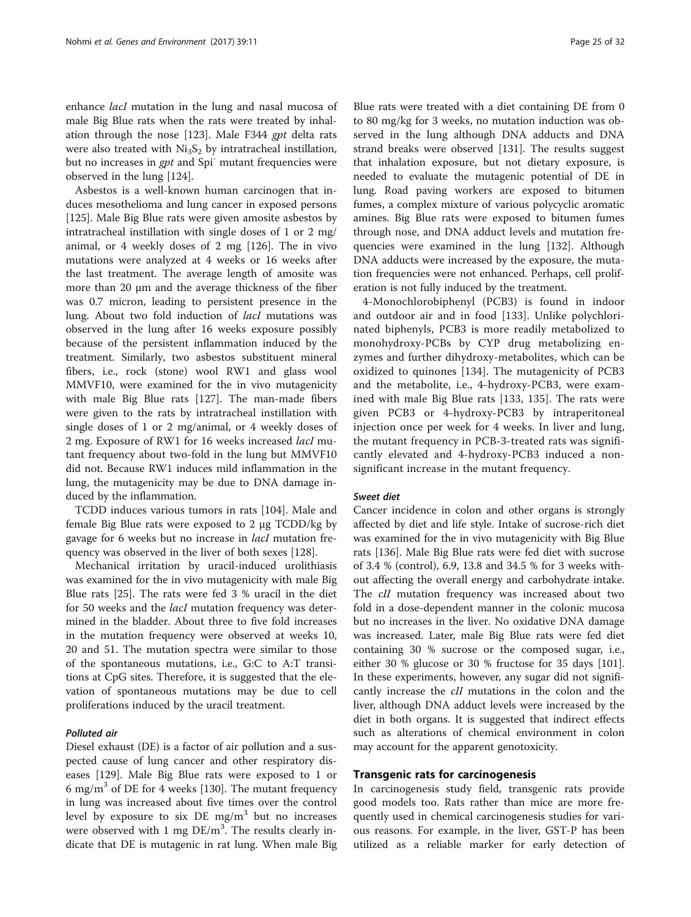enhance *lacI* mutation in the lung and nasal mucosa of male Big Blue rats when the rats were treated by inhalation through the nose [123]. Male F344 *gpt* delta rats were also treated with $Ni_3S_2$ by intratracheal instillation, but no increases in *gpt* and Spi⁻ mutant frequencies were observed in the lung [124].

Asbestos is a well-known human carcinogen that induces mesothelioma and lung cancer in exposed persons [125]. Male Big Blue rats were given amosite asbestos by intratracheal instillation with single doses of 1 or 2 mg/animal, or 4 weekly doses of 2 mg [126]. The in vivo mutations were analyzed at 4 weeks or 16 weeks after the last treatment. The average length of amosite was more than 20 μm and the average thickness of the fiber was 0.7 micron, leading to persistent presence in the lung. About two fold induction of *lacI* mutations was observed in the lung after 16 weeks exposure possibly because of the persistent inflammation induced by the treatment. Similarly, two asbestos substituent mineral fibers, i.e., rock (stone) wool RW1 and glass wool MMVF10, were examined for the in vivo mutagenicity with male Big Blue rats [127]. The man-made fibers were given to the rats by intratracheal instillation with single doses of 1 or 2 mg/animal, or 4 weekly doses of 2 mg. Exposure of RW1 for 16 weeks increased *lacI* mutant frequency about two-fold in the lung but MMVF10 did not. Because RW1 induces mild inflammation in the lung, the mutagenicity may be due to DNA damage induced by the inflammation.

TCDD induces various tumors in rats [104]. Male and female Big Blue rats were exposed to 2 μg TCDD/kg by gavage for 6 weeks but no increase in *lacI* mutation frequency was observed in the liver of both sexes [128].

Mechanical irritation by uracil-induced urolithiasis was examined for the in vivo mutagenicity with male Big Blue rats [25]. The rats were fed 3 % uracil in the diet for 50 weeks and the *lacI* mutation frequency was determined in the bladder. About three to five fold increases in the mutation frequency were observed at weeks 10, 20 and 51. The mutation spectra were similar to those of the spontaneous mutations, i.e., G:C to A:T transitions at CpG sites. Therefore, it is suggested that the elevation of spontaneous mutations may be due to cell proliferations induced by the uracil treatment.

#### Polluted air

Diesel exhaust (DE) is a factor of air pollution and a suspected cause of lung cancer and other respiratory diseases [129]. Male Big Blue rats were exposed to 1 or 6 $mg/m^3$ of DE for 4 weeks [130]. The mutant frequency in lung was increased about five times over the control level by exposure to six DE $mg/m^3$ but no increases were observed with 1 mg $DE/m^3$. The results clearly indicate that DE is mutagenic in rat lung. When male Big Blue rats were treated with a diet containing DE from 0 to 80 mg/kg for 3 weeks, no mutation induction was observed in the lung although DNA adducts and DNA strand breaks were observed [131]. The results suggest that inhalation exposure, but not dietary exposure, is needed to evaluate the mutagenic potential of DE in lung. Road paving workers are exposed to bitumen fumes, a complex mixture of various polycyclic aromatic amines. Big Blue rats were exposed to bitumen fumes through nose, and DNA adduct levels and mutation frequencies were examined in the lung [132]. Although DNA adducts were increased by the exposure, the mutation frequencies were not enhanced. Perhaps, cell proliferation is not fully induced by the treatment.

4-Monochlorobiphenyl (PCB3) is found in indoor and outdoor air and in food [133]. Unlike polychlorinated biphenyls, PCB3 is more readily metabolized to monohydroxy-PCBs by CYP drug metabolizing enzymes and further dihydroxy-metabolites, which can be oxidized to quinones [134]. The mutagenicity of PCB3 and the metabolite, i.e., 4-hydroxy-PCB3, were examined with male Big Blue rats [133, 135]. The rats were given PCB3 or 4-hydroxy-PCB3 by intraperitoneal injection once per week for 4 weeks. In liver and lung, the mutant frequency in PCB-3-treated rats was significantly elevated and 4-hydroxy-PCB3 induced a non-significant increase in the mutant frequency.

#### Sweet diet

Cancer incidence in colon and other organs is strongly affected by diet and life style. Intake of sucrose-rich diet was examined for the in vivo mutagenicity with Big Blue rats [136]. Male Big Blue rats were fed diet with sucrose of 3.4 % (control), 6.9, 13.8 and 34.5 % for 3 weeks without affecting the overall energy and carbohydrate intake. The *cII* mutation frequency was increased about two fold in a dose-dependent manner in the colonic mucosa but no increases in the liver. No oxidative DNA damage was increased. Later, male Big Blue rats were fed diet containing 30 % sucrose or the composed sugar, i.e., either 30 % glucose or 30 % fructose for 35 days [101]. In these experiments, however, any sugar did not significantly increase the *cII* mutations in the colon and the liver, although DNA adduct levels were increased by the diet in both organs. It is suggested that indirect effects such as alterations of chemical environment in colon may account for the apparent genotoxicity.

### Transgenic rats for carcinogenesis

In carcinogenesis study field, transgenic rats provide good models too. Rats rather than mice are more frequently used in chemical carcinogenesis studies for various reasons. For example, in the liver, GST-P has been utilized as a reliable marker for early detection of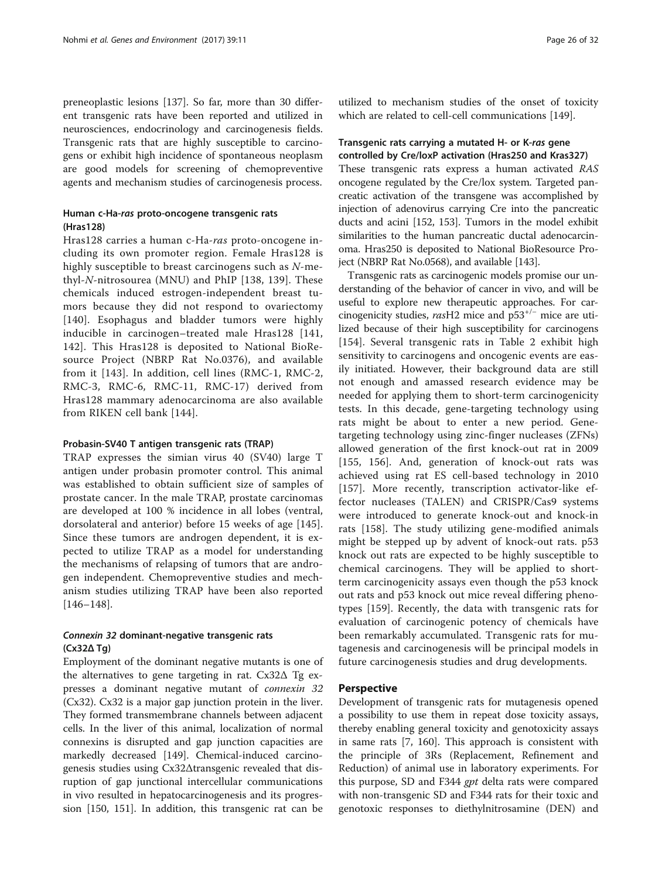preneoplastic lesions [137]. So far, more than 30 different transgenic rats have been reported and utilized in neurosciences, endocrinology and carcinogenesis fields. Transgenic rats that are highly susceptible to carcinogens or exhibit high incidence of spontaneous neoplasm are good models for screening of chemopreventive agents and mechanism studies of carcinogenesis process.

#### Human c-Ha-*ras* proto-oncogene transgenic rats (Hras128)

Hras128 carries a human c-Ha-*ras* proto-oncogene including its own promoter region. Female Hras128 is highly susceptible to breast carcinogens such as *N*-methyl-*N*-nitrosourea (MNU) and PhIP [138, 139]. These chemicals induced estrogen-independent breast tumors because they did not respond to ovariectomy [140]. Esophagus and bladder tumors were highly inducible in carcinogen–treated male Hras128 [141, 142]. This Hras128 is deposited to National BioResource Project (NBRP Rat No.0376), and available from it [143]. In addition, cell lines (RMC-1, RMC-2, RMC-3, RMC-6, RMC-11, RMC-17) derived from Hras128 mammary adenocarcinoma are also available from RIKEN cell bank [144].

#### Probasin-SV40 T antigen transgenic rats (TRAP)

TRAP expresses the simian virus 40 (SV40) large T antigen under probasin promoter control. This animal was established to obtain sufficient size of samples of prostate cancer. In the male TRAP, prostate carcinomas are developed at 100 % incidence in all lobes (ventral, dorsolateral and anterior) before 15 weeks of age [145]. Since these tumors are androgen dependent, it is expected to utilize TRAP as a model for understanding the mechanisms of relapsing of tumors that are androgen independent. Chemopreventive studies and mechanism studies utilizing TRAP have been also reported [146–148].

#### *Connexin 32* dominant-negative transgenic rats (Cx32Δ Tg)

Employment of the dominant negative mutants is one of the alternatives to gene targeting in rat. Cx32Δ Tg expresses a dominant negative mutant of *connexin 32* (Cx32). Cx32 is a major gap junction protein in the liver. They formed transmembrane channels between adjacent cells. In the liver of this animal, localization of normal connexins is disrupted and gap junction capacities are markedly decreased [149]. Chemical-induced carcinogenesis studies using Cx32Δtransgenic revealed that disruption of gap junctional intercellular communications in vivo resulted in hepatocarcinogenesis and its progression [150, 151]. In addition, this transgenic rat can be utilized to mechanism studies of the onset of toxicity which are related to cell-cell communications [149].

#### Transgenic rats carrying a mutated H- or K-*ras* gene controlled by Cre/loxP activation (Hras250 and Kras327)

These transgenic rats express a human activated *RAS* oncogene regulated by the Cre/lox system. Targeted pancreatic activation of the transgene was accomplished by injection of adenovirus carrying Cre into the pancreatic ducts and acini [152, 153]. Tumors in the model exhibit similarities to the human pancreatic ductal adenocarcinoma. Hras250 is deposited to National BioResource Project (NBRP Rat No.0568), and available [143].

Transgenic rats as carcinogenic models promise our understanding of the behavior of cancer in vivo, and will be useful to explore new therapeutic approaches. For carcinogenicity studies, *ras*H2 mice and $p53^{+/-}$ mice are utilized because of their high susceptibility for carcinogens [154]. Several transgenic rats in Table 2 exhibit high sensitivity to carcinogens and oncogenic events are easily initiated. However, their background data are still not enough and amassed research evidence may be needed for applying them to short-term carcinogenicity tests. In this decade, gene-targeting technology using rats might be about to enter a new period. Gene-targeting technology using zinc-finger nucleases (ZFNs) allowed generation of the first knock-out rat in 2009 [155, 156]. And, generation of knock-out rats was achieved using rat ES cell-based technology in 2010 [157]. More recently, transcription activator-like effector nucleases (TALEN) and CRISPR/Cas9 systems were introduced to generate knock-out and knock-in rats [158]. The study utilizing gene-modified animals might be stepped up by advent of knock-out rats. p53 knock out rats are expected to be highly susceptible to chemical carcinogens. They will be applied to short-term carcinogenicity assays even though the p53 knock out rats and p53 knock out mice reveal differing phenotypes [159]. Recently, the data with transgenic rats for evaluation of carcinogenic potency of chemicals have been remarkably accumulated. Transgenic rats for mutagenesis and carcinogenesis will be principal models in future carcinogenesis studies and drug developments.

## Perspective

Development of transgenic rats for mutagenesis opened a possibility to use them in repeat dose toxicity assays, thereby enabling general toxicity and genotoxicity assays in same rats [7, 160]. This approach is consistent with the principle of 3Rs (Replacement, Refinement and Reduction) of animal use in laboratory experiments. For this purpose, SD and F344 *gpt* delta rats were compared with non-transgenic SD and F344 rats for their toxic and genotoxic responses to diethylnitrosamine (DEN) and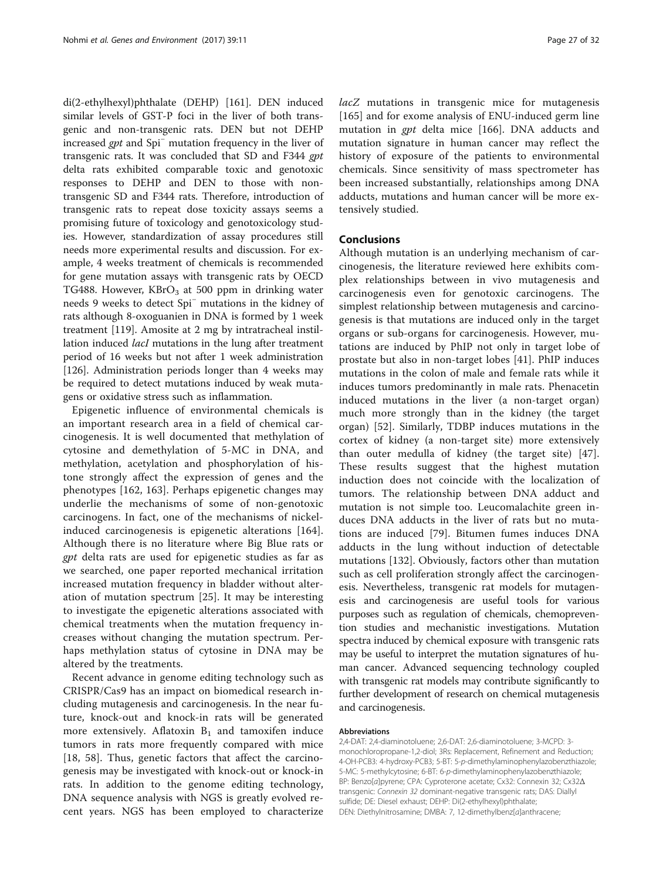di(2-ethylhexyl)phthalate (DEHP) [161]. DEN induced similar levels of GST-P foci in the liver of both transgenic and non-transgenic rats. DEN but not DEHP increased *gpt* and Spi⁻ mutation frequency in the liver of transgenic rats. It was concluded that SD and F344 *gpt* delta rats exhibited comparable toxic and genotoxic responses to DEHP and DEN to those with non-transgenic SD and F344 rats. Therefore, introduction of transgenic rats to repeat dose toxicity assays seems a promising future of toxicology and genotoxicology studies. However, standardization of assay procedures still needs more experimental results and discussion. For example, 4 weeks treatment of chemicals is recommended for gene mutation assays with transgenic rats by OECD TG488. However, $KBrO_3$ at 500 ppm in drinking water needs 9 weeks to detect Spi⁻ mutations in the kidney of rats although 8-oxoguanien in DNA is formed by 1 week treatment [119]. Amosite at 2 mg by intratracheal instillation induced *lacI* mutations in the lung after treatment period of 16 weeks but not after 1 week administration [126]. Administration periods longer than 4 weeks may be required to detect mutations induced by weak mutagens or oxidative stress such as inflammation.

Epigenetic influence of environmental chemicals is an important research area in a field of chemical carcinogenesis. It is well documented that methylation of cytosine and demethylation of 5-MC in DNA, and methylation, acetylation and phosphorylation of histone strongly affect the expression of genes and the phenotypes [162, 163]. Perhaps epigenetic changes may underlie the mechanisms of some of non-genotoxic carcinogens. In fact, one of the mechanisms of nickel-induced carcinogenesis is epigenetic alterations [164]. Although there is no literature where Big Blue rats or *gpt* delta rats are used for epigenetic studies as far as we searched, one paper reported mechanical irritation increased mutation frequency in bladder without alteration of mutation spectrum [25]. It may be interesting to investigate the epigenetic alterations associated with chemical treatments when the mutation frequency increases without changing the mutation spectrum. Perhaps methylation status of cytosine in DNA may be altered by the treatments.

Recent advance in genome editing technology such as CRISPR/Cas9 has an impact on biomedical research including mutagenesis and carcinogenesis. In the near future, knock-out and knock-in rats will be generated more extensively. Aflatoxin $B_1$ and tamoxifen induce tumors in rats more frequently compared with mice [18, 58]. Thus, genetic factors that affect the carcinogenesis may be investigated with knock-out or knock-in rats. In addition to the genome editing technology, DNA sequence analysis with NGS is greatly evolved recent years. NGS has been employed to characterize *lacZ* mutations in transgenic mice for mutagenesis [165] and for exome analysis of ENU-induced germ line mutation in *gpt* delta mice [166]. DNA adducts and mutation signature in human cancer may reflect the history of exposure of the patients to environmental chemicals. Since sensitivity of mass spectrometer has been increased substantially, relationships among DNA adducts, mutations and human cancer will be more extensively studied.

## Conclusions

Although mutation is an underlying mechanism of carcinogenesis, the literature reviewed here exhibits complex relationships between in vivo mutagenesis and carcinogenesis even for genotoxic carcinogens. The simplest relationship between mutagenesis and carcinogenesis is that mutations are induced only in the target organs or sub-organs for carcinogenesis. However, mutations are induced by PhIP not only in target lobe of prostate but also in non-target lobes [41]. PhIP induces mutations in the colon of male and female rats while it induces tumors predominantly in male rats. Phenacetin induced mutations in the liver (a non-target organ) much more strongly than in the kidney (the target organ) [52]. Similarly, TDBP induces mutations in the cortex of kidney (a non-target site) more extensively than outer medulla of kidney (the target site) [47]. These results suggest that the highest mutation induction does not coincide with the localization of tumors. The relationship between DNA adduct and mutation is not simple too. Leucomalachite green induces DNA adducts in the liver of rats but no mutations are induced [79]. Bitumen fumes induces DNA adducts in the lung without induction of detectable mutations [132]. Obviously, factors other than mutation such as cell proliferation strongly affect the carcinogenesis. Nevertheless, transgenic rat models for mutagenesis and carcinogenesis are useful tools for various purposes such as regulation of chemicals, chemoprevention studies and mechanistic investigations. Mutation spectra induced by chemical exposure with transgenic rats may be useful to interpret the mutation signatures of human cancer. Advanced sequencing technology coupled with transgenic rat models may contribute significantly to further development of research on chemical mutagenesis and carcinogenesis.

#### Abbreviations

2,4-DAT: 2,4-diaminotoluene; 2,6-DAT: 2,6-diaminotoluene; 3-MCPD: 3-monochloropropane-1,2-diol; 3Rs: Replacement, Refinement and Reduction; 4-OH-PCB3: 4-hydroxy-PCB3; 5-BT: 5-*p*-dimethylaminophenylazobenzthiazole; 5-MC: 5-methylcytosine; 6-BT: 6-*p*-dimethylaminophenylazobenzthiazole; BP: Benzo[*a*]pyrene; CPA: Cyproterone acetate; Cx32: Connexin 32; Cx32Δ transgenic: *Connexin 32* dominant-negative transgenic rats; DAS: Diallyl sulfide; DE: Diesel exhaust; DEHP: Di(2-ethylhexyl)phthalate; DEN: Diethylnitrosamine; DMBA: 7, 12-dimethylbenz[*a*]anthracene;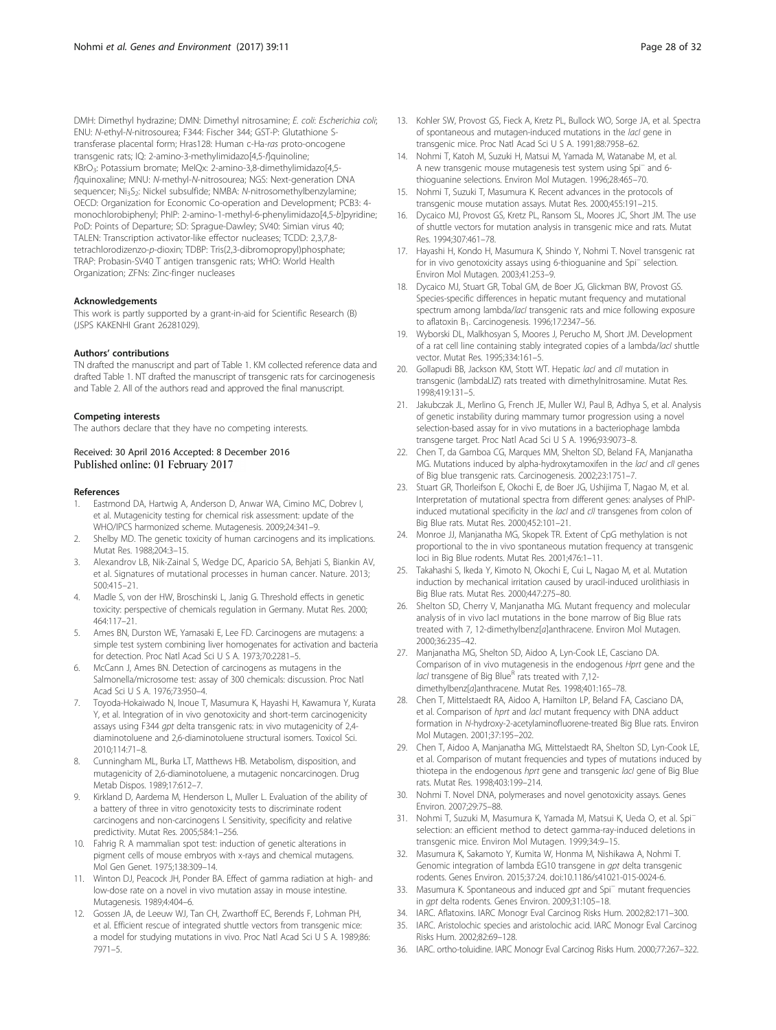DMH: Dimethyl hydrazine; DMN: Dimethyl nitrosamine; *E. coli*: *Escherichia coli*; ENU: *N*-ethyl-*N*-nitrosourea; F344: Fischer 344; GST-P: Glutathione S-transferase placental form; Hras128: Human c-Ha-*ras* proto-oncogene transgenic rats; IQ: 2-amino-3-methylimidazo[4,5-*f*]quinoline; $KBrO_3$: Potassium bromate; MeIQx: 2-amino-3,8-dimethylimidazo[4,5-*f*]quinoxaline; MNU: *N*-methyl-*N*-nitrosourea; NGS: Next-generation DNA sequencer; $Ni_3S_2$: Nickel subsulfide; NMBA: *N*-nitrosomethylbenzylamine; OECD: Organization for Economic Co-operation and Development; PCB3: 4-monochlorobiphenyl; PhIP: 2-amino-1-methyl-6-phenylimidazo[4,5-*b*]pyridine; PoD: Points of Departure; SD: Sprague-Dawley; SV40: Simian virus 40; TALEN: Transcription activator-like effector nucleases; TCDD: 2,3,7,8-tetrachlorodizenzo-*p*-dioxin; TDBP: Tris(2,3-dibromopropyl)phosphate; TRAP: Probasin-SV40 T antigen transgenic rats; WHO: World Health Organization; ZFNs: Zinc-finger nucleases

#### Acknowledgements

This work is partly supported by a grant-in-aid for Scientific Research (B) (JSPS KAKENHI Grant 26281029).

#### Authors' contributions

TN drafted the manuscript and part of Table 1. KM collected reference data and drafted Table 1. NT drafted the manuscript of transgenic rats for carcinogenesis and Table 2. All of the authors read and approved the final manuscript.

#### Competing interests

The authors declare that they have no competing interests.

Received: 30 April 2016 Accepted: 8 December 2016
Published online: 01 February 2017

#### References

1. Eastmond DA, Hartwig A, Anderson D, Anwar WA, Cimino MC, Dobrev I, et al. Mutagenicity testing for chemical risk assessment: update of the WHO/IPCS harmonized scheme. Mutagenesis. 2009;24:341–9.
2. Shelby MD. The genetic toxicity of human carcinogens and its implications. Mutat Res. 1988;204:3–15.
3. Alexandrov LB, Nik-Zainal S, Wedge DC, Aparicio SA, Behjati S, Biankin AV, et al. Signatures of mutational processes in human cancer. Nature. 2013; 500:415–21.
4. Madle S, von der HW, Broschinski L, Janig G. Threshold effects in genetic toxicity: perspective of chemicals regulation in Germany. Mutat Res. 2000; 464:117–21.
5. Ames BN, Durston WE, Yamasaki E, Lee FD. Carcinogens are mutagens: a simple test system combining liver homogenates for activation and bacteria for detection. Proc Natl Acad Sci U S A. 1973;70:2281–5.
6. McCann J, Ames BN. Detection of carcinogens as mutagens in the Salmonella/microsome test: assay of 300 chemicals: discussion. Proc Natl Acad Sci U S A. 1976;73:950–4.
7. Toyoda-Hokaiwado N, Inoue T, Masumura K, Hayashi H, Kawamura Y, Kurata Y, et al. Integration of in vivo genotoxicity and short-term carcinogenicity assays using F344 *gpt* delta transgenic rats: in vivo mutagenicity of 2,4-diaminotoluene and 2,6-diaminotoluene structural isomers. Toxicol Sci. 2010;114:71–8.
8. Cunningham ML, Burka LT, Matthews HB. Metabolism, disposition, and mutagenicity of 2,6-diaminotoluene, a mutagenic noncarcinogen. Drug Metab Dispos. 1989;17:612–7.
9. Kirkland D, Aardema M, Henderson L, Muller L. Evaluation of the ability of a battery of three in vitro genotoxicity tests to discriminate rodent carcinogens and non-carcinogens I. Sensitivity, specificity and relative predictivity. Mutat Res. 2005;584:1–256.
10. Fahrig R. A mammalian spot test: induction of genetic alterations in pigment cells of mouse embryos with x-rays and chemical mutagens. Mol Gen Genet. 1975;138:309–14.
11. Winton DJ, Peacock JH, Ponder BA. Effect of gamma radiation at high- and low-dose rate on a novel in vivo mutation assay in mouse intestine. Mutagenesis. 1989;4:404–6.
12. Gossen JA, de Leeuw WJ, Tan CH, Zwarthoff EC, Berends F, Lohman PH, et al. Efficient rescue of integrated shuttle vectors from transgenic mice: a model for studying mutations in vivo. Proc Natl Acad Sci U S A. 1989;86: 7971–5.
13. Kohler SW, Provost GS, Fieck A, Kretz PL, Bullock WO, Sorge JA, et al. Spectra of spontaneous and mutagen-induced mutations in the *lacI* gene in transgenic mice. Proc Natl Acad Sci U S A. 1991;88:7958–62.
14. Nohmi T, Katoh M, Suzuki H, Matsui M, Yamada M, Watanabe M, et al. A new transgenic mouse mutagenesis test system using Spi⁻ and 6-thioguanine selections. Environ Mol Mutagen. 1996;28:465–70.
15. Nohmi T, Suzuki T, Masumura K. Recent advances in the protocols of transgenic mouse mutation assays. Mutat Res. 2000;455:191–215.
16. Dycaico MJ, Provost GS, Kretz PL, Ransom SL, Moores JC, Short JM. The use of shuttle vectors for mutation analysis in transgenic mice and rats. Mutat Res. 1994;307:461–78.
17. Hayashi H, Kondo H, Masumura K, Shindo Y, Nohmi T. Novel transgenic rat for in vivo genotoxicity assays using 6-thioguanine and Spi⁻ selection. Environ Mol Mutagen. 2003;41:253–9.
18. Dycaico MJ, Stuart GR, Tobal GM, de Boer JG, Glickman BW, Provost GS. Species-specific differences in hepatic mutant frequency and mutational spectrum among lambda/*lacI* transgenic rats and mice following exposure to aflatoxin $B_1$. Carcinogenesis. 1996;17:2347–56.
19. Wyborski DL, Malkhosyan S, Moores J, Perucho M, Short JM. Development of a rat cell line containing stably integrated copies of a lambda/*lacI* shuttle vector. Mutat Res. 1995;334:161–5.
20. Gollapudi BB, Jackson KM, Stott WT. Hepatic *lacI* and *cII* mutation in transgenic (lambdaLIZ) rats treated with dimethylnitrosamine. Mutat Res. 1998;419:131–5.
21. Jakubczak JL, Merlino G, French JE, Muller WJ, Paul B, Adhya S, et al. Analysis of genetic instability during mammary tumor progression using a novel selection-based assay for in vivo mutations in a bacteriophage lambda transgene target. Proc Natl Acad Sci U S A. 1996;93:9073–8.
22. Chen T, da Gamboa CG, Marques MM, Shelton SD, Beland FA, Manjanatha MG. Mutations induced by alpha-hydroxytamoxifen in the *lacI* and *cII* genes of Big blue transgenic rats. Carcinogenesis. 2002;23:1751–7.
23. Stuart GR, Thorleifson E, Okochi E, de Boer JG, Ushijima T, Nagao M, et al. Interpretation of mutational spectra from different genes: analyses of PhIP-induced mutational specificity in the *lacI* and *cII* transgenes from colon of Big Blue rats. Mutat Res. 2000;452:101–21.
24. Monroe JJ, Manjanatha MG, Skopek TR. Extent of CpG methylation is not proportional to the in vivo spontaneous mutation frequency at transgenic loci in Big Blue rodents. Mutat Res. 2001;476:1–11.
25. Takahashi S, Ikeda Y, Kimoto N, Okochi E, Cui L, Nagao M, et al. Mutation induction by mechanical irritation caused by uracil-induced urolithiasis in Big Blue rats. Mutat Res. 2000;447:275–80.
26. Shelton SD, Cherry V, Manjanatha MG. Mutant frequency and molecular analysis of in vivo lacI mutations in the bone marrow of Big Blue rats treated with 7, 12-dimethylbenz[*a*]anthracene. Environ Mol Mutagen. 2000;36:235–42.
27. Manjanatha MG, Shelton SD, Aidoo A, Lyn-Cook LE, Casciano DA. Comparison of in vivo mutagenesis in the endogenous *Hprt* gene and the *lacI* transgene of Big Blue[R] rats treated with 7,12-dimethylbenz[*a*]anthracene. Mutat Res. 1998;401:165–78.
28. Chen T, Mittelstaedt RA, Aidoo A, Hamilton LP, Beland FA, Casciano DA, et al. Comparison of *hprt* and *lacI* mutant frequency with DNA adduct formation in *N*-hydroxy-2-acetylaminofluorene-treated Big Blue rats. Environ Mol Mutagen. 2001;37:195–202.
29. Chen T, Aidoo A, Manjanatha MG, Mittelstaedt RA, Shelton SD, Lyn-Cook LE, et al. Comparison of mutant frequencies and types of mutations induced by thiotepa in the endogenous *hprt* gene and transgenic *lacI* gene of Big Blue rats. Mutat Res. 1998;403:199–214.
30. Nohmi T. Novel DNA, polymerases and novel genotoxicity assays. Genes Environ. 2007;29:75–88.
31. Nohmi T, Suzuki M, Masumura K, Yamada M, Matsui K, Ueda O, et al. Spi⁻ selection: an efficient method to detect gamma-ray-induced deletions in transgenic mice. Environ Mol Mutagen. 1999;34:9–15.
32. Masumura K, Sakamoto Y, Kumita W, Honma M, Nishikawa A, Nohmi T. Genomic integration of lambda EG10 transgene in *gpt* delta transgenic rodents. Genes Environ. 2015;37:24. doi:10.1186/s41021-015-0024-6.
33. Masumura K. Spontaneous and induced *gpt* and Spi⁻ mutant frequencies in *gpt* delta rodents. Genes Environ. 2009;31:105–18.
34. IARC. Aflatoxins. IARC Monogr Eval Carcinog Risks Hum. 2002;82:171–300.
35. IARC. Aristolochic species and aristolochic acid. IARC Monogr Eval Carcinog Risks Hum. 2002;82:69–128.
36. IARC. ortho-toluidine. IARC Monogr Eval Carcinog Risks Hum. 2000;77:267–322.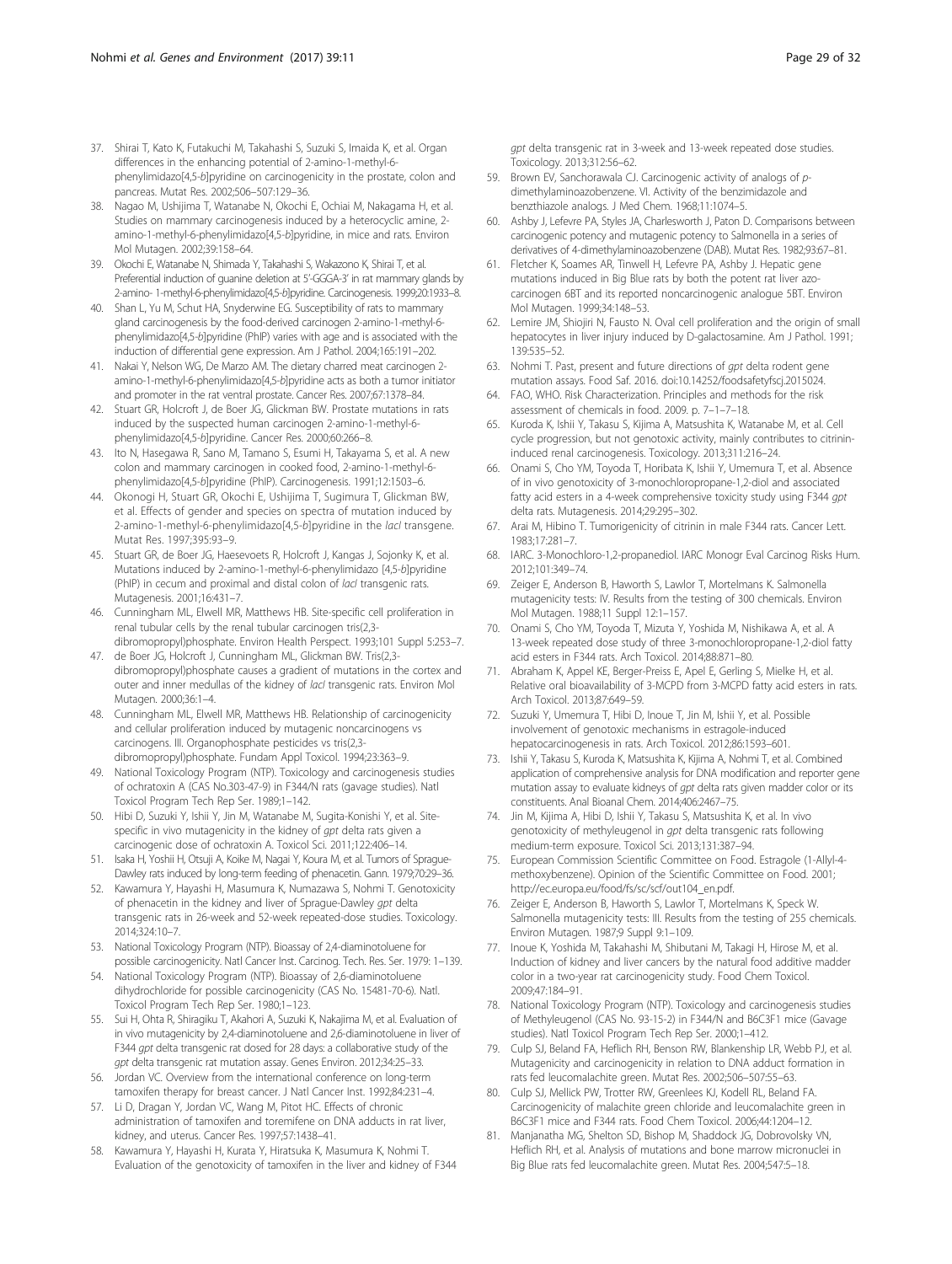37. Shirai T, Kato K, Futakuchi M, Takahashi S, Suzuki S, Imaida K, et al. Organ differences in the enhancing potential of 2-amino-1-methyl-6-phenylimidazo[4,5-*b*]pyridine on carcinogenicity in the prostate, colon and pancreas. Mutat Res. 2002;506–507:129–36.
38. Nagao M, Ushijima T, Watanabe N, Okochi E, Ochiai M, Nakagama H, et al. Studies on mammary carcinogenesis induced by a heterocyclic amine, 2-amino-1-methyl-6-phenylimidazo[4,5-*b*]pyridine, in mice and rats. Environ Mol Mutagen. 2002;39:158–64.
39. Okochi E, Watanabe N, Shimada Y, Takahashi S, Wakazono K, Shirai T, et al. Preferential induction of guanine deletion at 5'-GGGA-3' in rat mammary glands by 2-amino- 1-methyl-6-phenylimidazo[4,5-*b*]pyridine. Carcinogenesis. 1999;20:1933–8.
40. Shan L, Yu M, Schut HA, Snyderwine EG. Susceptibility of rats to mammary gland carcinogenesis by the food-derived carcinogen 2-amino-1-methyl-6-phenylimidazo[4,5-*b*]pyridine (PhIP) varies with age and is associated with the induction of differential gene expression. Am J Pathol. 2004;165:191–202.
41. Nakai Y, Nelson WG, De Marzo AM. The dietary charred meat carcinogen 2-amino-1-methyl-6-phenylimidazo[4,5-*b*]pyridine acts as both a tumor initiator and promoter in the rat ventral prostate. Cancer Res. 2007;67:1378–84.
42. Stuart GR, Holcroft J, de Boer JG, Glickman BW. Prostate mutations in rats induced by the suspected human carcinogen 2-amino-1-methyl-6-phenylimidazo[4,5-*b*]pyridine. Cancer Res. 2000;60:266–8.
43. Ito N, Hasegawa R, Sano M, Tamano S, Esumi H, Takayama S, et al. A new colon and mammary carcinogen in cooked food, 2-amino-1-methyl-6-phenylimidazo[4,5-*b*]pyridine (PhIP). Carcinogenesis. 1991;12:1503–6.
44. Okonogi H, Stuart GR, Okochi E, Ushijima T, Sugimura T, Glickman BW, et al. Effects of gender and species on spectra of mutation induced by 2-amino-1-methyl-6-phenylimidazo[4,5-*b*]pyridine in the *lacI* transgene. Mutat Res. 1997;395:93–9.
45. Stuart GR, de Boer JG, Haesevoets R, Holcroft J, Kangas J, Sojonky K, et al. Mutations induced by 2-amino-1-methyl-6-phenylimidazo [4,5-*b*]pyridine (PhIP) in cecum and proximal and distal colon of *lacI* transgenic rats. Mutagenesis. 2001;16:431–7.
46. Cunningham ML, Elwell MR, Matthews HB. Site-specific cell proliferation in renal tubular cells by the renal tubular carcinogen tris(2,3-dibromopropyl)phosphate. Environ Health Perspect. 1993;101 Suppl 5:253–7.
47. de Boer JG, Holcroft J, Cunningham ML, Glickman BW. Tris(2,3-dibromopropyl)phosphate causes a gradient of mutations in the cortex and outer and inner medullas of the kidney of *lacI* transgenic rats. Environ Mol Mutagen. 2000;36:1–4.
48. Cunningham ML, Elwell MR, Matthews HB. Relationship of carcinogenicity and cellular proliferation induced by mutagenic noncarcinogens vs carcinogens. III. Organophosphate pesticides vs tris(2,3-dibromopropyl)phosphate. Fundam Appl Toxicol. 1994;23:363–9.
49. National Toxicology Program (NTP). Toxicology and carcinogenesis studies of ochratoxin A (CAS No.303-47-9) in F344/N rats (gavage studies). Natl Toxicol Program Tech Rep Ser. 1989;1–142.
50. Hibi D, Suzuki Y, Ishii Y, Jin M, Watanabe M, Sugita-Konishi Y, et al. Site-specific in vivo mutagenicity in the kidney of *gpt* delta rats given a carcinogenic dose of ochratoxin A. Toxicol Sci. 2011;122:406–14.
51. Isaka H, Yoshii H, Otsuji A, Koike M, Nagai Y, Koura M, et al. Tumors of Sprague-Dawley rats induced by long-term feeding of phenacetin. Gann. 1979;70:29–36.
52. Kawamura Y, Hayashi H, Masumura K, Numazawa S, Nohmi T. Genotoxicity of phenacetin in the kidney and liver of Sprague-Dawley *gpt* delta transgenic rats in 26-week and 52-week repeated-dose studies. Toxicology. 2014;324:10–7.
53. National Toxicology Program (NTP). Bioassay of 2,4-diaminotoluene for possible carcinogenicity. Natl Cancer Inst. Carcinog. Tech. Res. Ser. 1979: 1–139.
54. National Toxicology Program (NTP). Bioassay of 2,6-diaminotoluene dihydrochloride for possible carcinogenicity (CAS No. 15481-70-6). Natl. Toxicol Program Tech Rep Ser. 1980;1–123.
55. Sui H, Ohta R, Shiragiku T, Akahori A, Suzuki K, Nakajima M, et al. Evaluation of in vivo mutagenicity by 2,4-diaminotoluene and 2,6-diaminotoluene in liver of F344 *gpt* delta transgenic rat dosed for 28 days: a collaborative study of the *gpt* delta transgenic rat mutation assay. Genes Environ. 2012;34:25–33.
56. Jordan VC. Overview from the international conference on long-term tamoxifen therapy for breast cancer. J Natl Cancer Inst. 1992;84:231–4.
57. Li D, Dragan Y, Jordan VC, Wang M, Pitot HC. Effects of chronic administration of tamoxifen and toremifene on DNA adducts in rat liver, kidney, and uterus. Cancer Res. 1997;57:1438–41.
58. Kawamura Y, Hayashi H, Kurata Y, Hiratsuka K, Masumura K, Nohmi T. Evaluation of the genotoxicity of tamoxifen in the liver and kidney of F344 *gpt* delta transgenic rat in 3-week and 13-week repeated dose studies. Toxicology. 2013;312:56–62.
59. Brown EV, Sanchorawala CJ. Carcinogenic activity of analogs of *p*-dimethylaminoazobenzene. VI. Activity of the benzimidazole and benzthiazole analogs. J Med Chem. 1968;11:1074–5.
60. Ashby J, Lefevre PA, Styles JA, Charlesworth J, Paton D. Comparisons between carcinogenic potency and mutagenic potency to Salmonella in a series of derivatives of 4-dimethylaminoazobenzene (DAB). Mutat Res. 1982;93:67–81.
61. Fletcher K, Soames AR, Tinwell H, Lefevre PA, Ashby J. Hepatic gene mutations induced in Big Blue rats by both the potent rat liver azo-carcinogen 6BT and its reported noncarcinogenic analogue 5BT. Environ Mol Mutagen. 1999;34:148–53.
62. Lemire JM, Shiojiri N, Fausto N. Oval cell proliferation and the origin of small hepatocytes in liver injury induced by D-galactosamine. Am J Pathol. 1991; 139:535–52.
63. Nohmi T. Past, present and future directions of *gpt* delta rodent gene mutation assays. Food Saf. 2016. doi:10.14252/foodsafetyfscj.2015024.
64. FAO, WHO. Risk Characterization. Principles and methods for the risk assessment of chemicals in food. 2009. p. 7–1–7–18.
65. Kuroda K, Ishii Y, Takasu S, Kijima A, Matsushita K, Watanabe M, et al. Cell cycle progression, but not genotoxic activity, mainly contributes to citrinin-induced renal carcinogenesis. Toxicology. 2013;311:216–24.
66. Onami S, Cho YM, Toyoda T, Horibata K, Ishii Y, Umemura T, et al. Absence of in vivo genotoxicity of 3-monochloropropane-1,2-diol and associated fatty acid esters in a 4-week comprehensive toxicity study using F344 *gpt* delta rats. Mutagenesis. 2014;29:295–302.
67. Arai M, Hibino T. Tumorigenicity of citrinin in male F344 rats. Cancer Lett. 1983;17:281–7.
68. IARC. 3-Monochloro-1,2-propanediol. IARC Monogr Eval Carcinog Risks Hum. 2012;101:349–74.
69. Zeiger E, Anderson B, Haworth S, Lawlor T, Mortelmans K. Salmonella mutagenicity tests: IV. Results from the testing of 300 chemicals. Environ Mol Mutagen. 1988;11 Suppl 12:1–157.
70. Onami S, Cho YM, Toyoda T, Mizuta Y, Yoshida M, Nishikawa A, et al. A 13-week repeated dose study of three 3-monochloropropane-1,2-diol fatty acid esters in F344 rats. Arch Toxicol. 2014;88:871–80.
71. Abraham K, Appel KE, Berger-Preiss E, Apel E, Gerling S, Mielke H, et al. Relative oral bioavailability of 3-MCPD from 3-MCPD fatty acid esters in rats. Arch Toxicol. 2013;87:649–59.
72. Suzuki Y, Umemura T, Hibi D, Inoue T, Jin M, Ishii Y, et al. Possible involvement of genotoxic mechanisms in estragole-induced hepatocarcinogenesis in rats. Arch Toxicol. 2012;86:1593–601.
73. Ishii Y, Takasu S, Kuroda K, Matsushita K, Kijima A, Nohmi T, et al. Combined application of comprehensive analysis for DNA modification and reporter gene mutation assay to evaluate kidneys of *gpt* delta rats given madder color or its constituents. Anal Bioanal Chem. 2014;406:2467–75.
74. Jin M, Kijima A, Hibi D, Ishii Y, Takasu S, Matsushita K, et al. In vivo genotoxicity of methyleugenol in *gpt* delta transgenic rats following medium-term exposure. Toxicol Sci. 2013;131:387–94.
75. European Commission Scientific Committee on Food. Estragole (1-Allyl-4-methoxybenzene). Opinion of the Scientific Committee on Food. 2001; http://ec.europa.eu/food/fs/sc/scf/out104_en.pdf.
76. Zeiger E, Anderson B, Haworth S, Lawlor T, Mortelmans K, Speck W. Salmonella mutagenicity tests: III. Results from the testing of 255 chemicals. Environ Mutagen. 1987;9 Suppl 9:1–109.
77. Inoue K, Yoshida M, Takahashi M, Shibutani M, Takagi H, Hirose M, et al. Induction of kidney and liver cancers by the natural food additive madder color in a two-year rat carcinogenicity study. Food Chem Toxicol. 2009;47:184–91.
78. National Toxicology Program (NTP). Toxicology and carcinogenesis studies of Methyleugenol (CAS No. 93-15-2) in F344/N and B6C3F1 mice (Gavage studies). Natl Toxicol Program Tech Rep Ser. 2000;1–412.
79. Culp SJ, Beland FA, Heflich RH, Benson RW, Blankenship LR, Webb PJ, et al. Mutagenicity and carcinogenicity in relation to DNA adduct formation in rats fed leucomalachite green. Mutat Res. 2002;506–507:55–63.
80. Culp SJ, Mellick PW, Trotter RW, Greenlees KJ, Kodell RL, Beland FA. Carcinogenicity of malachite green chloride and leucomalachite green in B6C3F1 mice and F344 rats. Food Chem Toxicol. 2006;44:1204–12.
81. Manjanatha MG, Shelton SD, Bishop M, Shaddock JG, Dobrovolsky VN, Heflich RH, et al. Analysis of mutations and bone marrow micronuclei in Big Blue rats fed leucomalachite green. Mutat Res. 2004;547:5–18.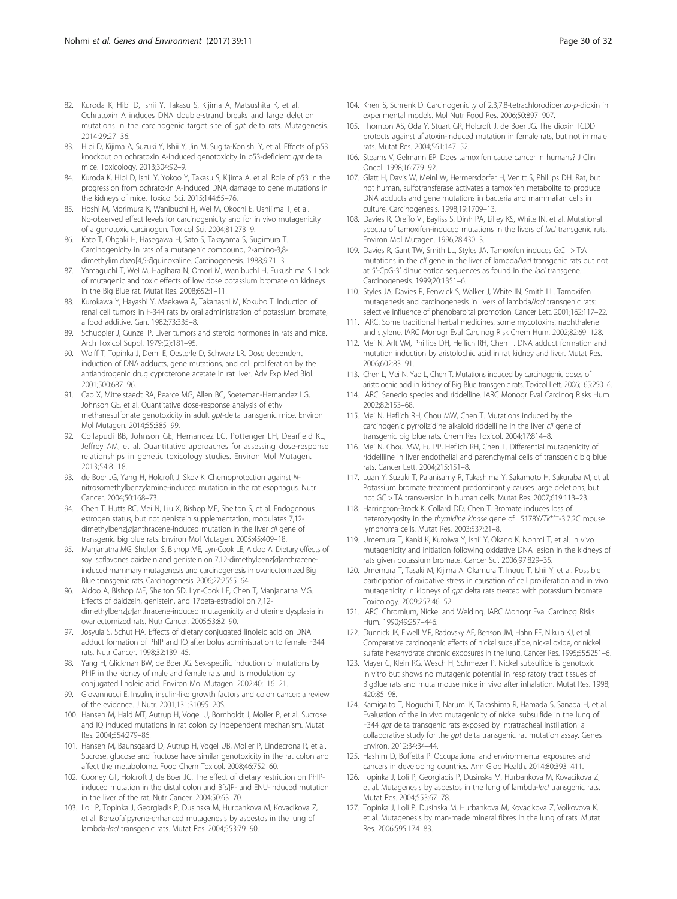82. Kuroda K, Hibi D, Ishii Y, Takasu S, Kijima A, Matsushita K, et al. Ochratoxin A induces DNA double-strand breaks and large deletion mutations in the carcinogenic target site of *gpt* delta rats. Mutagenesis. 2014;29:27–36.
83. Hibi D, Kijima A, Suzuki Y, Ishii Y, Jin M, Sugita-Konishi Y, et al. Effects of p53 knockout on ochratoxin A-induced genotoxicity in p53-deficient *gpt* delta mice. Toxicology. 2013;304:92–9.
84. Kuroda K, Hibi D, Ishii Y, Yokoo Y, Takasu S, Kijima A, et al. Role of p53 in the progression from ochratoxin A-induced DNA damage to gene mutations in the kidneys of mice. Toxicol Sci. 2015;144:65–76.
85. Hoshi M, Morimura K, Wanibuchi H, Wei M, Okochi E, Ushijima T, et al. No-observed effect levels for carcinogenicity and for in vivo mutagenicity of a genotoxic carcinogen. Toxicol Sci. 2004;81:273–9.
86. Kato T, Ohgaki H, Hasegawa H, Sato S, Takayama S, Sugimura T. Carcinogenicity in rats of a mutagenic compound, 2-amino-3,8-dimethylimidazo[4,5-*f*]quinoxaline. Carcinogenesis. 1988;9:71–3.
87. Yamaguchi T, Wei M, Hagihara N, Omori M, Wanibuchi H, Fukushima S. Lack of mutagenic and toxic effects of low dose potassium bromate on kidneys in the Big Blue rat. Mutat Res. 2008;652:1–11.
88. Kurokawa Y, Hayashi Y, Maekawa A, Takahashi M, Kokubo T. Induction of renal cell tumors in F-344 rats by oral administration of potassium bromate, a food additive. Gan. 1982;73:335–8.
89. Schuppler J, Gunzel P. Liver tumors and steroid hormones in rats and mice. Arch Toxicol Suppl. 1979;(2):181–95.
90. Wolff T, Topinka J, Deml E, Oesterle D, Schwarz LR. Dose dependent induction of DNA adducts, gene mutations, and cell proliferation by the antiandrogenic drug cyproterone acetate in rat liver. Adv Exp Med Biol. 2001;500:687–96.
91. Cao X, Mittelstaedt RA, Pearce MG, Allen BC, Soeteman-Hernandez LG, Johnson GE, et al. Quantitative dose-response analysis of ethyl methanesulfonate genotoxicity in adult *gpt*-delta transgenic mice. Environ Mol Mutagen. 2014;55:385–99.
92. Gollapudi BB, Johnson GE, Hernandez LG, Pottenger LH, Dearfield KL, Jeffrey AM, et al. Quantitative approaches for assessing dose-response relationships in genetic toxicology studies. Environ Mol Mutagen. 2013;54:8–18.
93. de Boer JG, Yang H, Holcroft J, Skov K. Chemoprotection against *N*-nitrosomethylbenzylamine-induced mutation in the rat esophagus. Nutr Cancer. 2004;50:168–73.
94. Chen T, Hutts RC, Mei N, Liu X, Bishop ME, Shelton S, et al. Endogenous estrogen status, but not genistein supplementation, modulates 7,12-dimethylbenz[*a*]anthracene-induced mutation in the liver *cII* gene of transgenic big blue rats. Environ Mol Mutagen. 2005;45:409–18.
95. Manjanatha MG, Shelton S, Bishop ME, Lyn-Cook LE, Aidoo A. Dietary effects of soy isoflavones daidzein and genistein on 7,12-dimethylbenz[*a*]anthracene-induced mammary mutagenesis and carcinogenesis in ovariectomized Big Blue transgenic rats. Carcinogenesis. 2006;27:2555–64.
96. Aidoo A, Bishop ME, Shelton SD, Lyn-Cook LE, Chen T, Manjanatha MG. Effects of daidzein, genistein, and 17beta-estradiol on 7,12-dimethylbenz[*a*]anthracene-induced mutagenicity and uterine dysplasia in ovariectomized rats. Nutr Cancer. 2005;53:82–90.
97. Josyula S, Schut HA. Effects of dietary conjugated linoleic acid on DNA adduct formation of PhIP and IQ after bolus administration to female F344 rats. Nutr Cancer. 1998;32:139–45.
98. Yang H, Glickman BW, de Boer JG. Sex-specific induction of mutations by PhIP in the kidney of male and female rats and its modulation by conjugated linoleic acid. Environ Mol Mutagen. 2002;40:116–21.
99. Giovannucci E. Insulin, insulin-like growth factors and colon cancer: a review of the evidence. J Nutr. 2001;131:3109S–20S.
100. Hansen M, Hald MT, Autrup H, Vogel U, Bornholdt J, Moller P, et al. Sucrose and IQ induced mutations in rat colon by independent mechanism. Mutat Res. 2004;554:279–86.
101. Hansen M, Baunsgaard D, Autrup H, Vogel UB, Moller P, Lindecrona R, et al. Sucrose, glucose and fructose have similar genotoxicity in the rat colon and affect the metabolome. Food Chem Toxicol. 2008;46:752–60.
102. Cooney GT, Holcroft J, de Boer JG. The effect of dietary restriction on PhIP-induced mutation in the distal colon and B[*a*]P- and ENU-induced mutation in the liver of the rat. Nutr Cancer. 2004;50:63–70.
103. Loli P, Topinka J, Georgiadis P, Dusinska M, Hurbankova M, Kovacikova Z, et al. Benzo[a]pyrene-enhanced mutagenesis by asbestos in the lung of lambda-*lacI* transgenic rats. Mutat Res. 2004;553:79–90.
104. Knerr S, Schrenk D. Carcinogenicity of 2,3,7,8-tetrachlorodibenzo-*p*-dioxin in experimental models. Mol Nutr Food Res. 2006;50:897–907.
105. Thornton AS, Oda Y, Stuart GR, Holcroft J, de Boer JG. The dioxin TCDD protects against aflatoxin-induced mutation in female rats, but not in male rats. Mutat Res. 2004;561:147–52.
106. Stearns V, Gelmann EP. Does tamoxifen cause cancer in humans? J Clin Oncol. 1998;16:779–92.
107. Glatt H, Davis W, Meinl W, Hermersdorfer H, Venitt S, Phillips DH. Rat, but not human, sulfotransferase activates a tamoxifen metabolite to produce DNA adducts and gene mutations in bacteria and mammalian cells in culture. Carcinogenesis. 1998;19:1709–13.
108. Davies R, Oreffo VI, Bayliss S, Dinh PA, Lilley KS, White IN, et al. Mutational spectra of tamoxifen-induced mutations in the livers of *lacI* transgenic rats. Environ Mol Mutagen. 1996;28:430–3.
109. Davies R, Gant TW, Smith LL, Styles JA. Tamoxifen induces G:C- > T:A mutations in the *cII* gene in the liver of lambda/*lacI* transgenic rats but not at 5'-CpG-3' dinucleotide sequences as found in the *lacI* transgene. Carcinogenesis. 1999;20:1351–6.
110. Styles JA, Davies R, Fenwick S, Walker J, White IN, Smith LL. Tamoxifen mutagenesis and carcinogenesis in livers of lambda/*lacI* transgenic rats: selective influence of phenobarbital promotion. Cancer Lett. 2001;162:117–22.
111. IARC. Some traditional herbal medicines, some mycotoxins, naphthalene and stylene. IARC Monogr Eval Carcinog Risk Chem Hum. 2002;82:69–128.
112. Mei N, Arlt VM, Phillips DH, Heflich RH, Chen T. DNA adduct formation and mutation induction by aristolochic acid in rat kidney and liver. Mutat Res. 2006;602:83–91.
113. Chen L, Mei N, Yao L, Chen T. Mutations induced by carcinogenic doses of aristolochic acid in kidney of Big Blue transgenic rats. Toxicol Lett. 2006;165:250–6.
114. IARC. Senecio species and riddelline. IARC Monogr Eval Carcinog Risks Hum. 2002;82:153–68.
115. Mei N, Heflich RH, Chou MW, Chen T. Mutations induced by the carcinogenic pyrrolizidine alkaloid riddelliine in the liver *cII* gene of transgenic big blue rats. Chem Res Toxicol. 2004;17:814–8.
116. Mei N, Chou MW, Fu PP, Heflich RH, Chen T. Differential mutagenicity of riddelliine in liver endothelial and parenchymal cells of transgenic big blue rats. Cancer Lett. 2004;215:151–8.
117. Luan Y, Suzuki T, Palanisamy R, Takashima Y, Sakamoto H, Sakuraba M, et al. Potassium bromate treatment predominantly causes large deletions, but not GC > TA transversion in human cells. Mutat Res. 2007;619:113–23.
118. Harrington-Brock K, Collard DD, Chen T. Bromate induces loss of heterozygosity in the *thymidine kinase* gene of L5178Y/$Tk^{+/-}$-3.7.2C mouse lymphoma cells. Mutat Res. 2003;537:21–8.
119. Umemura T, Kanki K, Kuroiwa Y, Ishii Y, Okano K, Nohmi T, et al. In vivo mutagenicity and initiation following oxidative DNA lesion in the kidneys of rats given potassium bromate. Cancer Sci. 2006;97:829–35.
120. Umemura T, Tasaki M, Kijima A, Okamura T, Inoue T, Ishii Y, et al. Possible participation of oxidative stress in causation of cell proliferation and in vivo mutagenicity in kidneys of *gpt* delta rats treated with potassium bromate. Toxicology. 2009;257:46–52.
121. IARC. Chromium, Nickel and Welding. IARC Monogr Eval Carcinog Risks Hum. 1990;49:257–446.
122. Dunnick JK, Elwell MR, Radovsky AE, Benson JM, Hahn FF, Nikula KJ, et al. Comparative carcinogenic effects of nickel subsulfide, nickel oxide, or nickel sulfate hexahydrate chronic exposures in the lung. Cancer Res. 1995;55:5251–6.
123. Mayer C, Klein RG, Wesch H, Schmezer P. Nickel subsulfide is genotoxic in vitro but shows no mutagenic potential in respiratory tract tissues of BigBlue rats and muta mouse mice in vivo after inhalation. Mutat Res. 1998;420:85–98.
124. Kamigaito T, Noguchi T, Narumi K, Takashima R, Hamada S, Sanada H, et al. Evaluation of the in vivo mutagenicity of nickel subsulfide in the lung of F344 *gpt* delta transgenic rats exposed by intratracheal instillation: a collaborative study for the *gpt* delta transgenic rat mutation assay. Genes Environ. 2012;34:34–44.
125. Hashim D, Boffetta P. Occupational and environmental exposures and cancers in developing countries. Ann Glob Health. 2014;80:393–411.
126. Topinka J, Loli P, Georgiadis P, Dusinska M, Hurbankova M, Kovacikova Z, et al. Mutagenesis by asbestos in the lung of lambda-*lacI* transgenic rats. Mutat Res. 2004;553:67–78.
127. Topinka J, Loli P, Dusinska M, Hurbankova M, Kovacikova Z, Volkovova K, et al. Mutagenesis by man-made mineral fibres in the lung of rats. Mutat Res. 2006;595:174–83.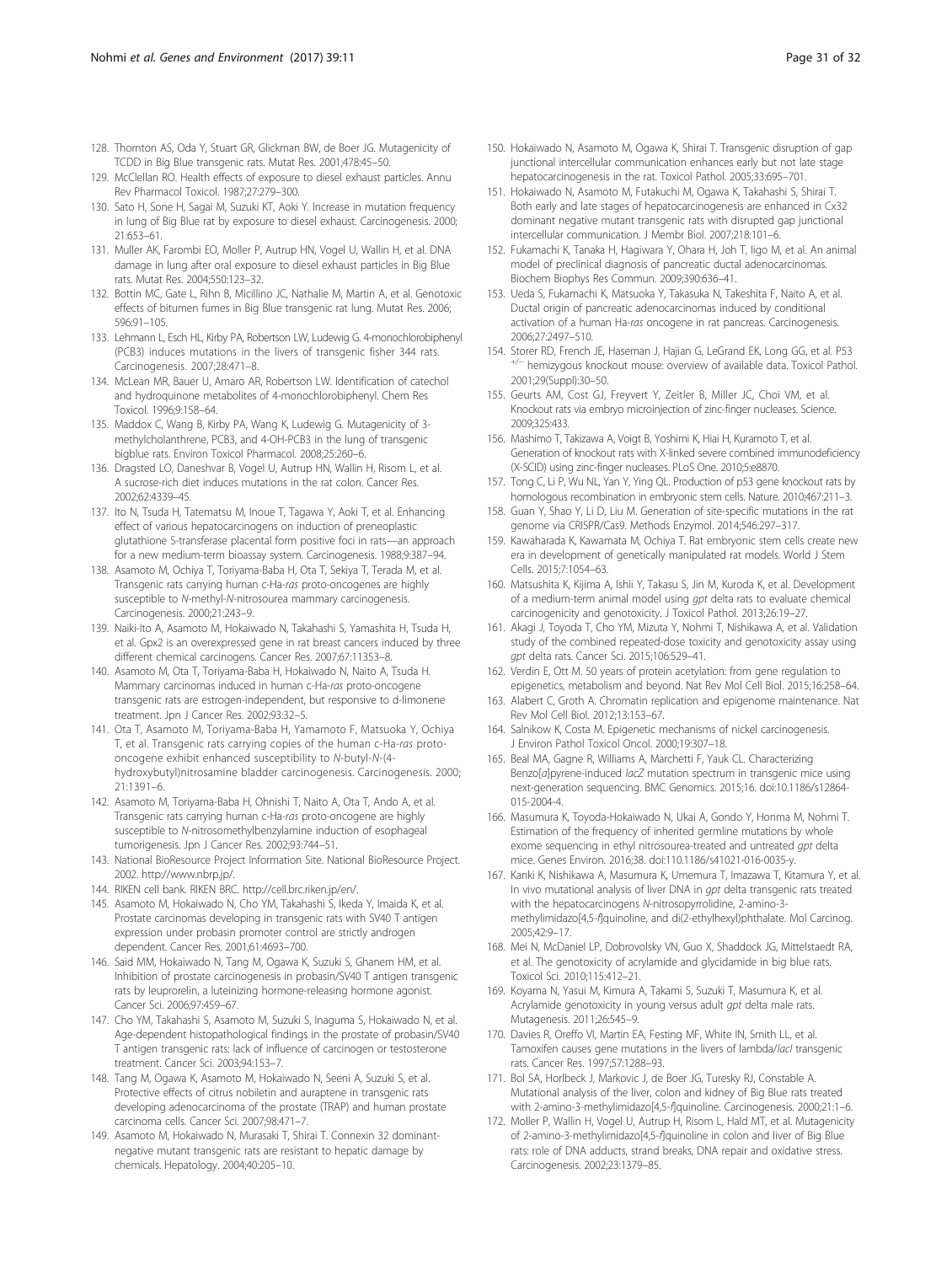128. Thornton AS, Oda Y, Stuart GR, Glickman BW, de Boer JG. Mutagenicity of TCDD in Big Blue transgenic rats. Mutat Res. 2001;478:45–50.
129. McClellan RO. Health effects of exposure to diesel exhaust particles. Annu Rev Pharmacol Toxicol. 1987;27:279–300.
130. Sato H, Sone H, Sagai M, Suzuki KT, Aoki Y. Increase in mutation frequency in lung of Big Blue rat by exposure to diesel exhaust. Carcinogenesis. 2000; 21:653–61.
131. Muller AK, Farombi EO, Moller P, Autrup HN, Vogel U, Wallin H, et al. DNA damage in lung after oral exposure to diesel exhaust particles in Big Blue rats. Mutat Res. 2004;550:123–32.
132. Bottin MC, Gate L, Rihn B, Micillino JC, Nathalie M, Martin A, et al. Genotoxic effects of bitumen fumes in Big Blue transgenic rat lung. Mutat Res. 2006; 596:91–105.
133. Lehmann L, Esch HL, Kirby PA, Robertson LW, Ludewig G. 4-monochlorobiphenyl (PCB3) induces mutations in the livers of transgenic fisher 344 rats. Carcinogenesis. 2007;28:471–8.
134. McLean MR, Bauer U, Amaro AR, Robertson LW. Identification of catechol and hydroquinone metabolites of 4-monochlorobiphenyl. Chem Res Toxicol. 1996;9:158–64.
135. Maddox C, Wang B, Kirby PA, Wang K, Ludewig G. Mutagenicity of 3-methylcholanthrene, PCB3, and 4-OH-PCB3 in the lung of transgenic bigblue rats. Environ Toxicol Pharmacol. 2008;25:260–6.
136. Dragsted LO, Daneshvar B, Vogel U, Autrup HN, Wallin H, Risom L, et al. A sucrose-rich diet induces mutations in the rat colon. Cancer Res. 2002;62:4339–45.
137. Ito N, Tsuda H, Tatematsu M, Inoue T, Tagawa Y, Aoki T, et al. Enhancing effect of various hepatocarcinogens on induction of preneoplastic glutathione S-transferase placental form positive foci in rats—an approach for a new medium-term bioassay system. Carcinogenesis. 1988;9:387–94.
138. Asamoto M, Ochiya T, Toriyama-Baba H, Ota T, Sekiya T, Terada M, et al. Transgenic rats carrying human c-Ha-*ras* proto-oncogenes are highly susceptible to *N*-methyl-*N*-nitrosourea mammary carcinogenesis. Carcinogenesis. 2000;21:243–9.
139. Naiki-Ito A, Asamoto M, Hokaiwado N, Takahashi S, Yamashita H, Tsuda H, et al. Gpx2 is an overexpressed gene in rat breast cancers induced by three different chemical carcinogens. Cancer Res. 2007;67:11353–8.
140. Asamoto M, Ota T, Toriyama-Baba H, Hokaiwado N, Naito A, Tsuda H. Mammary carcinomas induced in human c-Ha-*ras* proto-oncogene transgenic rats are estrogen-independent, but responsive to d-limonene treatment. Jpn J Cancer Res. 2002;93:32–5.
141. Ota T, Asamoto M, Toriyama-Baba H, Yamamoto F, Matsuoka Y, Ochiya T, et al. Transgenic rats carrying copies of the human c-Ha-*ras* proto-oncogene exhibit enhanced susceptibility to *N*-butyl-*N*-(4-hydroxybutyl)nitrosamine bladder carcinogenesis. Carcinogenesis. 2000; 21:1391–6.
142. Asamoto M, Toriyama-Baba H, Ohnishi T, Naito A, Ota T, Ando A, et al. Transgenic rats carrying human c-Ha-*ras* proto-oncogene are highly susceptible to *N*-nitrosomethylbenzylamine induction of esophageal tumorigenesis. Jpn J Cancer Res. 2002;93:744–51.
143. National BioResource Project Information Site. National BioResource Project. 2002. http://www.nbrp.jp/.
144. RIKEN cell bank. RIKEN BRC. http://cell.brc.riken.jp/en/.
145. Asamoto M, Hokaiwado N, Cho YM, Takahashi S, Ikeda Y, Imaida K, et al. Prostate carcinomas developing in transgenic rats with SV40 T antigen expression under probasin promoter control are strictly androgen dependent. Cancer Res. 2001;61:4693–700.
146. Said MM, Hokaiwado N, Tang M, Ogawa K, Suzuki S, Ghanem HM, et al. Inhibition of prostate carcinogenesis in probasin/SV40 T antigen transgenic rats by leuprorelin, a luteinizing hormone-releasing hormone agonist. Cancer Sci. 2006;97:459–67.
147. Cho YM, Takahashi S, Asamoto M, Suzuki S, Inaguma S, Hokaiwado N, et al. Age-dependent histopathological findings in the prostate of probasin/SV40 T antigen transgenic rats: lack of influence of carcinogen or testosterone treatment. Cancer Sci. 2003;94:153–7.
148. Tang M, Ogawa K, Asamoto M, Hokaiwado N, Seeni A, Suzuki S, et al. Protective effects of citrus nobiletin and auraptene in transgenic rats developing adenocarcinoma of the prostate (TRAP) and human prostate carcinoma cells. Cancer Sci. 2007;98:471–7.
149. Asamoto M, Hokaiwado N, Murasaki T, Shirai T. Connexin 32 dominant-negative mutant transgenic rats are resistant to hepatic damage by chemicals. Hepatology. 2004;40:205–10.
150. Hokaiwado N, Asamoto M, Ogawa K, Shirai T. Transgenic disruption of gap junctional intercellular communication enhances early but not late stage hepatocarcinogenesis in the rat. Toxicol Pathol. 2005;33:695–701.
151. Hokaiwado N, Asamoto M, Futakuchi M, Ogawa K, Takahashi S, Shirai T. Both early and late stages of hepatocarcinogenesis are enhanced in Cx32 dominant negative mutant transgenic rats with disrupted gap junctional intercellular communication. J Membr Biol. 2007;218:101–6.
152. Fukamachi K, Tanaka H, Hagiwara Y, Ohara H, Joh T, Iigo M, et al. An animal model of preclinical diagnosis of pancreatic ductal adenocarcinomas. Biochem Biophys Res Commun. 2009;390:636–41.
153. Ueda S, Fukamachi K, Matsuoka Y, Takasuka N, Takeshita F, Naito A, et al. Ductal origin of pancreatic adenocarcinomas induced by conditional activation of a human Ha-*ras* oncogene in rat pancreas. Carcinogenesis. 2006;27:2497–510.
154. Storer RD, French JE, Haseman J, Hajian G, LeGrand EK, Long GG, et al. P53 $^{+/-}$ hemizygous knockout mouse: overview of available data. Toxicol Pathol. 2001;29(Suppl):30–50.
155. Geurts AM, Cost GJ, Freyvert Y, Zeitler B, Miller JC, Choi VM, et al. Knockout rats via embryo microinjection of zinc-finger nucleases. Science. 2009;325:433.
156. Mashimo T, Takizawa A, Voigt B, Yoshimi K, Hiai H, Kuramoto T, et al. Generation of knockout rats with X-linked severe combined immunodeficiency (X-SCID) using zinc-finger nucleases. PLoS One. 2010;5:e8870.
157. Tong C, Li P, Wu NL, Yan Y, Ying QL. Production of p53 gene knockout rats by homologous recombination in embryonic stem cells. Nature. 2010;467:211–3.
158. Guan Y, Shao Y, Li D, Liu M. Generation of site-specific mutations in the rat genome via CRISPR/Cas9. Methods Enzymol. 2014;546:297–317.
159. Kawaharada K, Kawamata M, Ochiya T. Rat embryonic stem cells create new era in development of genetically manipulated rat models. World J Stem Cells. 2015;7:1054–63.
160. Matsushita K, Kijima A, Ishii Y, Takasu S, Jin M, Kuroda K, et al. Development of a medium-term animal model using *gpt* delta rats to evaluate chemical carcinogenicity and genotoxicity. J Toxicol Pathol. 2013;26:19–27.
161. Akagi J, Toyoda T, Cho YM, Mizuta Y, Nohmi T, Nishikawa A, et al. Validation study of the combined repeated-dose toxicity and genotoxicity assay using *gpt* delta rats. Cancer Sci. 2015;106:529–41.
162. Verdin E, Ott M. 50 years of protein acetylation: from gene regulation to epigenetics, metabolism and beyond. Nat Rev Mol Cell Biol. 2015;16:258–64.
163. Alabert C, Groth A. Chromatin replication and epigenome maintenance. Nat Rev Mol Cell Biol. 2012;13:153–67.
164. Salnikow K, Costa M. Epigenetic mechanisms of nickel carcinogenesis. J Environ Pathol Toxicol Oncol. 2000;19:307–18.
165. Beal MA, Gagne R, Williams A, Marchetti F, Yauk CL. Characterizing Benzo[*a*]pyrene-induced *lacZ* mutation spectrum in transgenic mice using next-generation sequencing. BMC Genomics. 2015;16. doi:10.1186/s12864-015-2004-4.
166. Masumura K, Toyoda-Hokaiwado N, Ukai A, Gondo Y, Honma M, Nohmi T. Estimation of the frequency of inherited germline mutations by whole exome sequencing in ethyl nitrosourea-treated and untreated *gpt* delta mice. Genes Environ. 2016;38. doi:10.1186/s41021-016-0035-y.
167. Kanki K, Nishikawa A, Masumura K, Umemura T, Imazawa T, Kitamura Y, et al. In vivo mutational analysis of liver DNA in *gpt* delta transgenic rats treated with the hepatocarcinogens *N*-nitrosopyrrolidine, 2-amino-3-methylimidazo[4,5-*f*]quinoline, and di(2-ethylhexyl)phthalate. Mol Carcinog. 2005;42:9–17.
168. Mei N, McDaniel LP, Dobrovolsky VN, Guo X, Shaddock JG, Mittelstaedt RA, et al. The genotoxicity of acrylamide and glycidamide in big blue rats. Toxicol Sci. 2010;115:412–21.
169. Koyama N, Yasui M, Kimura A, Takami S, Suzuki T, Masumura K, et al. Acrylamide genotoxicity in young versus adult *gpt* delta male rats. Mutagenesis. 2011;26:545–9.
170. Davies R, Oreffo VI, Martin EA, Festing MF, White IN, Smith LL, et al. Tamoxifen causes gene mutations in the livers of lambda/*lacI* transgenic rats. Cancer Res. 1997;57:1288–93.
171. Bol SA, Horlbeck J, Markovic J, de Boer JG, Turesky RJ, Constable A. Mutational analysis of the liver, colon and kidney of Big Blue rats treated with 2-amino-3-methylimidazo[4,5-*f*]quinoline. Carcinogenesis. 2000;21:1–6.
172. Moller P, Wallin H, Vogel U, Autrup H, Risom L, Hald MT, et al. Mutagenicity of 2-amino-3-methylimidazo[4,5-*f*]quinoline in colon and liver of Big Blue rats: role of DNA adducts, strand breaks, DNA repair and oxidative stress. Carcinogenesis. 2002;23:1379–85.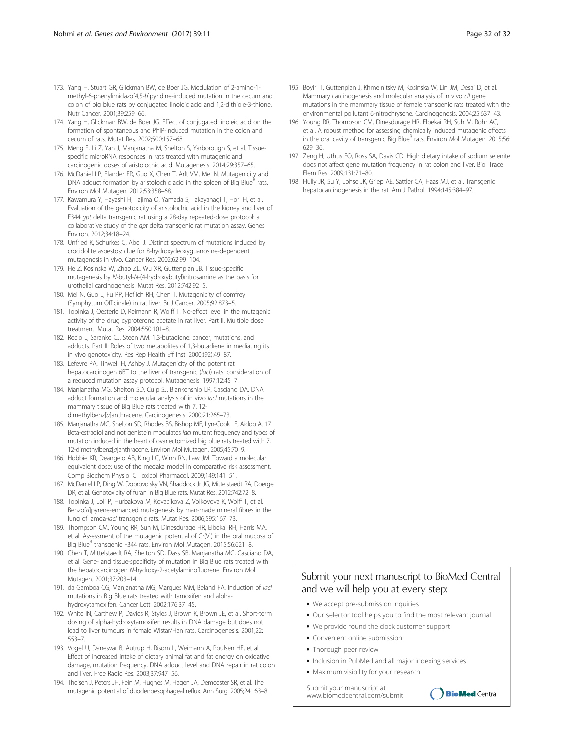173. Yang H, Stuart GR, Glickman BW, de Boer JG. Modulation of 2-amino-1-methyl-6-phenylimidazo[4,5-*b*]pyridine-induced mutation in the cecum and colon of big blue rats by conjugated linoleic acid and 1,2-dithiole-3-thione. Nutr Cancer. 2001;39:259–66.
174. Yang H, Glickman BW, de Boer JG. Effect of conjugated linoleic acid on the formation of spontaneous and PhIP-induced mutation in the colon and cecum of rats. Mutat Res. 2002;500:157–68.
175. Meng F, Li Z, Yan J, Manjanatha M, Shelton S, Yarborough S, et al. Tissue-specific microRNA responses in rats treated with mutagenic and carcinogenic doses of aristolochic acid. Mutagenesis. 2014;29:357–65.
176. McDaniel LP, Elander ER, Guo X, Chen T, Arlt VM, Mei N. Mutagenicity and DNA adduct formation by aristolochic acid in the spleen of Big Blue® rats. Environ Mol Mutagen. 2012;53:358–68.
177. Kawamura Y, Hayashi H, Tajima O, Yamada S, Takayanagi T, Hori H, et al. Evaluation of the genotoxicity of aristolochic acid in the kidney and liver of F344 *gpt* delta transgenic rat using a 28-day repeated-dose protocol: a collaborative study of the *gpt* delta transgenic rat mutation assay. Genes Environ. 2012;34:18–24.
178. Unfried K, Schurkes C, Abel J. Distinct spectrum of mutations induced by crocidolite asbestos: clue for 8-hydroxydeoxyguanosine-dependent mutagenesis in vivo. Cancer Res. 2002;62:99–104.
179. He Z, Kosinska W, Zhao ZL, Wu XR, Guttenplan JB. Tissue-specific mutagenesis by *N*-butyl-*N*-(4-hydroxybutyl)nitrosamine as the basis for urothelial carcinogenesis. Mutat Res. 2012;742:92–5.
180. Mei N, Guo L, Fu PP, Heflich RH, Chen T. Mutagenicity of comfrey (Symphytum Officinale) in rat liver. Br J Cancer. 2005;92:873–5.
181. Topinka J, Oesterle D, Reimann R, Wolff T. No-effect level in the mutagenic activity of the drug cyproterone acetate in rat liver. Part II. Multiple dose treatment. Mutat Res. 2004;550:101–8.
182. Recio L, Saranko CJ, Steen AM. 1,3-butadiene: cancer, mutations, and adducts. Part II: Roles of two metabolites of 1,3-butadiene in mediating its in vivo genotoxicity. Res Rep Health Eff Inst. 2000;(92):49–87.
183. Lefevre PA, Tinwell H, Ashby J. Mutagenicity of the potent rat hepatocarcinogen 6BT to the liver of transgenic (*lacI*) rats: consideration of a reduced mutation assay protocol. Mutagenesis. 1997;12:45–7.
184. Manjanatha MG, Shelton SD, Culp SJ, Blankenship LR, Casciano DA. DNA adduct formation and molecular analysis of in vivo *lacI* mutations in the mammary tissue of Big Blue rats treated with 7, 12-dimethylbenz[*a*]anthracene. Carcinogenesis. 2000;21:265–73.
185. Manjanatha MG, Shelton SD, Rhodes BS, Bishop ME, Lyn-Cook LE, Aidoo A. 17 Beta-estradiol and not genistein modulates *lacI* mutant frequency and types of mutation induced in the heart of ovariectomized big blue rats treated with 7, 12-dimethylbenz[*a*]anthracene. Environ Mol Mutagen. 2005;45:70–9.
186. Hobbie KR, Deangelo AB, King LC, Winn RN, Law JM. Toward a molecular equivalent dose: use of the medaka model in comparative risk assessment. Comp Biochem Physiol C Toxicol Pharmacol. 2009;149:141–51.
187. McDaniel LP, Ding W, Dobrovolsky VN, Shaddock Jr JG, Mittelstaedt RA, Doerge DR, et al. Genotoxicity of furan in Big Blue rats. Mutat Res. 2012;742:72–8.
188. Topinka J, Loli P, Hurbakova M, Kovacikova Z, Volkovova K, Wolff T, et al. Benzo[*a*]pyrene-enhanced mutagenesis by man-made mineral fibres in the lung of lamda-*lacI* transgenic rats. Mutat Res. 2006;595:167–73.
189. Thompson CM, Young RR, Suh M, Dinesdurage HR, Elbekai RH, Harris MA, et al. Assessment of the mutagenic potential of Cr(VI) in the oral mucosa of Big Blue® transgenic F344 rats. Environ Mol Mutagen. 2015;56:621–8.
190. Chen T, Mittelstaedt RA, Shelton SD, Dass SB, Manjanatha MG, Casciano DA, et al. Gene- and tissue-specificity of mutation in Big Blue rats treated with the hepatocarcinogen *N*-hydroxy-2-acetylaminofluorene. Environ Mol Mutagen. 2001;37:203–14.
191. da Gamboa CG, Manjanatha MG, Marques MM, Beland FA. Induction of *lacI* mutations in Big Blue rats treated with tamoxifen and alpha-hydroxytamoxifen. Cancer Lett. 2002;176:37–45.
192. White IN, Carthew P, Davies R, Styles J, Brown K, Brown JE, et al. Short-term dosing of alpha-hydroxytamoxifen results in DNA damage but does not lead to liver tumours in female Wistar/Han rats. Carcinogenesis. 2001;22:553–7.
193. Vogel U, Danesvar B, Autrup H, Risom L, Weimann A, Poulsen HE, et al. Effect of increased intake of dietary animal fat and fat energy on oxidative damage, mutation frequency, DNA adduct level and DNA repair in rat colon and liver. Free Radic Res. 2003;37:947–56.
194. Theisen J, Peters JH, Fein M, Hughes M, Hagen JA, Demeester SR, et al. The mutagenic potential of duodenoesophageal reflux. Ann Surg. 2005;241:63–8.
195. Boyiri T, Guttenplan J, Khmelnitsky M, Kosinska W, Lin JM, Desai D, et al. Mammary carcinogenesis and molecular analysis of in vivo *cII* gene mutations in the mammary tissue of female transgenic rats treated with the environmental pollutant 6-nitrochrysene. Carcinogenesis. 2004;25:637–43.
196. Young RR, Thompson CM, Dinesdurage HR, Elbekai RH, Suh M, Rohr AC, et al. A robust method for assessing chemically induced mutagenic effects in the oral cavity of transgenic Big Blue® rats. Environ Mol Mutagen. 2015;56:629–36.
197. Zeng H, Uthus EO, Ross SA, Davis CD. High dietary intake of sodium selenite does not affect gene mutation frequency in rat colon and liver. Biol Trace Elem Res. 2009;131:71–80.
198. Hully JR, Su Y, Lohse JK, Griep AE, Sattler CA, Haas MJ, et al. Transgenic hepatocarcinogenesis in the rat. Am J Pathol. 1994;145:384–97.

Submit your next manuscript to BioMed Central and we will help you at every step:

- We accept pre-submission inquiries
- Our selector tool helps you to find the most relevant journal
- We provide round the clock customer support
- Convenient online submission
- Thorough peer review
- Inclusion in PubMed and all major indexing services
- Maximum visibility for your research

Submit your manuscript at
www.biomedcentral.com/submit

BioMed Central